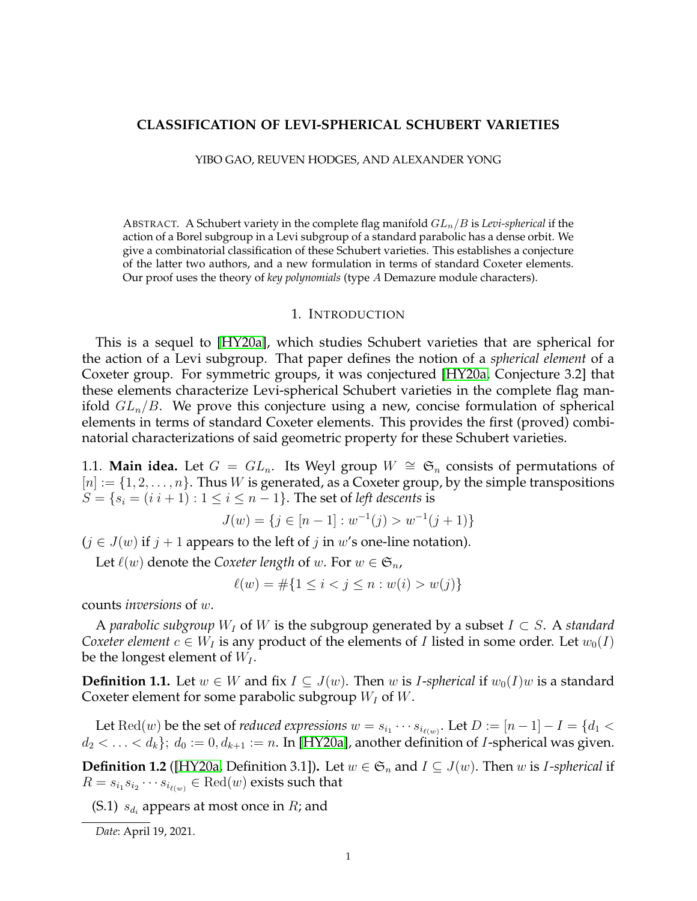# CLASSIFICATION OF LEVI-SPHERICAL SCHUBERT VARIETIES

YIBO GAO, REUVEN HODGES, AND ALEXANDER YONG

ABSTRACT. A Schubert variety in the complete flag manifold $GL_n/B$ is *Levi-spherical* if the action of a Borel subgroup in a Levi subgroup of a standard parabolic has a dense orbit. We give a combinatorial classification of these Schubert varieties. This establishes a conjecture of the latter two authors, and a new formulation in terms of standard Coxeter elements. Our proof uses the theory of *key polynomials* (type $A$ Demazure module characters).

## 1. INTRODUCTION

This is a sequel to [HY20a], which studies Schubert varieties that are spherical for the action of a Levi subgroup. That paper defines the notion of a *spherical element* of a Coxeter group. For symmetric groups, it was conjectured [HY20a, Conjecture 3.2] that these elements characterize Levi-spherical Schubert varieties in the complete flag manifold $GL_n/B$. We prove this conjecture using a new, concise formulation of spherical elements in terms of standard Coxeter elements. This provides the first (proved) combinatorial characterizations of said geometric property for these Schubert varieties.

1.1. **Main idea.** Let $G = GL_n$. Its Weyl group $W \cong \mathfrak{S}_n$ consists of permutations of $[n] := \{1, 2, \ldots, n\}$. Thus $W$ is generated, as a Coxeter group, by the simple transpositions $S = \{s_i = (i\ i+1) : 1 \leq i \leq n-1\}$. The set of *left descents* is

$$J(w) = \{j \in [n-1] : w^{-1}(j) > w^{-1}(j+1)\}$$

($j \in J(w)$ if $j+1$ appears to the left of $j$ in $w$'s one-line notation).

Let $\ell(w)$ denote the *Coxeter length* of $w$. For $w \in \mathfrak{S}_n$,

$$\ell(w) = \#\{1 \leq i < j \leq n : w(i) > w(j)\}$$

counts *inversions* of $w$.

A *parabolic subgroup* $W_I$ of $W$ is the subgroup generated by a subset $I \subset S$. A *standard Coxeter element* $c \in W_I$ is any product of the elements of $I$ listed in some order. Let $w_0(I)$ be the longest element of $W_I$.

**Definition 1.1.** Let $w \in W$ and fix $I \subseteq J(w)$. Then $w$ is $I$*-spherical* if $w_0(I)w$ is a standard Coxeter element for some parabolic subgroup $W_I$ of $W$.

Let $\mathrm{Red}(w)$ be the set of *reduced expressions* $w = s_{i_1} \cdots s_{i_{\ell(w)}}$. Let $D := [n-1] - I = \{d_1 < d_2 < \ldots < d_k\}$; $d_0 := 0, d_{k+1} := n$. In [HY20a], another definition of $I$-spherical was given.

**Definition 1.2** ([HY20a, Definition 3.1]). Let $w \in \mathfrak{S}_n$ and $I \subseteq J(w)$. Then $w$ is $I$*-spherical* if $R = s_{i_1} s_{i_2} \cdots s_{i_{\ell(w)}} \in \mathrm{Red}(w)$ exists such that

(S.1) $s_{d_i}$ appears at most once in $R$; and

---

*Date*: April 19, 2021.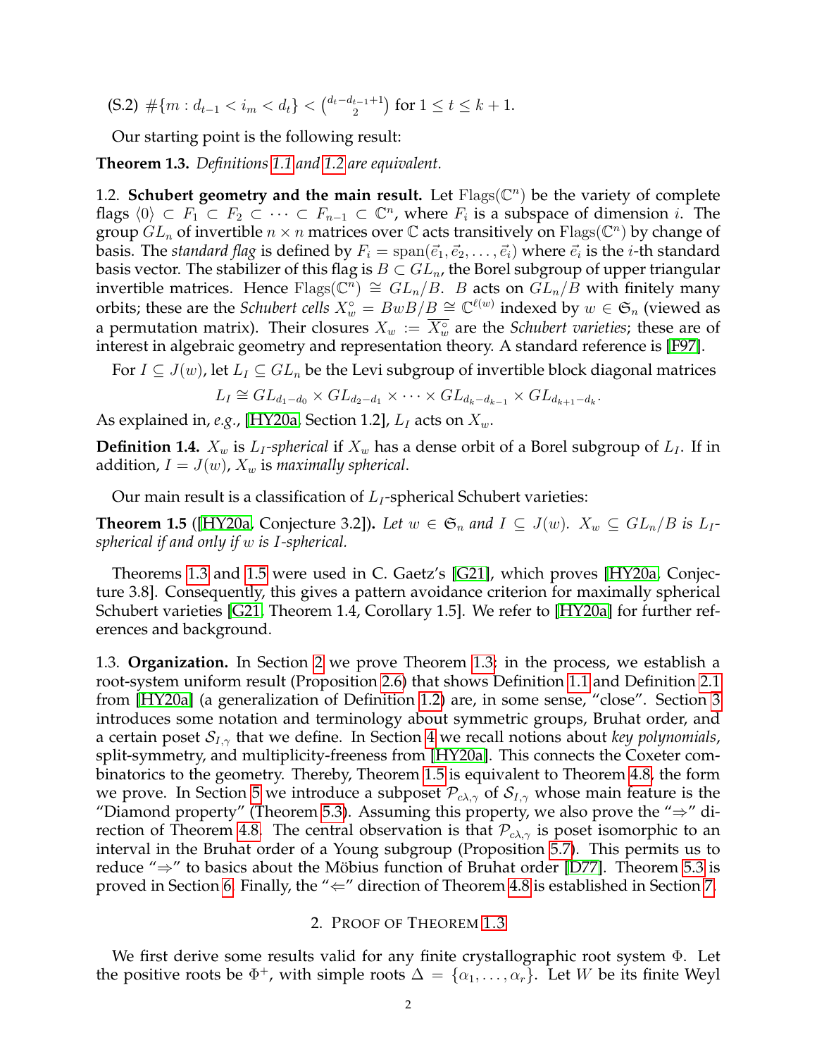(S.2) $\#\{m : d_{t-1} < i_m < d_t\} < \binom{d_t - d_{t-1}+1}{2}$ for $1 \leq t \leq k+1$.

Our starting point is the following result:

**Theorem 1.3.** *Definitions 1.1 and 1.2 are equivalent.*

1.2. **Schubert geometry and the main result.** Let $\mathrm{Flags}(\mathbb{C}^n)$ be the variety of complete flags $\langle 0\rangle \subset F_1 \subset F_2 \subset \cdots \subset F_{n-1} \subset \mathbb{C}^n$, where $F_i$ is a subspace of dimension $i$. The group $GL_n$ of invertible $n \times n$ matrices over $\mathbb{C}$ acts transitively on $\mathrm{Flags}(\mathbb{C}^n)$ by change of basis. The *standard flag* is defined by $F_i = \mathrm{span}(\vec{e}_1, \vec{e}_2, \ldots, \vec{e}_i)$ where $\vec{e}_i$ is the $i$-th standard basis vector. The stabilizer of this flag is $B \subset GL_n$, the Borel subgroup of upper triangular invertible matrices. Hence $\mathrm{Flags}(\mathbb{C}^n) \cong GL_n/B$. $B$ acts on $GL_n/B$ with finitely many orbits; these are the *Schubert cells* $X_w^\circ = BwB/B \cong \mathbb{C}^{\ell(w)}$ indexed by $w \in \mathfrak{S}_n$ (viewed as a permutation matrix). Their closures $X_w := \overline{X_w^\circ}$ are the *Schubert varieties*; these are of interest in algebraic geometry and representation theory. A standard reference is [F97].

For $I \subseteq J(w)$, let $L_I \subseteq GL_n$ be the Levi subgroup of invertible block diagonal matrices

$$L_I \cong GL_{d_1-d_0} \times GL_{d_2-d_1} \times \cdots \times GL_{d_k-d_{k-1}} \times GL_{d_{k+1}-d_k}.$$

As explained in, *e.g.*, [HY20a, Section 1.2], $L_I$ acts on $X_w$.

**Definition 1.4.** $X_w$ is *$L_I$-spherical* if $X_w$ has a dense orbit of a Borel subgroup of $L_I$. If in addition, $I = J(w)$, $X_w$ is *maximally spherical*.

Our main result is a classification of $L_I$-spherical Schubert varieties:

**Theorem 1.5** ([HY20a, Conjecture 3.2])**.** *Let $w \in \mathfrak{S}_n$ and $I \subseteq J(w)$. $X_w \subseteq GL_n/B$ is $L_I$-spherical if and only if $w$ is $I$-spherical.*

Theorems 1.3 and 1.5 were used in C. Gaetz's [G21], which proves [HY20a, Conjecture 3.8]. Consequently, this gives a pattern avoidance criterion for maximally spherical Schubert varieties [G21, Theorem 1.4, Corollary 1.5]. We refer to [HY20a] for further references and background.

1.3. **Organization.** In Section 2 we prove Theorem 1.3; in the process, we establish a root-system uniform result (Proposition 2.6) that shows Definition 1.1 and Definition 2.1 from [HY20a] (a generalization of Definition 1.2) are, in some sense, "close". Section 3 introduces some notation and terminology about symmetric groups, Bruhat order, and a certain poset $\mathcal{S}_{I,\gamma}$ that we define. In Section 4 we recall notions about *key polynomials*, split-symmetry, and multiplicity-freeness from [HY20a]. This connects the Coxeter combinatorics to the geometry. Thereby, Theorem 1.5 is equivalent to Theorem 4.8, the form we prove. In Section 5 we introduce a subposet $\mathcal{P}_{c\lambda,\gamma}$ of $\mathcal{S}_{I,\gamma}$ whose main feature is the "Diamond property" (Theorem 5.3). Assuming this property, we also prove the "⇒" direction of Theorem 4.8. The central observation is that $\mathcal{P}_{c\lambda,\gamma}$ is poset isomorphic to an interval in the Bruhat order of a Young subgroup (Proposition 5.7). This permits us to reduce "⇒" to basics about the Möbius function of Bruhat order [D77]. Theorem 5.3 is proved in Section 6. Finally, the "⇐" direction of Theorem 4.8 is established in Section 7.

## 2. Proof of Theorem 1.3

We first derive some results valid for any finite crystallographic root system $\Phi$. Let the positive roots be $\Phi^+$, with simple roots $\Delta = \{\alpha_1, \ldots, \alpha_r\}$. Let $W$ be its finite Weyl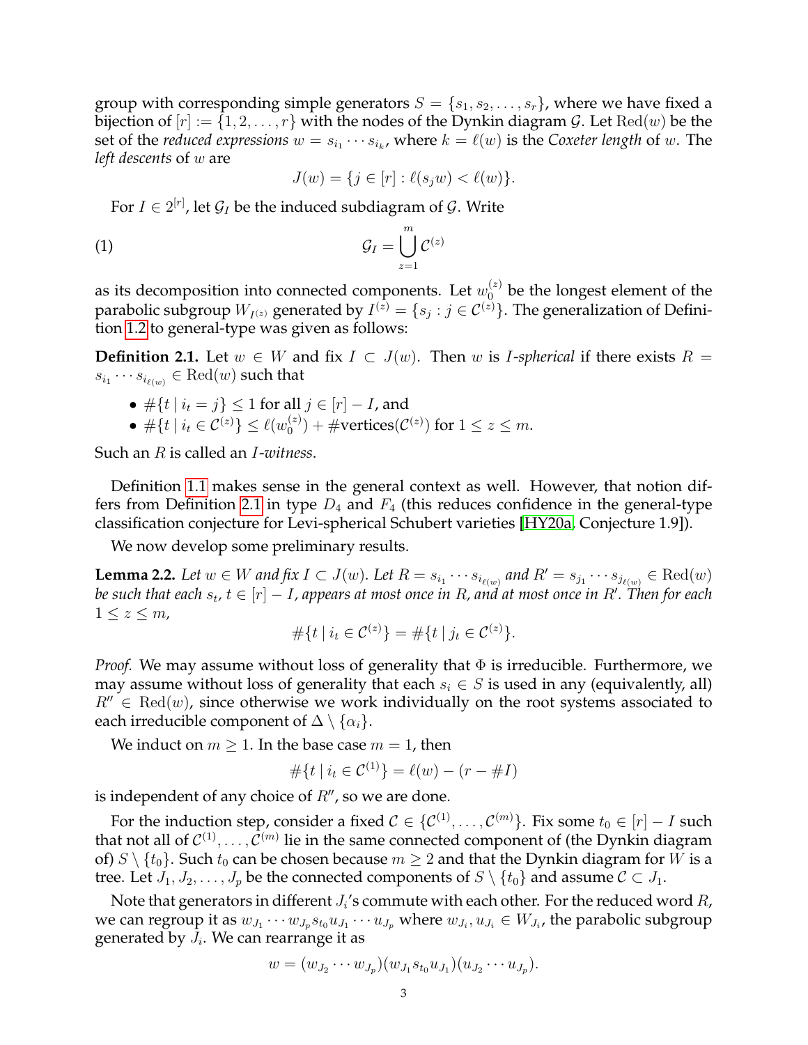group with corresponding simple generators $S = \{s_1, s_2, \ldots, s_r\}$, where we have fixed a bijection of $[r] := \{1, 2, \ldots, r\}$ with the nodes of the Dynkin diagram $\mathcal{G}$. Let $\mathrm{Red}(w)$ be the set of the *reduced expressions* $w = s_{i_1} \cdots s_{i_k}$, where $k = \ell(w)$ is the *Coxeter length* of $w$. The *left descents* of $w$ are

$$J(w) = \{j \in [r] : \ell(s_j w) < \ell(w)\}.$$

For $I \in 2^{[r]}$, let $\mathcal{G}_I$ be the induced subdiagram of $\mathcal{G}$. Write

$$\mathcal{G}_I = \bigcup_{z=1}^{m} \mathcal{C}^{(z)} \tag{1}$$

as its decomposition into connected components. Let $w_0^{(z)}$ be the longest element of the parabolic subgroup $W_{I^{(z)}}$ generated by $I^{(z)} = \{s_j : j \in \mathcal{C}^{(z)}\}$. The generalization of Definition 1.2 to general-type was given as follows:

**Definition 2.1.** Let $w \in W$ and fix $I \subset J(w)$. Then $w$ is *$I$-spherical* if there exists $R = s_{i_1} \cdots s_{i_{\ell(w)}} \in \mathrm{Red}(w)$ such that

- $\#\{t \mid i_t = j\} \leq 1$ for all $j \in [r] - I$, and
- $\#\{t \mid i_t \in \mathcal{C}^{(z)}\} \leq \ell(w_0^{(z)}) + \#\mathrm{vertices}(\mathcal{C}^{(z)})$ for $1 \leq z \leq m$.

Such an $R$ is called an *$I$-witness*.

Definition 1.1 makes sense in the general context as well. However, that notion differs from Definition 2.1 in type $D_4$ and $F_4$ (this reduces confidence in the general-type classification conjecture for Levi-spherical Schubert varieties [HY20a, Conjecture 1.9]).

We now develop some preliminary results.

**Lemma 2.2.** *Let $w \in W$ and fix $I \subset J(w)$. Let $R = s_{i_1} \cdots s_{i_{\ell(w)}}$ and $R' = s_{j_1} \cdots s_{j_{\ell(w)}} \in \mathrm{Red}(w)$ be such that each $s_t$, $t \in [r] - I$, appears at most once in $R$, and at most once in $R'$. Then for each $1 \leq z \leq m$,*

$$\#\{t \mid i_t \in \mathcal{C}^{(z)}\} = \#\{t \mid j_t \in \mathcal{C}^{(z)}\}.$$

*Proof.* We may assume without loss of generality that $\Phi$ is irreducible. Furthermore, we may assume without loss of generality that each $s_i \in S$ is used in any (equivalently, all) $R'' \in \mathrm{Red}(w)$, since otherwise we work individually on the root systems associated to each irreducible component of $\Delta \setminus \{\alpha_i\}$.

We induct on $m \geq 1$. In the base case $m = 1$, then

$$\#\{t \mid i_t \in \mathcal{C}^{(1)}\} = \ell(w) - (r - \#I)$$

is independent of any choice of $R''$, so we are done.

For the induction step, consider a fixed $\mathcal{C} \in \{\mathcal{C}^{(1)}, \ldots, \mathcal{C}^{(m)}\}$. Fix some $t_0 \in [r] - I$ such that not all of $\mathcal{C}^{(1)}, \ldots, \mathcal{C}^{(m)}$ lie in the same connected component of (the Dynkin diagram of) $S \setminus \{t_0\}$. Such $t_0$ can be chosen because $m \geq 2$ and that the Dynkin diagram for $W$ is a tree. Let $J_1, J_2, \ldots, J_p$ be the connected components of $S \setminus \{t_0\}$ and assume $\mathcal{C} \subset J_1$.

Note that generators in different $J_i$'s commute with each other. For the reduced word $R$, we can regroup it as $w_{J_1} \cdots w_{J_p} s_{t_0} u_{J_1} \cdots u_{J_p}$ where $w_{J_i}, u_{J_i} \in W_{J_i}$, the parabolic subgroup generated by $J_i$. We can rearrange it as

$$w = (w_{J_2} \cdots w_{J_p})(w_{J_1} s_{t_0} u_{J_1})(u_{J_2} \cdots u_{J_p}).$$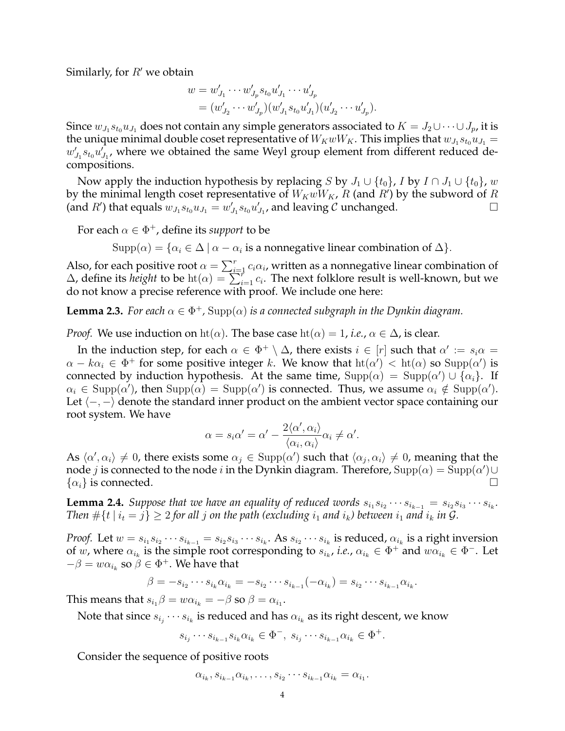Similarly, for $R'$ we obtain

$$
\begin{aligned}
w &= w'_{J_1} \cdots w'_{J_p} s_{t_0} u'_{J_1} \cdots u'_{J_p} \\
&= (w'_{J_2} \cdots w'_{J_p})(w'_{J_1} s_{t_0} u'_{J_1})(u'_{J_2} \cdots u'_{J_p}).
\end{aligned}
$$

Since $w_{J_1} s_{t_0} u_{J_1}$ does not contain any simple generators associated to $K = J_2 \cup \cdots \cup J_p$, it is the unique minimal double coset representative of $W_K w W_K$. This implies that $w_{J_1} s_{t_0} u_{J_1} = w'_{J_1} s_{t_0} u'_{J_1}$, where we obtained the same Weyl group element from different reduced decompositions.

Now apply the induction hypothesis by replacing $S$ by $J_1 \cup \{t_0\}$, $I$ by $I \cap J_1 \cup \{t_0\}$, $w$ by the minimal length coset representative of $W_K w W_K$, $R$ (and $R'$) by the subword of $R$ (and $R'$) that equals $w_{J_1} s_{t_0} u_{J_1} = w'_{J_1} s_{t_0} u'_{J_1}$, and leaving $\mathcal{C}$ unchanged. □

For each $\alpha \in \Phi^+$, define its *support* to be

$$
\mathrm{Supp}(\alpha) = \{\alpha_i \in \Delta \mid \alpha - \alpha_i \text{ is a nonnegative linear combination of } \Delta\}.
$$

Also, for each positive root $\alpha = \sum_{i=1}^r c_i \alpha_i$, written as a nonnegative linear combination of $\Delta$, define its *height* to be $\mathrm{ht}(\alpha) = \sum_{i=1}^r c_i$. The next folklore result is well-known, but we do not know a precise reference with proof. We include one here:

**Lemma 2.3.** *For each $\alpha \in \Phi^+$, $\mathrm{Supp}(\alpha)$ is a connected subgraph in the Dynkin diagram.*

*Proof.* We use induction on $\mathrm{ht}(\alpha)$. The base case $\mathrm{ht}(\alpha) = 1$, *i.e.*, $\alpha \in \Delta$, is clear.

In the induction step, for each $\alpha \in \Phi^+ \setminus \Delta$, there exists $i \in [r]$ such that $\alpha' := s_i \alpha = \alpha - k\alpha_i \in \Phi^+$ for some positive integer $k$. We know that $\mathrm{ht}(\alpha') < \mathrm{ht}(\alpha)$ so $\mathrm{Supp}(\alpha')$ is connected by induction hypothesis. At the same time, $\mathrm{Supp}(\alpha) = \mathrm{Supp}(\alpha') \cup \{\alpha_i\}$. If $\alpha_i \in \mathrm{Supp}(\alpha')$, then $\mathrm{Supp}(\alpha) = \mathrm{Supp}(\alpha')$ is connected. Thus, we assume $\alpha_i \notin \mathrm{Supp}(\alpha')$. Let $\langle -, - \rangle$ denote the standard inner product on the ambient vector space containing our root system. We have

$$
\alpha = s_i \alpha' = \alpha' - \frac{2\langle \alpha', \alpha_i \rangle}{\langle \alpha_i, \alpha_i \rangle} \alpha_i \neq \alpha'.
$$

As $\langle \alpha', \alpha_i \rangle \neq 0$, there exists some $\alpha_j \in \mathrm{Supp}(\alpha')$ such that $\langle \alpha_j, \alpha_i \rangle \neq 0$, meaning that the node $j$ is connected to the node $i$ in the Dynkin diagram. Therefore, $\mathrm{Supp}(\alpha) = \mathrm{Supp}(\alpha') \cup \{\alpha_i\}$ is connected. □

**Lemma 2.4.** *Suppose that we have an equality of reduced words $s_{i_1} s_{i_2} \cdots s_{i_{k-1}} = s_{i_2} s_{i_3} \cdots s_{i_k}$. Then $\#\{t \mid i_t = j\} \geq 2$ for all $j$ on the path (excluding $i_1$ and $i_k$) between $i_1$ and $i_k$ in $\mathcal{G}$.*

*Proof.* Let $w = s_{i_1} s_{i_2} \cdots s_{i_{k-1}} = s_{i_2} s_{i_3} \cdots s_{i_k}$. As $s_{i_2} \cdots s_{i_k}$ is reduced, $\alpha_{i_k}$ is a right inversion of $w$, where $\alpha_{i_k}$ is the simple root corresponding to $s_{i_k}$, *i.e.*, $\alpha_{i_k} \in \Phi^+$ and $w\alpha_{i_k} \in \Phi^-$. Let $-\beta = w\alpha_{i_k}$ so $\beta \in \Phi^+$. We have that

$$
\beta = -s_{i_2} \cdots s_{i_k} \alpha_{i_k} = -s_{i_2} \cdots s_{i_{k-1}}(-\alpha_{i_k}) = s_{i_2} \cdots s_{i_{k-1}} \alpha_{i_k}.
$$

This means that $s_{i_1} \beta = w\alpha_{i_k} = -\beta$ so $\beta = \alpha_{i_1}$.

Note that since $s_{i_j} \cdots s_{i_k}$ is reduced and has $\alpha_{i_k}$ as its right descent, we know

$$
s_{i_j} \cdots s_{i_{k-1}} s_{i_k} \alpha_{i_k} \in \Phi^-, \; s_{i_j} \cdots s_{i_{k-1}} \alpha_{i_k} \in \Phi^+.
$$

Consider the sequence of positive roots

$$
\alpha_{i_k}, s_{i_{k-1}} \alpha_{i_k}, \ldots, s_{i_2} \cdots s_{i_{k-1}} \alpha_{i_k} = \alpha_{i_1}.
$$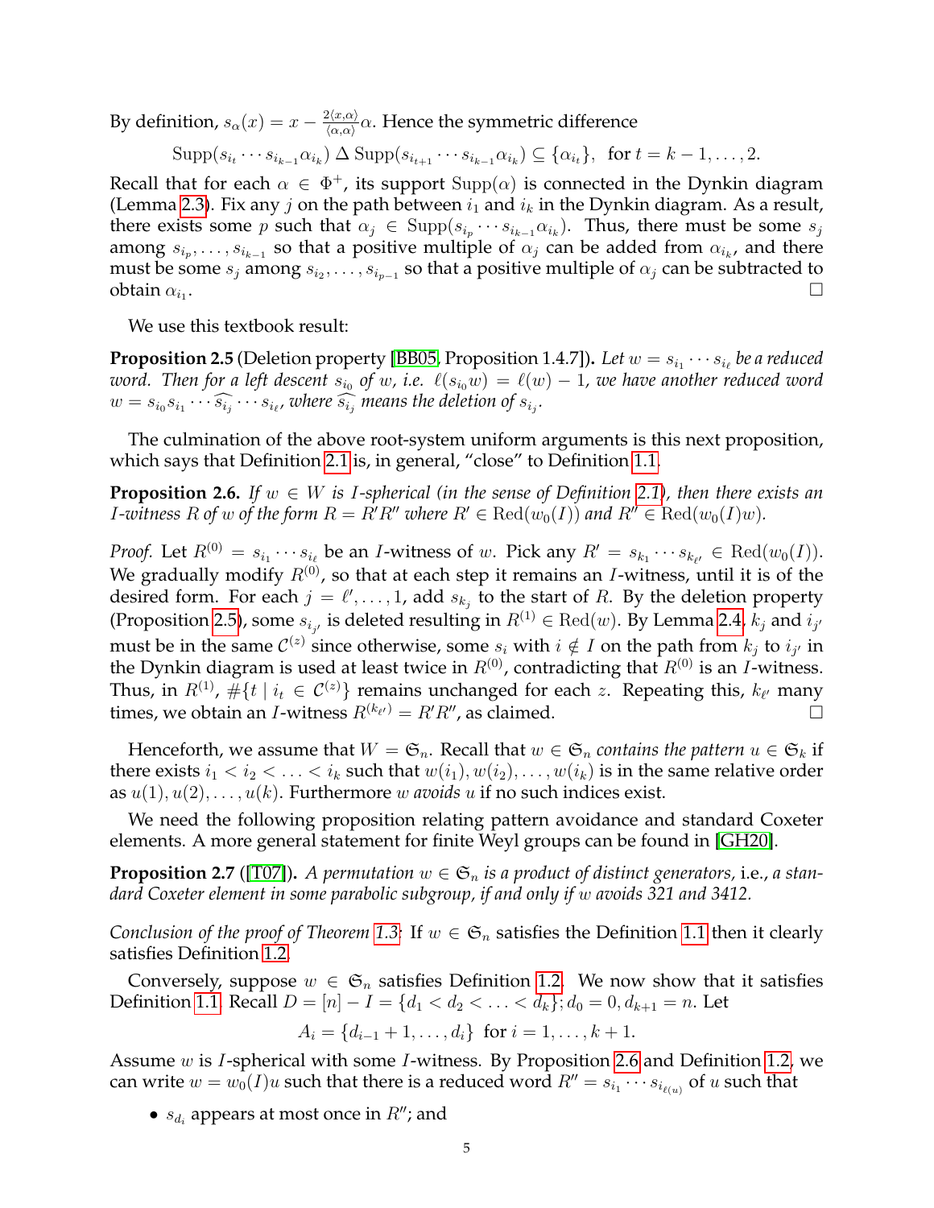By definition, $s_\alpha(x) = x - \frac{2\langle x,\alpha\rangle}{\langle \alpha,\alpha\rangle}\alpha$. Hence the symmetric difference

$$\mathrm{Supp}(s_{i_t}\cdots s_{i_{k-1}}\alpha_{i_k}) \,\Delta\, \mathrm{Supp}(s_{i_{t+1}}\cdots s_{i_{k-1}}\alpha_{i_k}) \subseteq \{\alpha_{i_t}\}, \text{ for } t = k-1,\ldots,2.$$

Recall that for each $\alpha \in \Phi^+$, its support $\mathrm{Supp}(\alpha)$ is connected in the Dynkin diagram (Lemma 2.3). Fix any $j$ on the path between $i_1$ and $i_k$ in the Dynkin diagram. As a result, there exists some $p$ such that $\alpha_j \in \mathrm{Supp}(s_{i_p}\cdots s_{i_{k-1}}\alpha_{i_k})$. Thus, there must be some $s_j$ among $s_{i_p},\ldots,s_{i_{k-1}}$ so that a positive multiple of $\alpha_j$ can be added from $\alpha_{i_k}$, and there must be some $s_j$ among $s_{i_2},\ldots,s_{i_{p-1}}$ so that a positive multiple of $\alpha_j$ can be subtracted to obtain $\alpha_{i_1}$. $\square$

We use this textbook result:

**Proposition 2.5** (Deletion property [BB05, Proposition 1.4.7]). *Let $w = s_{i_1}\cdots s_{i_\ell}$ be a reduced word. Then for a left descent $s_{i_0}$ of $w$, i.e. $\ell(s_{i_0}w) = \ell(w) - 1$, we have another reduced word $w = s_{i_0}s_{i_1}\cdots\widehat{s_{i_j}}\cdots s_{i_\ell}$, where $\widehat{s_{i_j}}$ means the deletion of $s_{i_j}$.*

The culmination of the above root-system uniform arguments is this next proposition, which says that Definition 2.1 is, in general, "close" to Definition 1.1.

**Proposition 2.6.** *If $w \in W$ is $I$-spherical (in the sense of Definition 2.1), then there exists an $I$-witness $R$ of $w$ of the form $R = R'R''$ where $R' \in \mathrm{Red}(w_0(I))$ and $R'' \in \mathrm{Red}(w_0(I)w)$.*

*Proof.* Let $R^{(0)} = s_{i_1}\cdots s_{i_\ell}$ be an $I$-witness of $w$. Pick any $R' = s_{k_1}\cdots s_{k_{\ell'}} \in \mathrm{Red}(w_0(I))$. We gradually modify $R^{(0)}$, so that at each step it remains an $I$-witness, until it is of the desired form. For each $j = \ell',\ldots,1$, add $s_{k_j}$ to the start of $R$. By the deletion property (Proposition 2.5), some $s_{i_{j'}}$ is deleted resulting in $R^{(1)} \in \mathrm{Red}(w)$. By Lemma 2.4, $k_j$ and $i_{j'}$ must be in the same $\mathcal{C}^{(z)}$ since otherwise, some $s_i$ with $i \notin I$ on the path from $k_j$ to $i_{j'}$ in the Dynkin diagram is used at least twice in $R^{(0)}$, contradicting that $R^{(0)}$ is an $I$-witness. Thus, in $R^{(1)}$, $\#\{t \mid i_t \in \mathcal{C}^{(z)}\}$ remains unchanged for each $z$. Repeating this, $k_{\ell'}$ many times, we obtain an $I$-witness $R^{(k_{\ell'})} = R'R''$, as claimed. $\square$

Henceforth, we assume that $W = \mathfrak{S}_n$. Recall that $w \in \mathfrak{S}_n$ *contains the pattern* $u \in \mathfrak{S}_k$ if there exists $i_1 < i_2 < \ldots < i_k$ such that $w(i_1), w(i_2), \ldots, w(i_k)$ is in the same relative order as $u(1), u(2), \ldots, u(k)$. Furthermore $w$ *avoids* $u$ if no such indices exist.

We need the following proposition relating pattern avoidance and standard Coxeter elements. A more general statement for finite Weyl groups can be found in [GH20].

**Proposition 2.7** ([T07]). *A permutation $w \in \mathfrak{S}_n$ is a product of distinct generators,* i.e., *a standard Coxeter element in some parabolic subgroup, if and only if $w$ avoids 321 and 3412.*

*Conclusion of the proof of Theorem 1.3:* If $w \in \mathfrak{S}_n$ satisfies the Definition 1.1 then it clearly satisfies Definition 1.2.

Conversely, suppose $w \in \mathfrak{S}_n$ satisfies Definition 1.2. We now show that it satisfies Definition 1.1. Recall $D = [n] - I = \{d_1 < d_2 < \ldots < d_k\}; d_0 = 0, d_{k+1} = n$. Let

$$A_i = \{d_{i-1}+1,\ldots,d_i\} \text{ for } i = 1,\ldots,k+1.$$

Assume $w$ is $I$-spherical with some $I$-witness. By Proposition 2.6 and Definition 1.2, we can write $w = w_0(I)u$ such that there is a reduced word $R'' = s_{i_1}\cdots s_{i_{\ell(u)}}$ of $u$ such that

- $s_{d_i}$ appears at most once in $R''$; and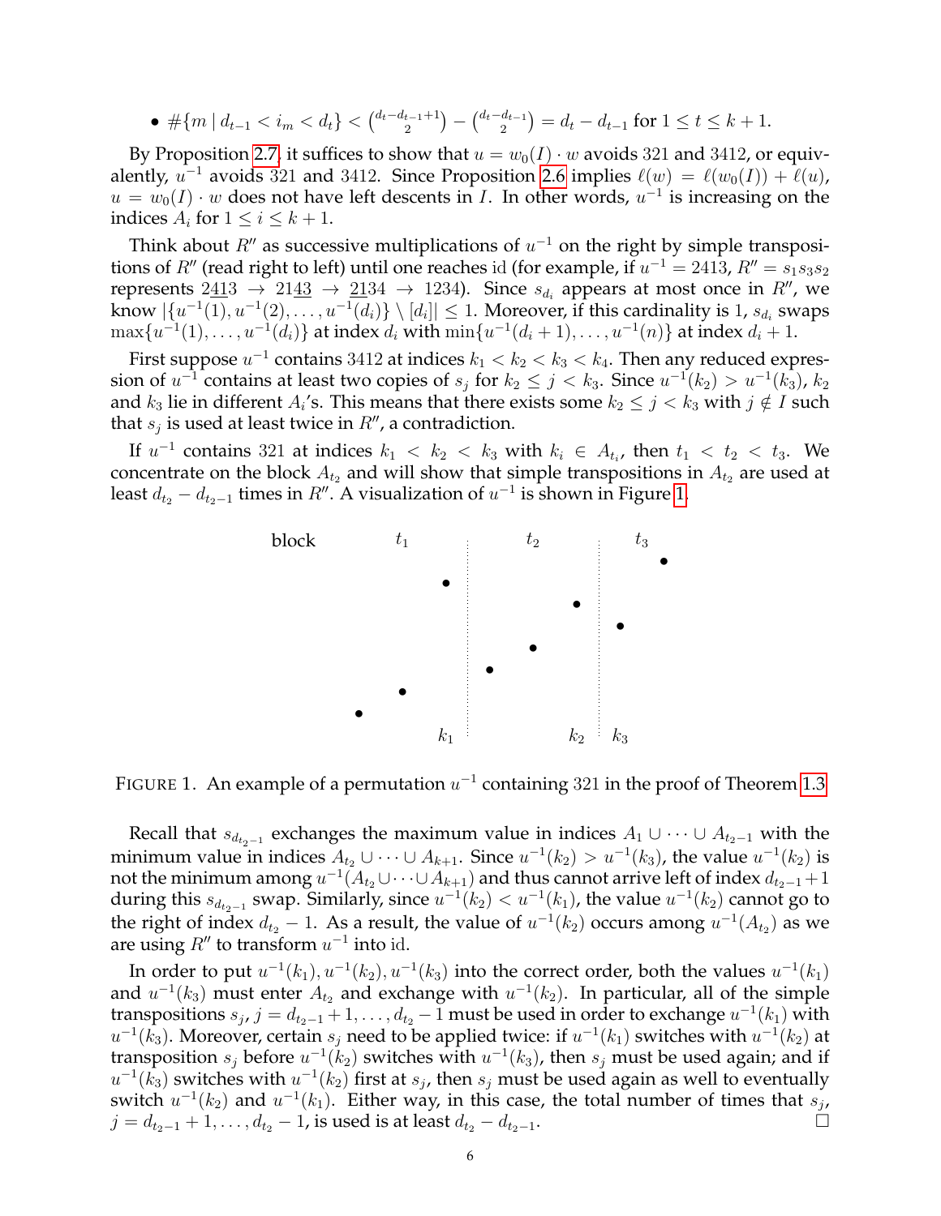- $\#\{m \mid d_{t-1} < i_m < d_t\} < \binom{d_t - d_{t-1}+1}{2} - \binom{d_t - d_{t-1}}{2} = d_t - d_{t-1}$ for $1 \le t \le k+1$.

By Proposition 2.7, it suffices to show that $u = w_0(I) \cdot w$ avoids 321 and 3412, or equivalently, $u^{-1}$ avoids 321 and 3412. Since Proposition 2.6 implies $\ell(w) = \ell(w_0(I)) + \ell(u)$, $u = w_0(I) \cdot w$ does not have left descents in $I$. In other words, $u^{-1}$ is increasing on the indices $A_i$ for $1 \le i \le k+1$.

Think about $R''$ as successive multiplications of $u^{-1}$ on the right by simple transpositions of $R''$ (read right to left) until one reaches id (for example, if $u^{-1} = 2413$, $R'' = s_1 s_3 s_2$ represents $2\underline{41}3 \to 21\underline{43} \to \underline{21}34 \to 1234$). Since $s_{d_i}$ appears at most once in $R''$, we know $|\{u^{-1}(1), u^{-1}(2), \ldots, u^{-1}(d_i)\} \setminus [d_i]| \le 1$. Moreover, if this cardinality is 1, $s_{d_i}$ swaps $\max\{u^{-1}(1), \ldots, u^{-1}(d_i)\}$ at index $d_i$ with $\min\{u^{-1}(d_i+1), \ldots, u^{-1}(n)\}$ at index $d_i + 1$.

First suppose $u^{-1}$ contains 3412 at indices $k_1 < k_2 < k_3 < k_4$. Then any reduced expression of $u^{-1}$ contains at least two copies of $s_j$ for $k_2 \le j < k_3$. Since $u^{-1}(k_2) > u^{-1}(k_3)$, $k_2$ and $k_3$ lie in different $A_i$'s. This means that there exists some $k_2 \le j < k_3$ with $j \notin I$ such that $s_j$ is used at least twice in $R''$, a contradiction.

If $u^{-1}$ contains 321 at indices $k_1 < k_2 < k_3$ with $k_i \in A_{t_i}$, then $t_1 < t_2 < t_3$. We concentrate on the block $A_{t_2}$ and will show that simple transpositions in $A_{t_2}$ are used at least $d_{t_2} - d_{t_2-1}$ times in $R''$. A visualization of $u^{-1}$ is shown in Figure 1.

FIGURE 1. An example of a permutation $u^{-1}$ containing 321 in the proof of Theorem 1.3.

Recall that $s_{d_{t_2-1}}$ exchanges the maximum value in indices $A_1 \cup \cdots \cup A_{t_2-1}$ with the minimum value in indices $A_{t_2} \cup \cdots \cup A_{k+1}$. Since $u^{-1}(k_2) > u^{-1}(k_3)$, the value $u^{-1}(k_2)$ is not the minimum among $u^{-1}(A_{t_2} \cup \cdots \cup A_{k+1})$ and thus cannot arrive left of index $d_{t_2-1}+1$ during this $s_{d_{t_2-1}}$ swap. Similarly, since $u^{-1}(k_2) < u^{-1}(k_1)$, the value $u^{-1}(k_2)$ cannot go to the right of index $d_{t_2} - 1$. As a result, the value of $u^{-1}(k_2)$ occurs among $u^{-1}(A_{t_2})$ as we are using $R''$ to transform $u^{-1}$ into id.

In order to put $u^{-1}(k_1), u^{-1}(k_2), u^{-1}(k_3)$ into the correct order, both the values $u^{-1}(k_1)$ and $u^{-1}(k_3)$ must enter $A_{t_2}$ and exchange with $u^{-1}(k_2)$. In particular, all of the simple transpositions $s_j$, $j = d_{t_2-1}+1, \ldots, d_{t_2}-1$ must be used in order to exchange $u^{-1}(k_1)$ with $u^{-1}(k_3)$. Moreover, certain $s_j$ need to be applied twice: if $u^{-1}(k_1)$ switches with $u^{-1}(k_2)$ at transposition $s_j$ before $u^{-1}(k_2)$ switches with $u^{-1}(k_3)$, then $s_j$ must be used again; and if $u^{-1}(k_3)$ switches with $u^{-1}(k_2)$ first at $s_j$, then $s_j$ must be used again as well to eventually switch $u^{-1}(k_2)$ and $u^{-1}(k_1)$. Either way, in this case, the total number of times that $s_j$, $j = d_{t_2-1}+1, \ldots, d_{t_2}-1$, is used is at least $d_{t_2} - d_{t_2-1}$. $\square$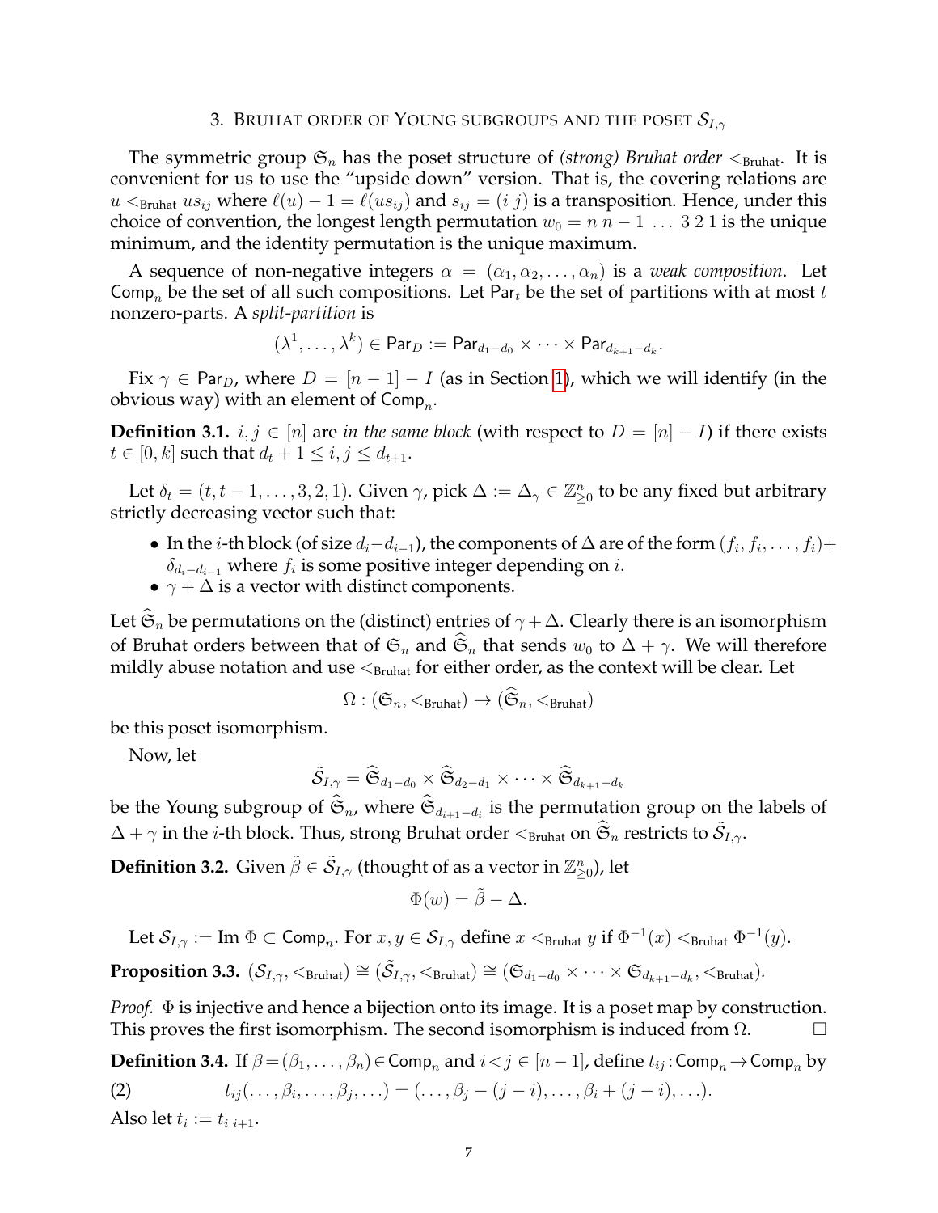## 3. Bruhat order of Young subgroups and the poset $\mathcal{S}_{I,\gamma}$

The symmetric group $\mathfrak{S}_n$ has the poset structure of *(strong) Bruhat order* $<_{\text{Bruhat}}$. It is convenient for us to use the "upside down" version. That is, the covering relations are $u <_{\text{Bruhat}} us_{ij}$ where $\ell(u) - 1 = \ell(us_{ij})$ and $s_{ij} = (i\ j)$ is a transposition. Hence, under this choice of convention, the longest length permutation $w_0 = n\ n-1\ \ldots\ 3\ 2\ 1$ is the unique minimum, and the identity permutation is the unique maximum.

A sequence of non-negative integers $\alpha = (\alpha_1, \alpha_2, \ldots, \alpha_n)$ is a *weak composition*. Let $\mathsf{Comp}_n$ be the set of all such compositions. Let $\mathsf{Par}_t$ be the set of partitions with at most $t$ nonzero-parts. A *split-partition* is

$$(\lambda^1, \ldots, \lambda^k) \in \mathsf{Par}_D := \mathsf{Par}_{d_1 - d_0} \times \cdots \times \mathsf{Par}_{d_{k+1} - d_k}.$$

Fix $\gamma \in \mathsf{Par}_D$, where $D = [n-1] - I$ (as in Section 1), which we will identify (in the obvious way) with an element of $\mathsf{Comp}_n$.

**Definition 3.1.** $i, j \in [n]$ are *in the same block* (with respect to $D = [n] - I$) if there exists $t \in [0, k]$ such that $d_t + 1 \le i, j \le d_{t+1}$.

Let $\delta_t = (t, t-1, \ldots, 3, 2, 1)$. Given $\gamma$, pick $\Delta := \Delta_\gamma \in \mathbb{Z}^n_{\ge 0}$ to be any fixed but arbitrary strictly decreasing vector such that:

- In the $i$-th block (of size $d_i - d_{i-1}$), the components of $\Delta$ are of the form $(f_i, f_i, \ldots, f_i) + \delta_{d_i - d_{i-1}}$ where $f_i$ is some positive integer depending on $i$.
- $\gamma + \Delta$ is a vector with distinct components.

Let $\widehat{\mathfrak{S}}_n$ be permutations on the (distinct) entries of $\gamma + \Delta$. Clearly there is an isomorphism of Bruhat orders between that of $\mathfrak{S}_n$ and $\widehat{\mathfrak{S}}_n$ that sends $w_0$ to $\Delta + \gamma$. We will therefore mildly abuse notation and use $<_{\text{Bruhat}}$ for either order, as the context will be clear. Let

$$\Omega : (\mathfrak{S}_n, <_{\text{Bruhat}}) \to (\widehat{\mathfrak{S}}_n, <_{\text{Bruhat}})$$

be this poset isomorphism.

Now, let

$$\tilde{\mathcal{S}}_{I,\gamma} = \widehat{\mathfrak{S}}_{d_1 - d_0} \times \widehat{\mathfrak{S}}_{d_2 - d_1} \times \cdots \times \widehat{\mathfrak{S}}_{d_{k+1} - d_k}$$

be the Young subgroup of $\widehat{\mathfrak{S}}_n$, where $\widehat{\mathfrak{S}}_{d_{i+1} - d_i}$ is the permutation group on the labels of $\Delta + \gamma$ in the $i$-th block. Thus, strong Bruhat order $<_{\text{Bruhat}}$ on $\widehat{\mathfrak{S}}_n$ restricts to $\tilde{\mathcal{S}}_{I,\gamma}$.

**Definition 3.2.** Given $\tilde{\beta} \in \tilde{\mathcal{S}}_{I,\gamma}$ (thought of as a vector in $\mathbb{Z}^n_{\ge 0}$), let

$$\Phi(w) = \tilde{\beta} - \Delta.$$

Let $\mathcal{S}_{I,\gamma} := \text{Im}\ \Phi \subset \mathsf{Comp}_n$. For $x, y \in \mathcal{S}_{I,\gamma}$ define $x <_{\text{Bruhat}} y$ if $\Phi^{-1}(x) <_{\text{Bruhat}} \Phi^{-1}(y)$.

**Proposition 3.3.** $(\mathcal{S}_{I,\gamma}, <_{\text{Bruhat}}) \cong (\tilde{\mathcal{S}}_{I,\gamma}, <_{\text{Bruhat}}) \cong (\mathfrak{S}_{d_1 - d_0} \times \cdots \times \mathfrak{S}_{d_{k+1} - d_k}, <_{\text{Bruhat}})$.

*Proof.* $\Phi$ is injective and hence a bijection onto its image. It is a poset map by construction. This proves the first isomorphism. The second isomorphism is induced from $\Omega$. $\square$

**Definition 3.4.** If $\beta = (\beta_1, \ldots, \beta_n) \in \mathsf{Comp}_n$ and $i < j \in [n-1]$, define $t_{ij} : \mathsf{Comp}_n \to \mathsf{Comp}_n$ by

$$t_{ij}(\ldots, \beta_i, \ldots, \beta_j, \ldots) = (\ldots, \beta_j - (j-i), \ldots, \beta_i + (j-i), \ldots). \tag{2}$$

Also let $t_i := t_{i\ i+1}$.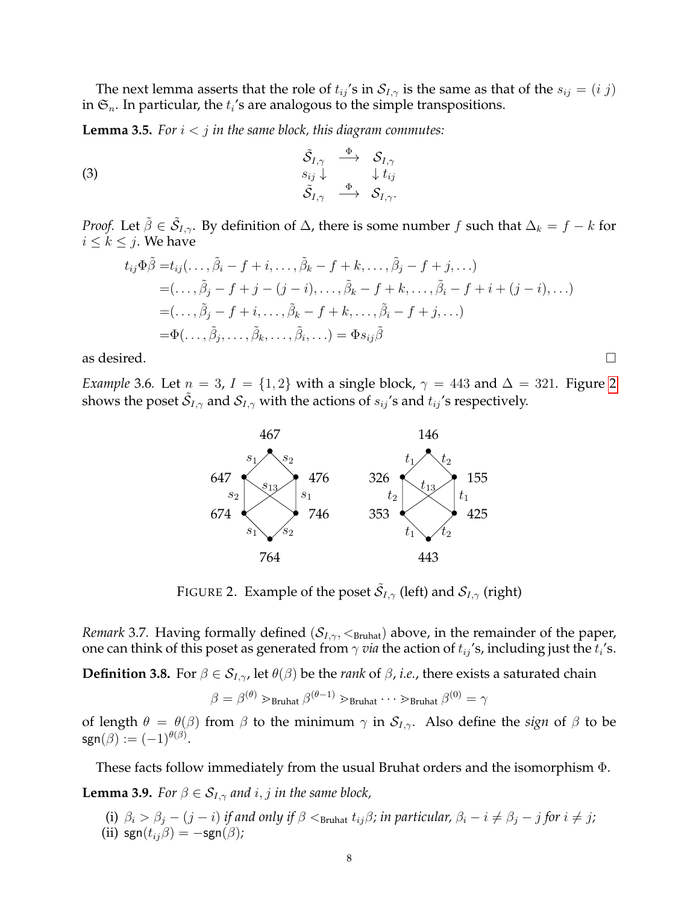The next lemma asserts that the role of $t_{ij}$'s in $\mathcal{S}_{I,\gamma}$ is the same as that of the $s_{ij} = (i\ j)$ in $\mathfrak{S}_n$. In particular, the $t_i$'s are analogous to the simple transpositions.

**Lemma 3.5.** *For $i < j$ in the same block, this diagram commutes:*

$$\begin{array}{ccc} \tilde{\mathcal{S}}_{I,\gamma} & \xrightarrow{\Phi} & \mathcal{S}_{I,\gamma} \\ s_{ij} \downarrow & & \downarrow t_{ij} \\ \tilde{\mathcal{S}}_{I,\gamma} & \xrightarrow{\Phi} & \mathcal{S}_{I,\gamma}. \end{array} \tag{3}$$

*Proof.* Let $\tilde{\beta} \in \tilde{\mathcal{S}}_{I,\gamma}$. By definition of $\Delta$, there is some number $f$ such that $\Delta_k = f - k$ for $i \le k \le j$. We have

$$\begin{aligned} t_{ij}\Phi\tilde{\beta} =& t_{ij}(\ldots, \tilde{\beta}_i - f + i, \ldots, \tilde{\beta}_k - f + k, \ldots, \tilde{\beta}_j - f + j, \ldots) \\ =& (\ldots, \tilde{\beta}_j - f + j - (j-i), \ldots, \tilde{\beta}_k - f + k, \ldots, \tilde{\beta}_i - f + i + (j-i), \ldots) \\ =& (\ldots, \tilde{\beta}_j - f + i, \ldots, \tilde{\beta}_k - f + k, \ldots, \tilde{\beta}_i - f + j, \ldots) \\ =& \Phi(\ldots, \tilde{\beta}_j, \ldots, \tilde{\beta}_k, \ldots, \tilde{\beta}_i, \ldots) = \Phi s_{ij}\tilde{\beta} \end{aligned}$$

as desired. $\square$

*Example* 3.6. Let $n = 3$, $I = \{1, 2\}$ with a single block, $\gamma = 443$ and $\Delta = 321$. Figure 2 shows the poset $\tilde{\mathcal{S}}_{I,\gamma}$ and $\mathcal{S}_{I,\gamma}$ with the actions of $s_{ij}$'s and $t_{ij}$'s respectively.

FIGURE 2. Example of the poset $\tilde{\mathcal{S}}_{I,\gamma}$ (left) and $\mathcal{S}_{I,\gamma}$ (right)

*Remark* 3.7. Having formally defined $(\mathcal{S}_{I,\gamma}, <_{\text{Bruhat}})$ above, in the remainder of the paper, one can think of this poset as generated from $\gamma$ *via* the action of $t_{ij}$'s, including just the $t_i$'s.

**Definition 3.8.** For $\beta \in \mathcal{S}_{I,\gamma}$, let $\theta(\beta)$ be the *rank* of $\beta$, *i.e.*, there exists a saturated chain

$$\beta = \beta^{(\theta)} \gtrdot_{\text{Bruhat}} \beta^{(\theta-1)} \gtrdot_{\text{Bruhat}} \cdots \gtrdot_{\text{Bruhat}} \beta^{(0)} = \gamma$$

of length $\theta = \theta(\beta)$ from $\beta$ to the minimum $\gamma$ in $\mathcal{S}_{I,\gamma}$. Also define the *sign* of $\beta$ to be $\mathsf{sgn}(\beta) := (-1)^{\theta(\beta)}$.

These facts follow immediately from the usual Bruhat orders and the isomorphism $\Phi$.

**Lemma 3.9.** *For $\beta \in \mathcal{S}_{I,\gamma}$ and $i, j$ in the same block,*

(i) *$\beta_i > \beta_j - (j - i)$ if and only if $\beta <_{\text{Bruhat}} t_{ij}\beta$; in particular, $\beta_i - i \neq \beta_j - j$ for $i \neq j$;*
(ii) *$\mathsf{sgn}(t_{ij}\beta) = -\mathsf{sgn}(\beta)$;*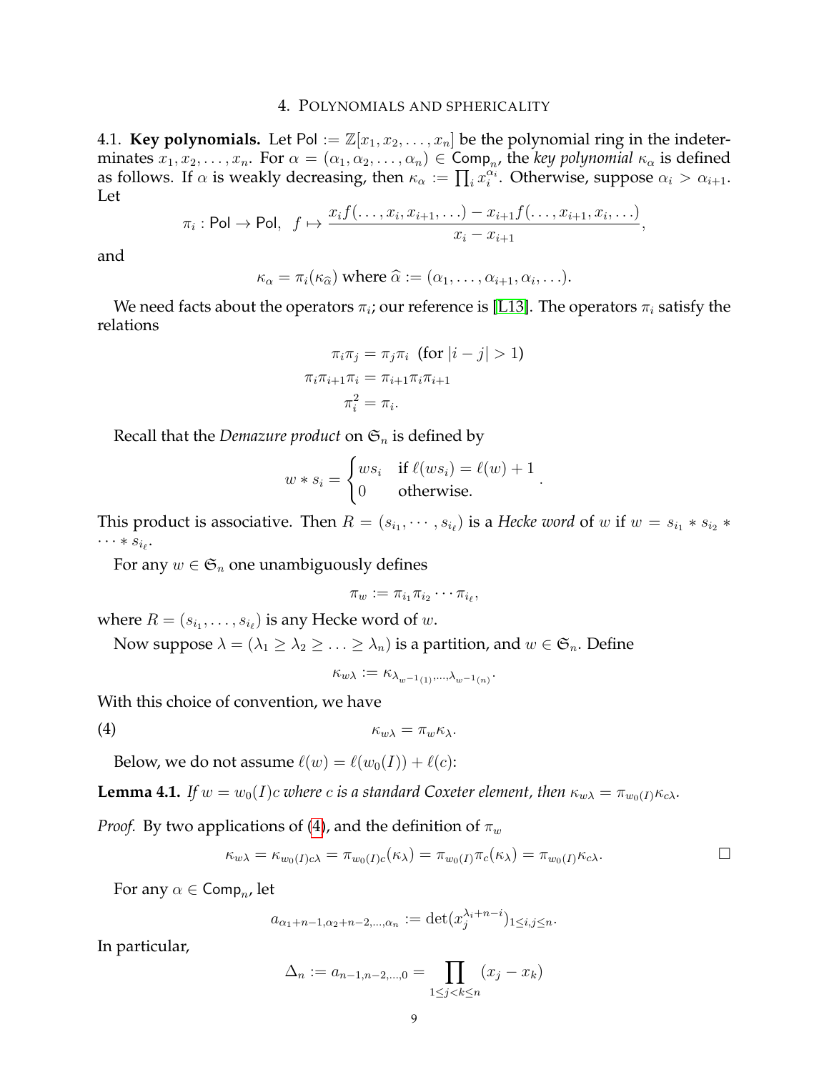## 4. Polynomials and sphericality

4.1. **Key polynomials.** Let $\mathsf{Pol} := \mathbb{Z}[x_1, x_2, \ldots, x_n]$ be the polynomial ring in the indeterminates $x_1, x_2, \ldots, x_n$. For $\alpha = (\alpha_1, \alpha_2, \ldots, \alpha_n) \in \mathsf{Comp}_n$, the *key polynomial* $\kappa_\alpha$ is defined as follows. If $\alpha$ is weakly decreasing, then $\kappa_\alpha := \prod_i x_i^{\alpha_i}$. Otherwise, suppose $\alpha_i > \alpha_{i+1}$. Let

$$\pi_i : \mathsf{Pol} \to \mathsf{Pol}, \quad f \mapsto \frac{x_i f(\ldots, x_i, x_{i+1}, \ldots) - x_{i+1} f(\ldots, x_{i+1}, x_i, \ldots)}{x_i - x_{i+1}},$$

and

$$\kappa_\alpha = \pi_i(\kappa_{\widehat{\alpha}}) \text{ where } \widehat{\alpha} := (\alpha_1, \ldots, \alpha_{i+1}, \alpha_i, \ldots).$$

We need facts about the operators $\pi_i$; our reference is [L13]. The operators $\pi_i$ satisfy the relations

$$\begin{aligned}
\pi_i \pi_j &= \pi_j \pi_i \ \text{ (for } |i-j| > 1) \\
\pi_i \pi_{i+1} \pi_i &= \pi_{i+1} \pi_i \pi_{i+1} \\
\pi_i^2 &= \pi_i.
\end{aligned}$$

Recall that the *Demazure product* on $\mathfrak{S}_n$ is defined by

$$w * s_i = \begin{cases} w s_i & \text{if } \ell(w s_i) = \ell(w) + 1 \\ 0 & \text{otherwise.} \end{cases}.$$

This product is associative. Then $R = (s_{i_1}, \cdots, s_{i_\ell})$ is a *Hecke word* of $w$ if $w = s_{i_1} * s_{i_2} * \cdots * s_{i_\ell}$.

For any $w \in \mathfrak{S}_n$ one unambiguously defines

$$\pi_w := \pi_{i_1} \pi_{i_2} \cdots \pi_{i_\ell},$$

where $R = (s_{i_1}, \ldots, s_{i_\ell})$ is any Hecke word of $w$.

Now suppose $\lambda = (\lambda_1 \geq \lambda_2 \geq \ldots \geq \lambda_n)$ is a partition, and $w \in \mathfrak{S}_n$. Define

$$\kappa_{w\lambda} := \kappa_{\lambda_{w^{-1}(1)}, \ldots, \lambda_{w^{-1}(n)}}.$$

With this choice of convention, we have

$$\kappa_{w\lambda} = \pi_w \kappa_\lambda. \tag{4}$$

Below, we do not assume $\ell(w) = \ell(w_0(I)) + \ell(c)$:

**Lemma 4.1.** *If $w = w_0(I)c$ where $c$ is a standard Coxeter element, then $\kappa_{w\lambda} = \pi_{w_0(I)} \kappa_{c\lambda}$.*

*Proof.* By two applications of (4), and the definition of $\pi_w$

$$\kappa_{w\lambda} = \kappa_{w_0(I)c\lambda} = \pi_{w_0(I)c}(\kappa_\lambda) = \pi_{w_0(I)} \pi_c(\kappa_\lambda) = \pi_{w_0(I)} \kappa_{c\lambda}.$$

$\square$

For any $\alpha \in \mathsf{Comp}_n$, let

$$a_{\alpha_1+n-1, \alpha_2+n-2, \ldots, \alpha_n} := \det(x_j^{\lambda_i + n - i})_{1 \leq i, j \leq n}.$$

In particular,

$$\Delta_n := a_{n-1, n-2, \ldots, 0} = \prod_{1 \leq j < k \leq n} (x_j - x_k)$$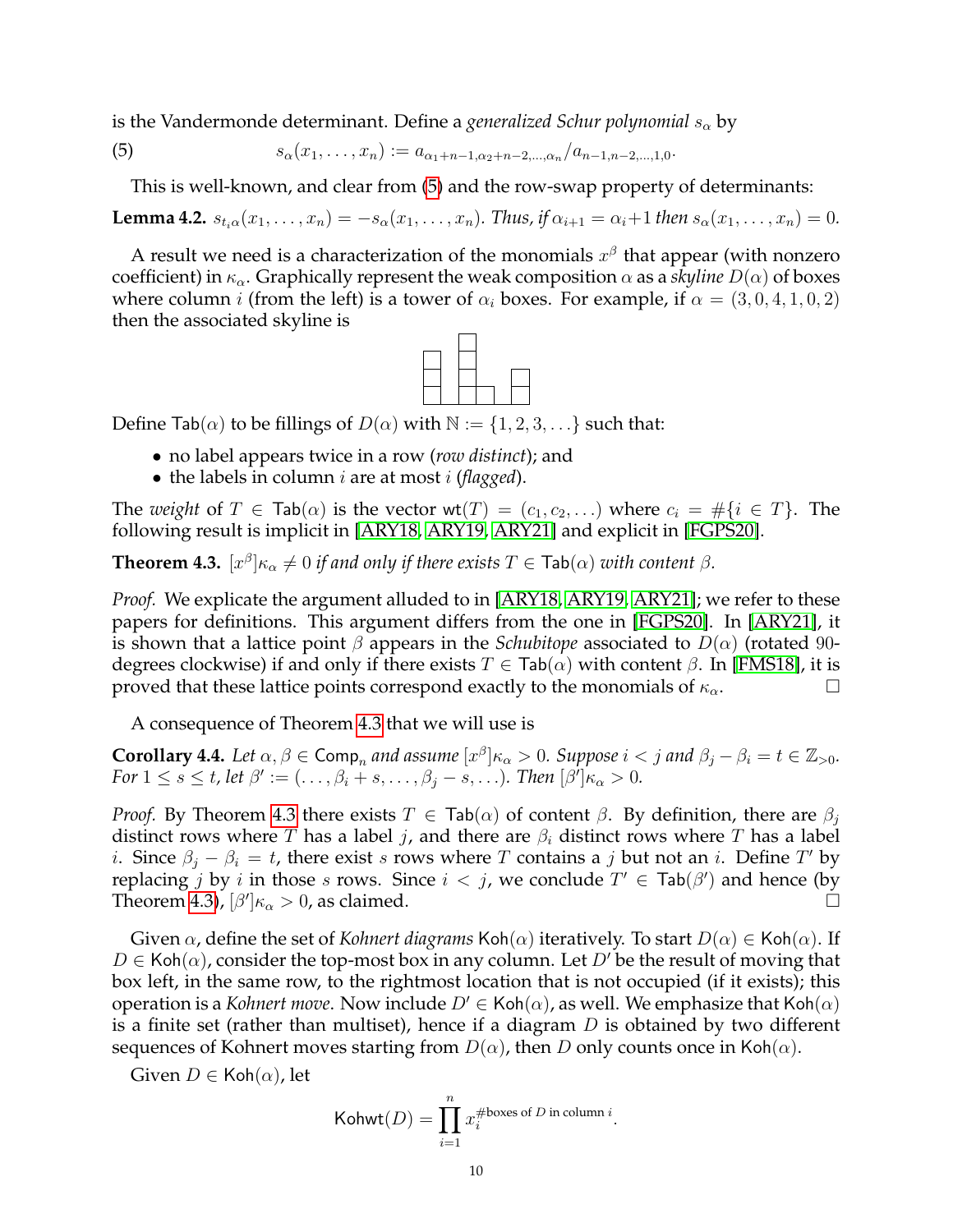is the Vandermonde determinant. Define a *generalized Schur polynomial* $s_\alpha$ by

$$s_\alpha(x_1,\ldots,x_n) := a_{\alpha_1+n-1,\alpha_2+n-2,\ldots,\alpha_n}/a_{n-1,n-2,\ldots,1,0}. \tag{5}$$

This is well-known, and clear from (5) and the row-swap property of determinants:

**Lemma 4.2.** *$s_{t_i\alpha}(x_1,\ldots,x_n) = -s_\alpha(x_1,\ldots,x_n)$. Thus, if $\alpha_{i+1} = \alpha_i+1$ then $s_\alpha(x_1,\ldots,x_n) = 0$.*

A result we need is a characterization of the monomials $x^\beta$ that appear (with nonzero coefficient) in $\kappa_\alpha$. Graphically represent the weak composition $\alpha$ as a *skyline* $D(\alpha)$ of boxes where column $i$ (from the left) is a tower of $\alpha_i$ boxes. For example, if $\alpha = (3,0,4,1,0,2)$ then the associated skyline is

Define $\mathsf{Tab}(\alpha)$ to be fillings of $D(\alpha)$ with $\mathbb{N} := \{1,2,3,\ldots\}$ such that:

- no label appears twice in a row (*row distinct*); and
- the labels in column $i$ are at most $i$ (*flagged*).

The *weight* of $T \in \mathsf{Tab}(\alpha)$ is the vector $\mathsf{wt}(T) = (c_1,c_2,\ldots)$ where $c_i = \#\{i \in T\}$. The following result is implicit in [ARY18, ARY19, ARY21] and explicit in [FGPS20].

**Theorem 4.3.** *$[x^\beta]\kappa_\alpha \neq 0$ if and only if there exists $T \in \mathsf{Tab}(\alpha)$ with content $\beta$.*

*Proof.* We explicate the argument alluded to in [ARY18, ARY19, ARY21]; we refer to these papers for definitions. This argument differs from the one in [FGPS20]. In [ARY21], it is shown that a lattice point $\beta$ appears in the *Schubitope* associated to $D(\alpha)$ (rotated 90-degrees clockwise) if and only if there exists $T \in \mathsf{Tab}(\alpha)$ with content $\beta$. In [FMS18], it is proved that these lattice points correspond exactly to the monomials of $\kappa_\alpha$. $\square$

A consequence of Theorem 4.3 that we will use is

**Corollary 4.4.** *Let $\alpha,\beta \in \mathsf{Comp}_n$ and assume $[x^\beta]\kappa_\alpha > 0$. Suppose $i < j$ and $\beta_j - \beta_i = t \in \mathbb{Z}_{>0}$. For $1 \leq s \leq t$, let $\beta' := (\ldots,\beta_i+s,\ldots,\beta_j-s,\ldots)$. Then $[\beta']\kappa_\alpha > 0$.*

*Proof.* By Theorem 4.3 there exists $T \in \mathsf{Tab}(\alpha)$ of content $\beta$. By definition, there are $\beta_j$ distinct rows where $T$ has a label $j$, and there are $\beta_i$ distinct rows where $T$ has a label $i$. Since $\beta_j - \beta_i = t$, there exist $s$ rows where $T$ contains a $j$ but not an $i$. Define $T'$ by replacing $j$ by $i$ in those $s$ rows. Since $i < j$, we conclude $T' \in \mathsf{Tab}(\beta')$ and hence (by Theorem 4.3), $[\beta']\kappa_\alpha > 0$, as claimed. $\square$

Given $\alpha$, define the set of *Kohnert diagrams* $\mathsf{Koh}(\alpha)$ iteratively. To start $D(\alpha) \in \mathsf{Koh}(\alpha)$. If $D \in \mathsf{Koh}(\alpha)$, consider the top-most box in any column. Let $D'$ be the result of moving that box left, in the same row, to the rightmost location that is not occupied (if it exists); this operation is a *Kohnert move*. Now include $D' \in \mathsf{Koh}(\alpha)$, as well. We emphasize that $\mathsf{Koh}(\alpha)$ is a finite set (rather than multiset), hence if a diagram $D$ is obtained by two different sequences of Kohnert moves starting from $D(\alpha)$, then $D$ only counts once in $\mathsf{Koh}(\alpha)$.

Given $D \in \mathsf{Koh}(\alpha)$, let

$$\mathsf{Kohwt}(D) = \prod_{i=1}^{n} x_i^{\#\text{boxes of } D \text{ in column } i}.$$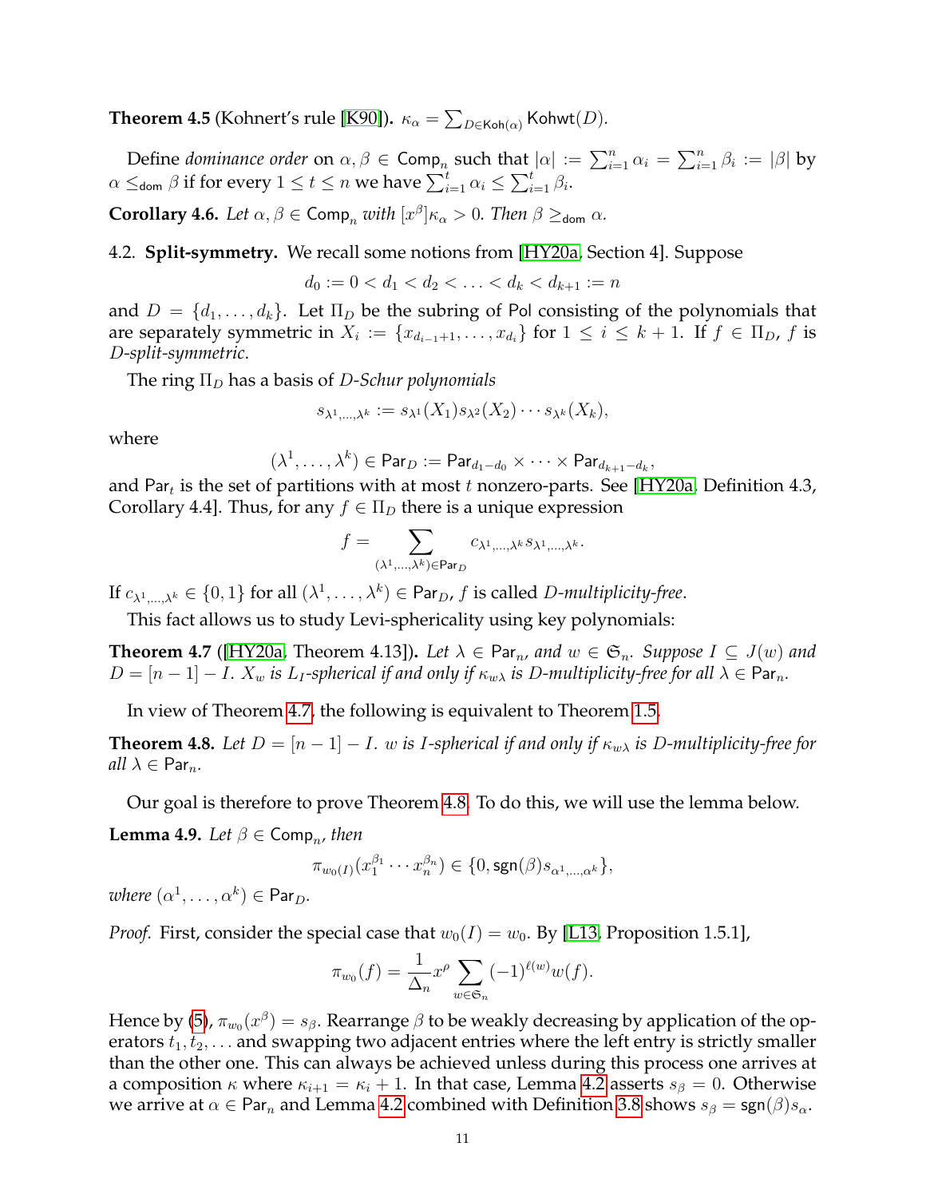**Theorem 4.5** (Kohnert's rule [K90]). $\kappa_\alpha = \sum_{D\in\mathsf{Koh}(\alpha)} \mathsf{Kohwt}(D)$.

Define *dominance order* on $\alpha, \beta \in \mathsf{Comp}_n$ such that $|\alpha| := \sum_{i=1}^n \alpha_i = \sum_{i=1}^n \beta_i := |\beta|$ by $\alpha \leq_{\mathsf{dom}} \beta$ if for every $1 \leq t \leq n$ we have $\sum_{i=1}^t \alpha_i \leq \sum_{i=1}^t \beta_i$.

**Corollary 4.6.** *Let $\alpha, \beta \in \mathsf{Comp}_n$ with $[x^\beta]\kappa_\alpha > 0$. Then $\beta \geq_{\mathsf{dom}} \alpha$.*

### 4.2. Split-symmetry.

We recall some notions from [HY20a, Section 4]. Suppose

$$d_0 := 0 < d_1 < d_2 < \ldots < d_k < d_{k+1} := n$$

and $D = \{d_1, \ldots, d_k\}$. Let $\Pi_D$ be the subring of $\mathsf{Pol}$ consisting of the polynomials that are separately symmetric in $X_i := \{x_{d_{i-1}+1}, \ldots, x_{d_i}\}$ for $1 \leq i \leq k+1$. If $f \in \Pi_D$, $f$ is *$D$-split-symmetric*.

The ring $\Pi_D$ has a basis of *$D$-Schur polynomials*

$$s_{\lambda^1,\ldots,\lambda^k} := s_{\lambda^1}(X_1)s_{\lambda^2}(X_2)\cdots s_{\lambda^k}(X_k),$$

where

$$(\lambda^1, \ldots, \lambda^k) \in \mathsf{Par}_D := \mathsf{Par}_{d_1-d_0} \times \cdots \times \mathsf{Par}_{d_{k+1}-d_k},$$

and $\mathsf{Par}_t$ is the set of partitions with at most $t$ nonzero-parts. See [HY20a, Definition 4.3, Corollary 4.4]. Thus, for any $f \in \Pi_D$ there is a unique expression

$$f = \sum_{(\lambda^1,\ldots,\lambda^k)\in\mathsf{Par}_D} c_{\lambda^1,\ldots,\lambda^k} s_{\lambda^1,\ldots,\lambda^k}.$$

If $c_{\lambda^1,\ldots,\lambda^k} \in \{0, 1\}$ for all $(\lambda^1, \ldots, \lambda^k) \in \mathsf{Par}_D$, $f$ is called *$D$-multiplicity-free*.

This fact allows us to study Levi-sphericality using key polynomials:

**Theorem 4.7** ([HY20a, Theorem 4.13]). *Let $\lambda \in \mathsf{Par}_n$, and $w \in \mathfrak{S}_n$. Suppose $I \subseteq J(w)$ and $D = [n-1] - I$. $X_w$ is $L_I$-spherical if and only if $\kappa_{w\lambda}$ is $D$-multiplicity-free for all $\lambda \in \mathsf{Par}_n$.*

In view of Theorem 4.7, the following is equivalent to Theorem 1.5.

**Theorem 4.8.** *Let $D = [n-1] - I$. $w$ is $I$-spherical if and only if $\kappa_{w\lambda}$ is $D$-multiplicity-free for all $\lambda \in \mathsf{Par}_n$.*

Our goal is therefore to prove Theorem 4.8. To do this, we will use the lemma below.

**Lemma 4.9.** *Let $\beta \in \mathsf{Comp}_n$, then*

$$\pi_{w_0(I)}(x_1^{\beta_1} \cdots x_n^{\beta_n}) \in \{0, \mathsf{sgn}(\beta)s_{\alpha^1,\ldots,\alpha^k}\},$$

*where $(\alpha^1, \ldots, \alpha^k) \in \mathsf{Par}_D$.*

*Proof.* First, consider the special case that $w_0(I) = w_0$. By [L13, Proposition 1.5.1],

$$\pi_{w_0}(f) = \frac{1}{\Delta_n} x^\rho \sum_{w\in\mathfrak{S}_n} (-1)^{\ell(w)} w(f).$$

Hence by (5), $\pi_{w_0}(x^\beta) = s_\beta$. Rearrange $\beta$ to be weakly decreasing by application of the operators $t_1, t_2, \ldots$ and swapping two adjacent entries where the left entry is strictly smaller than the other one. This can always be achieved unless during this process one arrives at a composition $\kappa$ where $\kappa_{i+1} = \kappa_i + 1$. In that case, Lemma 4.2 asserts $s_\beta = 0$. Otherwise we arrive at $\alpha \in \mathsf{Par}_n$ and Lemma 4.2 combined with Definition 3.8 shows $s_\beta = \mathsf{sgn}(\beta)s_\alpha$.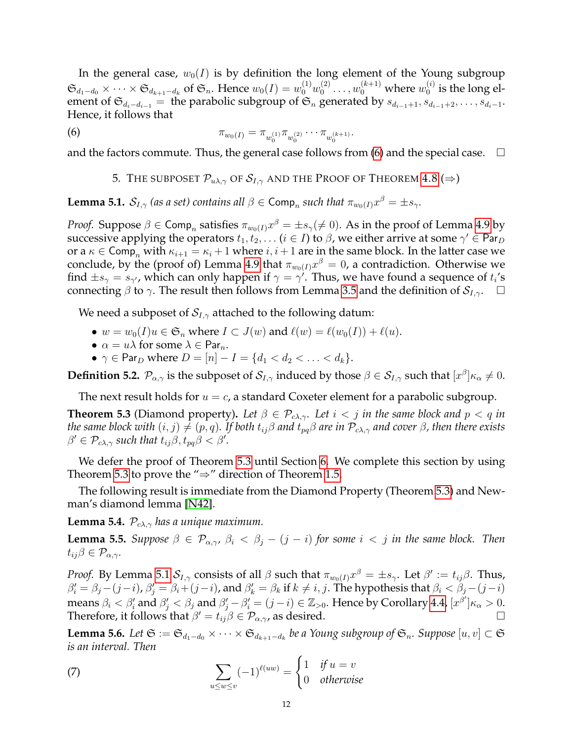In the general case, $w_0(I)$ is by definition the long element of the Young subgroup $\mathfrak{S}_{d_1-d_0} \times \cdots \times \mathfrak{S}_{d_{k+1}-d_k}$ of $\mathfrak{S}_n$. Hence $w_0(I) = w_0^{(1)} w_0^{(2)} \ldots, w_0^{(k+1)}$ where $w_0^{(i)}$ is the long element of $\mathfrak{S}_{d_i - d_{i-1}} =$ the parabolic subgroup of $\mathfrak{S}_n$ generated by $s_{d_{i-1}+1}, s_{d_{i-1}+2}, \ldots, s_{d_i-1}$. Hence, it follows that

$$\pi_{w_0(I)} = \pi_{w_0^{(1)}} \pi_{w_0^{(2)}} \cdots \pi_{w_0^{(k+1)}}. \tag{6}$$

and the factors commute. Thus, the general case follows from (6) and the special case. ☐

## 5. The subposet $\mathcal{P}_{u\lambda,\gamma}$ of $\mathcal{S}_{I,\gamma}$ and the Proof of Theorem 4.8 ($\Rightarrow$)

**Lemma 5.1.** *$\mathcal{S}_{I,\gamma}$ (as a set) contains all $\beta \in \mathsf{Comp}_n$ such that $\pi_{w_0(I)} x^\beta = \pm s_\gamma$.*

*Proof.* Suppose $\beta \in \mathsf{Comp}_n$ satisfies $\pi_{w_0(I)} x^\beta = \pm s_\gamma (\neq 0)$. As in the proof of Lemma 4.9 by successive applying the operators $t_1, t_2, \ldots$ ($i \in I$) to $\beta$, we either arrive at some $\gamma' \in \mathsf{Par}_D$ or a $\kappa \in \mathsf{Comp}_n$ with $\kappa_{i+1} = \kappa_i + 1$ where $i, i+1$ are in the same block. In the latter case we conclude, by the (proof of) Lemma 4.9 that $\pi_{w_0(I)} x^\beta = 0$, a contradiction. Otherwise we find $\pm s_\gamma = s_{\gamma'}$, which can only happen if $\gamma = \gamma'$. Thus, we have found a sequence of $t_i$'s connecting $\beta$ to $\gamma$. The result then follows from Lemma 3.5 and the definition of $\mathcal{S}_{I,\gamma}$. ☐

We need a subposet of $\mathcal{S}_{I,\gamma}$ attached to the following datum:

- $w = w_0(I)u \in \mathfrak{S}_n$ where $I \subset J(w)$ and $\ell(w) = \ell(w_0(I)) + \ell(u)$.
- $\alpha = u\lambda$ for some $\lambda \in \mathsf{Par}_n$.
- $\gamma \in \mathsf{Par}_D$ where $D = [n] - I = \{d_1 < d_2 < \ldots < d_k\}$.

**Definition 5.2.** $\mathcal{P}_{\alpha,\gamma}$ is the subposet of $\mathcal{S}_{I,\gamma}$ induced by those $\beta \in \mathcal{S}_{I,\gamma}$ such that $[x^\beta]\kappa_\alpha \neq 0$.

The next result holds for $u = c$, a standard Coxeter element for a parabolic subgroup.

**Theorem 5.3** (Diamond property)**.** *Let $\beta \in \mathcal{P}_{c\lambda,\gamma}$. Let $i < j$ in the same block and $p < q$ in the same block with $(i,j) \neq (p,q)$. If both $t_{ij}\beta$ and $t_{pq}\beta$ are in $\mathcal{P}_{c\lambda,\gamma}$ and cover $\beta$, then there exists $\beta' \in \mathcal{P}_{c\lambda,\gamma}$ such that $t_{ij}\beta, t_{pq}\beta < \beta'$.*

We defer the proof of Theorem 5.3 until Section 6. We complete this section by using Theorem 5.3 to prove the "$\Rightarrow$" direction of Theorem 1.5.

The following result is immediate from the Diamond Property (Theorem 5.3) and Newman's diamond lemma [N42].

**Lemma 5.4.** *$\mathcal{P}_{c\lambda,\gamma}$ has a unique maximum.*

**Lemma 5.5.** *Suppose $\beta \in \mathcal{P}_{\alpha,\gamma}$, $\beta_i < \beta_j - (j-i)$ for some $i < j$ in the same block. Then $t_{ij}\beta \in \mathcal{P}_{\alpha,\gamma}$.*

*Proof.* By Lemma 5.1 $\mathcal{S}_{I,\gamma}$ consists of all $\beta$ such that $\pi_{w_0(I)} x^\beta = \pm s_\gamma$. Let $\beta' := t_{ij}\beta$. Thus, $\beta'_i = \beta_j - (j-i)$, $\beta'_j = \beta_i + (j-i)$, and $\beta'_k = \beta_k$ if $k \neq i, j$. The hypothesis that $\beta_i < \beta_j - (j-i)$ means $\beta_i < \beta'_i$ and $\beta'_j < \beta_j$ and $\beta'_j - \beta'_i = (j-i) \in \mathbb{Z}_{>0}$. Hence by Corollary 4.4, $[x^{\beta'}]\kappa_\alpha > 0$. Therefore, it follows that $\beta' = t_{ij}\beta \in \mathcal{P}_{\alpha,\gamma}$, as desired. ☐

**Lemma 5.6.** *Let $\mathfrak{S} := \mathfrak{S}_{d_1-d_0} \times \cdots \times \mathfrak{S}_{d_{k+1}-d_k}$ be a Young subgroup of $\mathfrak{S}_n$. Suppose $[u,v] \subset \mathfrak{S}$ is an interval. Then*

$$\sum_{u \leq w \leq v} (-1)^{\ell(uw)} = \begin{cases} 1 & \text{if } u = v \\ 0 & \text{otherwise} \end{cases} \tag{7}$$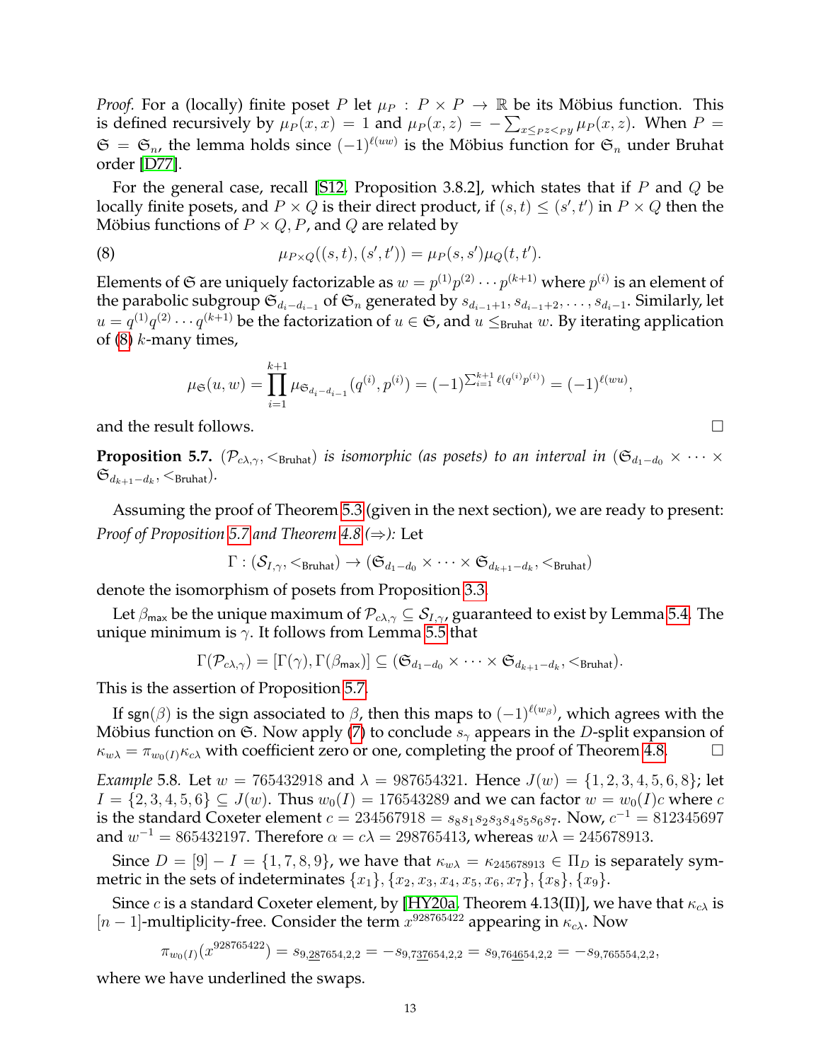*Proof.* For a (locally) finite poset $P$ let $\mu_P : P \times P \to \mathbb{R}$ be its Möbius function. This is defined recursively by $\mu_P(x, x) = 1$ and $\mu_P(x, z) = -\sum_{x \leq_P z <_P y} \mu_P(x, z)$. When $P = \mathfrak{S} = \mathfrak{S}_n$, the lemma holds since $(-1)^{\ell(uw)}$ is the Möbius function for $\mathfrak{S}_n$ under Bruhat order [D77].

For the general case, recall [S12, Proposition 3.8.2], which states that if $P$ and $Q$ be locally finite posets, and $P \times Q$ is their direct product, if $(s, t) \leq (s', t')$ in $P \times Q$ then the Möbius functions of $P \times Q$, $P$, and $Q$ are related by

$$\mu_{P\times Q}((s, t), (s', t')) = \mu_P(s, s')\mu_Q(t, t'). \tag{8}$$

Elements of $\mathfrak{S}$ are uniquely factorizable as $w = p^{(1)}p^{(2)} \cdots p^{(k+1)}$ where $p^{(i)}$ is an element of the parabolic subgroup $\mathfrak{S}_{d_i - d_{i-1}}$ of $\mathfrak{S}_n$ generated by $s_{d_{i-1}+1}, s_{d_{i-1}+2}, \ldots, s_{d_i - 1}$. Similarly, let $u = q^{(1)}q^{(2)} \cdots q^{(k+1)}$ be the factorization of $u \in \mathfrak{S}$, and $u \leq_{\text{Bruhat}} w$. By iterating application of (8) $k$-many times,

$$\mu_{\mathfrak{S}}(u, w) = \prod_{i=1}^{k+1} \mu_{\mathfrak{S}_{d_i - d_{i-1}}}(q^{(i)}, p^{(i)}) = (-1)^{\sum_{i=1}^{k+1} \ell(q^{(i)}p^{(i)})} = (-1)^{\ell(wu)},$$

and the result follows. $\square$

**Proposition 5.7.** *$(\mathcal{P}_{c\lambda,\gamma}, <_{\text{Bruhat}})$ is isomorphic (as posets) to an interval in $(\mathfrak{S}_{d_1 - d_0} \times \cdots \times \mathfrak{S}_{d_{k+1} - d_k}, <_{\text{Bruhat}})$.*

Assuming the proof of Theorem 5.3 (given in the next section), we are ready to present: *Proof of Proposition 5.7 and Theorem 4.8 ($\Rightarrow$):* Let

$$\Gamma : (\mathcal{S}_{I,\gamma}, <_{\text{Bruhat}}) \to (\mathfrak{S}_{d_1 - d_0} \times \cdots \times \mathfrak{S}_{d_{k+1} - d_k}, <_{\text{Bruhat}})$$

denote the isomorphism of posets from Proposition 3.3.

Let $\beta_{\text{max}}$ be the unique maximum of $\mathcal{P}_{c\lambda,\gamma} \subseteq \mathcal{S}_{I,\gamma}$, guaranteed to exist by Lemma 5.4. The unique minimum is $\gamma$. It follows from Lemma 5.5 that

$$\Gamma(\mathcal{P}_{c\lambda,\gamma}) = [\Gamma(\gamma), \Gamma(\beta_{\text{max}})] \subseteq (\mathfrak{S}_{d_1 - d_0} \times \cdots \times \mathfrak{S}_{d_{k+1} - d_k}, <_{\text{Bruhat}}).$$

This is the assertion of Proposition 5.7.

If $\text{sgn}(\beta)$ is the sign associated to $\beta$, then this maps to $(-1)^{\ell(w_\beta)}$, which agrees with the Möbius function on $\mathfrak{S}$. Now apply (7) to conclude $s_\gamma$ appears in the $D$-split expansion of $\kappa_{w\lambda} = \pi_{w_0(I)}\kappa_{c\lambda}$ with coefficient zero or one, completing the proof of Theorem 4.8. $\square$

*Example* 5.8. Let $w = 765432918$ and $\lambda = 987654321$. Hence $J(w) = \{1, 2, 3, 4, 5, 6, 8\}$; let $I = \{2, 3, 4, 5, 6\} \subseteq J(w)$. Thus $w_0(I) = 176543289$ and we can factor $w = w_0(I)c$ where $c$ is the standard Coxeter element $c = 234567918 = s_8 s_1 s_2 s_3 s_4 s_5 s_6 s_7$. Now, $c^{-1} = 812345697$ and $w^{-1} = 865432197$. Therefore $\alpha = c\lambda = 298765413$, whereas $w\lambda = 245678913$.

Since $D = [9] - I = \{1, 7, 8, 9\}$, we have that $\kappa_{w\lambda} = \kappa_{245678913} \in \Pi_D$ is separately symmetric in the sets of indeterminates $\{x_1\}, \{x_2, x_3, x_4, x_5, x_6, x_7\}, \{x_8\}, \{x_9\}$.

Since $c$ is a standard Coxeter element, by [HY20a, Theorem 4.13(II)], we have that $\kappa_{c\lambda}$ is $[n-1]$-multiplicity-free. Consider the term $x^{928765422}$ appearing in $\kappa_{c\lambda}$. Now

$$\pi_{w_0(I)}(x^{928765422}) = s_{9,\underline{28}7654,2,2} = -s_{9,7\underline{37}654,2,2} = s_{9,76\underline{46}54,2,2} = -s_{9,765554,2,2},$$

where we have underlined the swaps.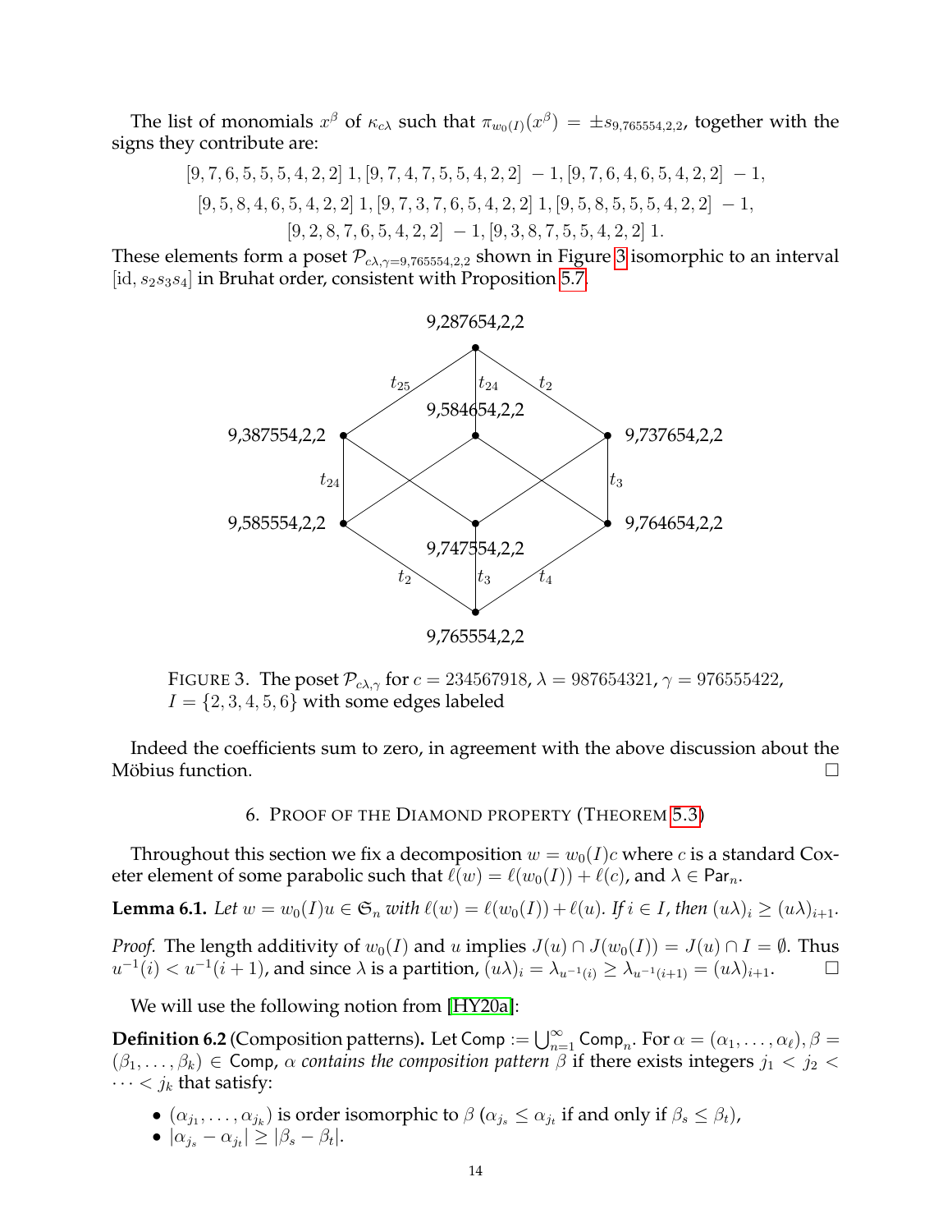The list of monomials $x^\beta$ of $\kappa_{c\lambda}$ such that $\pi_{w_0(I)}(x^\beta) = \pm s_{9,765554,2,2}$, together with the signs they contribute are:

$$[9,7,6,5,5,5,4,2,2]\ 1, [9,7,4,7,5,5,4,2,2]\ -1, [9,7,6,4,6,5,4,2,2]\ -1,$$
$$[9,5,8,4,6,5,4,2,2]\ 1, [9,7,3,7,6,5,4,2,2]\ 1, [9,5,8,5,5,5,4,2,2]\ -1,$$
$$[9,2,8,7,6,5,4,2,2]\ -1, [9,3,8,7,5,5,4,2,2]\ 1.$$

These elements form a poset $\mathcal{P}_{c\lambda,\gamma=9,765554,2,2}$ shown in Figure 3 isomorphic to an interval $[\mathrm{id}, s_2s_3s_4]$ in Bruhat order, consistent with Proposition 5.7.

FIGURE 3. The poset $\mathcal{P}_{c\lambda,\gamma}$ for $c = 234567918$, $\lambda = 987654321$, $\gamma = 976555422$, $I = \{2,3,4,5,6\}$ with some edges labeled

Indeed the coefficients sum to zero, in agreement with the above discussion about the Möbius function. □

## 6. Proof of the Diamond property (Theorem 5.3)

Throughout this section we fix a decomposition $w = w_0(I)c$ where $c$ is a standard Coxeter element of some parabolic such that $\ell(w) = \ell(w_0(I)) + \ell(c)$, and $\lambda \in \mathsf{Par}_n$.

**Lemma 6.1.** *Let $w = w_0(I)u \in \mathfrak{S}_n$ with $\ell(w) = \ell(w_0(I)) + \ell(u)$. If $i \in I$, then $(u\lambda)_i \geq (u\lambda)_{i+1}$.*

*Proof.* The length additivity of $w_0(I)$ and $u$ implies $J(u) \cap J(w_0(I)) = J(u) \cap I = \emptyset$. Thus $u^{-1}(i) < u^{-1}(i+1)$, and since $\lambda$ is a partition, $(u\lambda)_i = \lambda_{u^{-1}(i)} \geq \lambda_{u^{-1}(i+1)} = (u\lambda)_{i+1}$. □

We will use the following notion from [HY20a]:

**Definition 6.2** (Composition patterns)**.** Let $\mathsf{Comp} := \bigcup_{n=1}^{\infty} \mathsf{Comp}_n$. For $\alpha = (\alpha_1, \ldots, \alpha_\ell), \beta = (\beta_1, \ldots, \beta_k) \in \mathsf{Comp}$, $\alpha$ *contains the composition pattern* $\beta$ if there exists integers $j_1 < j_2 < \cdots < j_k$ that satisfy:

- $(\alpha_{j_1}, \ldots, \alpha_{j_k})$ is order isomorphic to $\beta$ ($\alpha_{j_s} \leq \alpha_{j_t}$ if and only if $\beta_s \leq \beta_t$),
- $|\alpha_{j_s} - \alpha_{j_t}| \geq |\beta_s - \beta_t|$.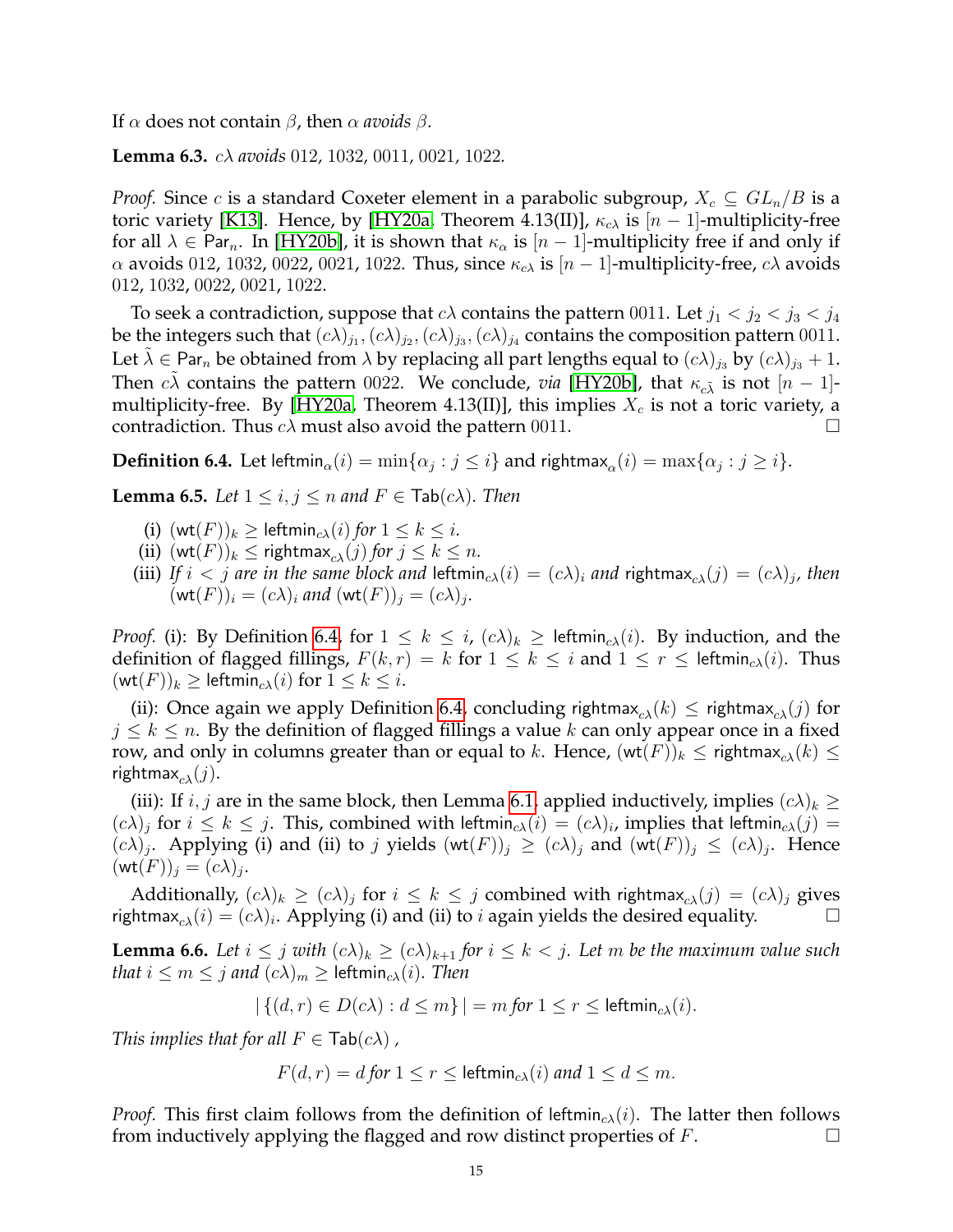If $\alpha$ does not contain $\beta$, then $\alpha$ *avoids* $\beta$.

**Lemma 6.3.** *$c\lambda$ avoids* $012$, $1032$, $0011$, $0021$, $1022$.

*Proof.* Since $c$ is a standard Coxeter element in a parabolic subgroup, $X_c \subseteq GL_n/B$ is a toric variety [K13]. Hence, by [HY20a, Theorem 4.13(II)], $\kappa_{c\lambda}$ is $[n-1]$-multiplicity-free for all $\lambda \in \mathsf{Par}_n$. In [HY20b], it is shown that $\kappa_\alpha$ is $[n-1]$-multiplicity free if and only if $\alpha$ avoids $012$, $1032$, $0022$, $0021$, $1022$. Thus, since $\kappa_{c\lambda}$ is $[n-1]$-multiplicity-free, $c\lambda$ avoids $012$, $1032$, $0022$, $0021$, $1022$.

To seek a contradiction, suppose that $c\lambda$ contains the pattern $0011$. Let $j_1 < j_2 < j_3 < j_4$ be the integers such that $(c\lambda)_{j_1}, (c\lambda)_{j_2}, (c\lambda)_{j_3}, (c\lambda)_{j_4}$ contains the composition pattern $0011$. Let $\tilde{\lambda} \in \mathsf{Par}_n$ be obtained from $\lambda$ by replacing all part lengths equal to $(c\lambda)_{j_3}$ by $(c\lambda)_{j_3} + 1$. Then $c\tilde{\lambda}$ contains the pattern $0022$. We conclude, *via* [HY20b], that $\kappa_{c\tilde{\lambda}}$ is not $[n-1]$-multiplicity-free. By [HY20a, Theorem 4.13(II)], this implies $X_c$ is not a toric variety, a contradiction. Thus $c\lambda$ must also avoid the pattern $0011$. $\square$

**Definition 6.4.** Let $\mathsf{leftmin}_\alpha(i) = \min\{\alpha_j : j \leq i\}$ and $\mathsf{rightmax}_\alpha(i) = \max\{\alpha_j : j \geq i\}$.

**Lemma 6.5.** *Let $1 \leq i, j \leq n$ and $F \in \mathsf{Tab}(c\lambda)$. Then*

(i) $(\mathsf{wt}(F))_k \geq \mathsf{leftmin}_{c\lambda}(i)$ *for* $1 \leq k \leq i$.

(ii) $(\mathsf{wt}(F))_k \leq \mathsf{rightmax}_{c\lambda}(j)$ *for* $j \leq k \leq n$.

(iii) *If $i < j$ are in the same block and $\mathsf{leftmin}_{c\lambda}(i) = (c\lambda)_i$ and $\mathsf{rightmax}_{c\lambda}(j) = (c\lambda)_j$, then $(\mathsf{wt}(F))_i = (c\lambda)_i$ and $(\mathsf{wt}(F))_j = (c\lambda)_j$.*

*Proof.* (i): By Definition 6.4, for $1 \leq k \leq i$, $(c\lambda)_k \geq \mathsf{leftmin}_{c\lambda}(i)$. By induction, and the definition of flagged fillings, $F(k, r) = k$ for $1 \leq k \leq i$ and $1 \leq r \leq \mathsf{leftmin}_{c\lambda}(i)$. Thus $(\mathsf{wt}(F))_k \geq \mathsf{leftmin}_{c\lambda}(i)$ for $1 \leq k \leq i$.

(ii): Once again we apply Definition 6.4, concluding $\mathsf{rightmax}_{c\lambda}(k) \leq \mathsf{rightmax}_{c\lambda}(j)$ for $j \leq k \leq n$. By the definition of flagged fillings a value $k$ can only appear once in a fixed row, and only in columns greater than or equal to $k$. Hence, $(\mathsf{wt}(F))_k \leq \mathsf{rightmax}_{c\lambda}(k) \leq \mathsf{rightmax}_{c\lambda}(j)$.

(iii): If $i, j$ are in the same block, then Lemma 6.1, applied inductively, implies $(c\lambda)_k \geq (c\lambda)_j$ for $i \leq k \leq j$. This, combined with $\mathsf{leftmin}_{c\lambda}(i) = (c\lambda)_i$, implies that $\mathsf{leftmin}_{c\lambda}(j) = (c\lambda)_j$. Applying (i) and (ii) to $j$ yields $(\mathsf{wt}(F))_j \geq (c\lambda)_j$ and $(\mathsf{wt}(F))_j \leq (c\lambda)_j$. Hence $(\mathsf{wt}(F))_j = (c\lambda)_j$.

Additionally, $(c\lambda)_k \geq (c\lambda)_j$ for $i \leq k \leq j$ combined with $\mathsf{rightmax}_{c\lambda}(j) = (c\lambda)_j$ gives $\mathsf{rightmax}_{c\lambda}(i) = (c\lambda)_i$. Applying (i) and (ii) to $i$ again yields the desired equality. $\square$

**Lemma 6.6.** *Let $i \leq j$ with $(c\lambda)_k \geq (c\lambda)_{k+1}$ for $i \leq k < j$. Let $m$ be the maximum value such that $i \leq m \leq j$ and $(c\lambda)_m \geq \mathsf{leftmin}_{c\lambda}(i)$. Then*

$$|\{(d, r) \in D(c\lambda) : d \leq m\}| = m \text{ for } 1 \leq r \leq \mathsf{leftmin}_{c\lambda}(i).$$

*This implies that for all $F \in \mathsf{Tab}(c\lambda)$ ,*

$$F(d, r) = d \text{ for } 1 \leq r \leq \mathsf{leftmin}_{c\lambda}(i) \text{ and } 1 \leq d \leq m.$$

*Proof.* This first claim follows from the definition of $\mathsf{leftmin}_{c\lambda}(i)$. The latter then follows from inductively applying the flagged and row distinct properties of $F$. $\square$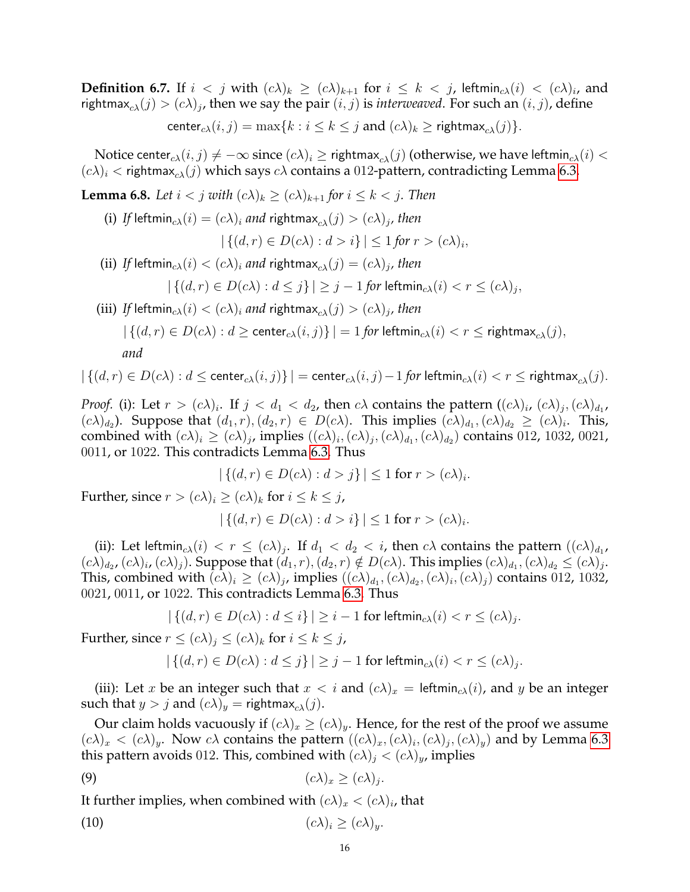**Definition 6.7.** If $i < j$ with $(c\lambda)_k \geq (c\lambda)_{k+1}$ for $i \leq k < j$, $\mathsf{leftmin}_{c\lambda}(i) < (c\lambda)_i$, and $\mathsf{rightmax}_{c\lambda}(j) > (c\lambda)_j$, then we say the pair $(i, j)$ is *interweaved*. For such an $(i, j)$, define

$$\mathsf{center}_{c\lambda}(i, j) = \max\{k : i \leq k \leq j \text{ and } (c\lambda)_k \geq \mathsf{rightmax}_{c\lambda}(j)\}.$$

Notice $\mathsf{center}_{c\lambda}(i, j) \neq -\infty$ since $(c\lambda)_i \geq \mathsf{rightmax}_{c\lambda}(j)$ (otherwise, we have $\mathsf{leftmin}_{c\lambda}(i) < (c\lambda)_i < \mathsf{rightmax}_{c\lambda}(j)$ which says $c\lambda$ contains a 012-pattern, contradicting Lemma 6.3.

**Lemma 6.8.** *Let $i < j$ with $(c\lambda)_k \geq (c\lambda)_{k+1}$ for $i \leq k < j$. Then*

(i) *If $\mathsf{leftmin}_{c\lambda}(i) = (c\lambda)_i$ and $\mathsf{rightmax}_{c\lambda}(j) > (c\lambda)_j$, then*

$$|\{(d, r) \in D(c\lambda) : d > i\}| \leq 1 \text{ for } r > (c\lambda)_i,$$

(ii) *If $\mathsf{leftmin}_{c\lambda}(i) < (c\lambda)_i$ and $\mathsf{rightmax}_{c\lambda}(j) = (c\lambda)_j$, then*

$$|\{(d, r) \in D(c\lambda) : d \leq j\}| \geq j - 1 \text{ for } \mathsf{leftmin}_{c\lambda}(i) < r \leq (c\lambda)_j,$$

(iii) *If $\mathsf{leftmin}_{c\lambda}(i) < (c\lambda)_i$ and $\mathsf{rightmax}_{c\lambda}(j) > (c\lambda)_j$, then*

$$|\{(d, r) \in D(c\lambda) : d \geq \mathsf{center}_{c\lambda}(i, j)\}| = 1 \text{ for } \mathsf{leftmin}_{c\lambda}(i) < r \leq \mathsf{rightmax}_{c\lambda}(j),$$

*and*

$$|\{(d, r) \in D(c\lambda) : d \leq \mathsf{center}_{c\lambda}(i, j)\}| = \mathsf{center}_{c\lambda}(i, j) - 1 \text{ for } \mathsf{leftmin}_{c\lambda}(i) < r \leq \mathsf{rightmax}_{c\lambda}(j).$$

*Proof.* (i): Let $r > (c\lambda)_i$. If $j < d_1 < d_2$, then $c\lambda$ contains the pattern $((c\lambda)_i, (c\lambda)_j, (c\lambda)_{d_1}, (c\lambda)_{d_2})$. Suppose that $(d_1, r), (d_2, r) \in D(c\lambda)$. This implies $(c\lambda)_{d_1}, (c\lambda)_{d_2} \geq (c\lambda)_i$. This, combined with $(c\lambda)_i \geq (c\lambda)_j$, implies $((c\lambda)_i, (c\lambda)_j, (c\lambda)_{d_1}, (c\lambda)_{d_2})$ contains 012, 1032, 0021, 0011, or 1022. This contradicts Lemma 6.3. Thus

$$|\{(d, r) \in D(c\lambda) : d > j\}| \leq 1 \text{ for } r > (c\lambda)_i.$$

Further, since $r > (c\lambda)_i \geq (c\lambda)_k$ for $i \leq k \leq j$,

$$|\{(d, r) \in D(c\lambda) : d > i\}| \leq 1 \text{ for } r > (c\lambda)_i.$$

(ii): Let $\mathsf{leftmin}_{c\lambda}(i) < r \leq (c\lambda)_j$. If $d_1 < d_2 < i$, then $c\lambda$ contains the pattern $((c\lambda)_{d_1}, (c\lambda)_{d_2}, (c\lambda)_i, (c\lambda)_j)$. Suppose that $(d_1, r), (d_2, r) \notin D(c\lambda)$. This implies $(c\lambda)_{d_1}, (c\lambda)_{d_2} \leq (c\lambda)_j$. This, combined with $(c\lambda)_i \geq (c\lambda)_j$, implies $((c\lambda)_{d_1}, (c\lambda)_{d_2}, (c\lambda)_i, (c\lambda)_j)$ contains 012, 1032, 0021, 0011, or 1022. This contradicts Lemma 6.3. Thus

$$|\{(d, r) \in D(c\lambda) : d \leq i\}| \geq i - 1 \text{ for } \mathsf{leftmin}_{c\lambda}(i) < r \leq (c\lambda)_j.$$

Further, since $r \leq (c\lambda)_j \leq (c\lambda)_k$ for $i \leq k \leq j$,

$$|\{(d, r) \in D(c\lambda) : d \leq j\}| \geq j - 1 \text{ for } \mathsf{leftmin}_{c\lambda}(i) < r \leq (c\lambda)_j.$$

(iii): Let $x$ be an integer such that $x < i$ and $(c\lambda)_x = \mathsf{leftmin}_{c\lambda}(i)$, and $y$ be an integer such that $y > j$ and $(c\lambda)_y = \mathsf{rightmax}_{c\lambda}(j)$.

Our claim holds vacuously if $(c\lambda)_x \geq (c\lambda)_y$. Hence, for the rest of the proof we assume $(c\lambda)_x < (c\lambda)_y$. Now $c\lambda$ contains the pattern $((c\lambda)_x, (c\lambda)_i, (c\lambda)_j, (c\lambda)_y)$ and by Lemma 6.3 this pattern avoids 012. This, combined with $(c\lambda)_j < (c\lambda)_y$, implies

$$(c\lambda)_x \geq (c\lambda)_j. \tag{9}$$

It further implies, when combined with $(c\lambda)_x < (c\lambda)_i$, that

$$(c\lambda)_i \geq (c\lambda)_y. \tag{10}$$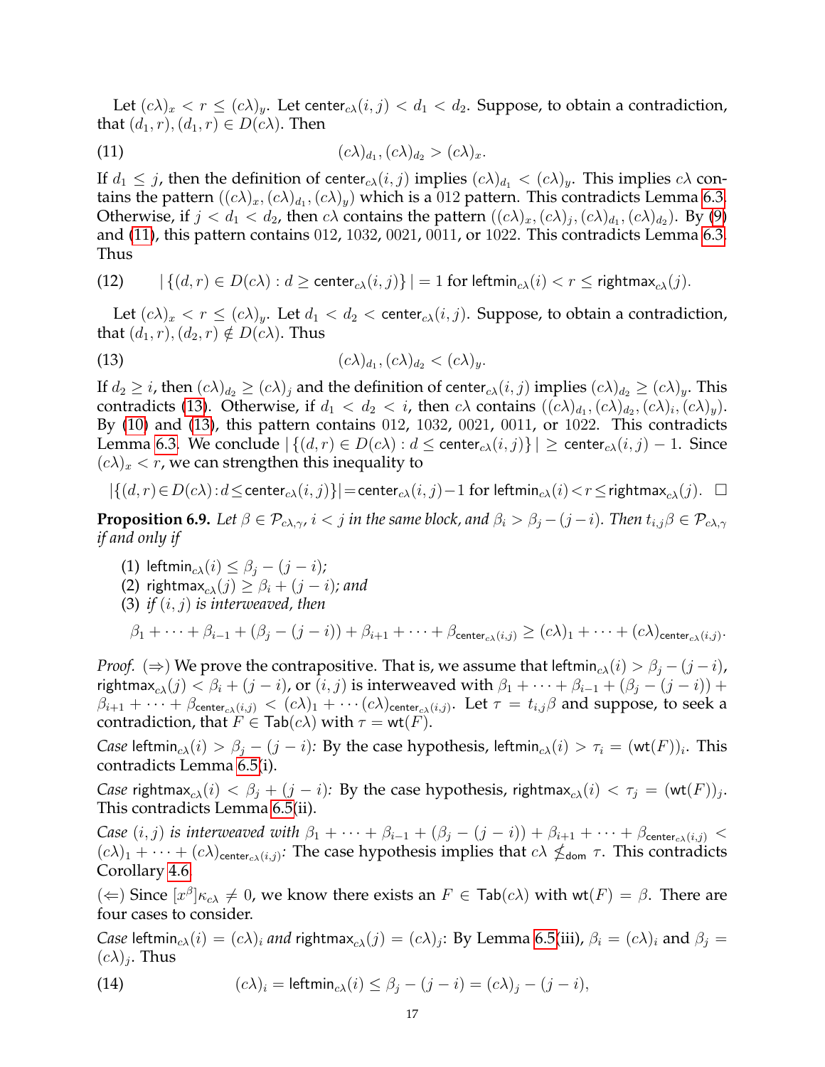Let $(c\lambda)_x < r \le (c\lambda)_y$. Let $\mathsf{center}_{c\lambda}(i,j) < d_1 < d_2$. Suppose, to obtain a contradiction, that $(d_1, r), (d_1, r) \in D(c\lambda)$. Then

$$(c\lambda)_{d_1}, (c\lambda)_{d_2} > (c\lambda)_x. \tag{11}$$

If $d_1 \le j$, then the definition of $\mathsf{center}_{c\lambda}(i,j)$ implies $(c\lambda)_{d_1} < (c\lambda)_y$. This implies $c\lambda$ contains the pattern $((c\lambda)_x, (c\lambda)_{d_1}, (c\lambda)_y)$ which is a 012 pattern. This contradicts Lemma 6.3. Otherwise, if $j < d_1 < d_2$, then $c\lambda$ contains the pattern $((c\lambda)_x, (c\lambda)_j, (c\lambda)_{d_1}, (c\lambda)_{d_2})$. By (9) and (11), this pattern contains 012, 1032, 0021, 0011, or 1022. This contradicts Lemma 6.3. Thus

$$|\{(d,r) \in D(c\lambda) : d \ge \mathsf{center}_{c\lambda}(i,j)\}| = 1 \text{ for } \mathsf{leftmin}_{c\lambda}(i) < r \le \mathsf{rightmax}_{c\lambda}(j). \tag{12}$$

Let $(c\lambda)_x < r \le (c\lambda)_y$. Let $d_1 < d_2 < \mathsf{center}_{c\lambda}(i,j)$. Suppose, to obtain a contradiction, that $(d_1, r), (d_2, r) \notin D(c\lambda)$. Thus

$$(c\lambda)_{d_1}, (c\lambda)_{d_2} < (c\lambda)_y. \tag{13}$$

If $d_2 \ge i$, then $(c\lambda)_{d_2} \ge (c\lambda)_j$ and the definition of $\mathsf{center}_{c\lambda}(i,j)$ implies $(c\lambda)_{d_2} \ge (c\lambda)_y$. This contradicts (13). Otherwise, if $d_1 < d_2 < i$, then $c\lambda$ contains $((c\lambda)_{d_1}, (c\lambda)_{d_2}, (c\lambda)_i, (c\lambda)_y)$. By (10) and (13), this pattern contains 012, 1032, 0021, 0011, or 1022. This contradicts Lemma 6.3. We conclude $|\{(d,r) \in D(c\lambda) : d \le \mathsf{center}_{c\lambda}(i,j)\}| \ge \mathsf{center}_{c\lambda}(i,j) - 1$. Since $(c\lambda)_x < r$, we can strengthen this inequality to

$$|\{(d,r) \in D(c\lambda) : d \le \mathsf{center}_{c\lambda}(i,j)\}| = \mathsf{center}_{c\lambda}(i,j) - 1 \text{ for } \mathsf{leftmin}_{c\lambda}(i) < r \le \mathsf{rightmax}_{c\lambda}(j). \quad \square$$

**Proposition 6.9.** *Let $\beta \in \mathcal{P}_{c\lambda,\gamma}$, $i < j$ in the same block, and $\beta_i > \beta_j - (j-i)$. Then $t_{i,j}\beta \in \mathcal{P}_{c\lambda,\gamma}$ if and only if*

1. $\mathsf{leftmin}_{c\lambda}(i) \le \beta_j - (j-i)$*;*
2. $\mathsf{rightmax}_{c\lambda}(j) \ge \beta_i + (j-i)$*; and*
3. *if $(i,j)$ is interweaved, then*

$$\beta_1 + \cdots + \beta_{i-1} + (\beta_j - (j-i)) + \beta_{i+1} + \cdots + \beta_{\mathsf{center}_{c\lambda}(i,j)} \ge (c\lambda)_1 + \cdots + (c\lambda)_{\mathsf{center}_{c\lambda}(i,j)}.$$

*Proof.* ($\Rightarrow$) We prove the contrapositive. That is, we assume that $\mathsf{leftmin}_{c\lambda}(i) > \beta_j - (j-i)$, $\mathsf{rightmax}_{c\lambda}(j) < \beta_i + (j-i)$, or $(i,j)$ is interweaved with $\beta_1 + \cdots + \beta_{i-1} + (\beta_j - (j-i)) + \beta_{i+1} + \cdots + \beta_{\mathsf{center}_{c\lambda}(i,j)} < (c\lambda)_1 + \cdots (c\lambda)_{\mathsf{center}_{c\lambda}(i,j)}$. Let $\tau = t_{i,j}\beta$ and suppose, to seek a contradiction, that $F \in \mathsf{Tab}(c\lambda)$ with $\tau = \mathsf{wt}(F)$.

*Case* $\mathsf{leftmin}_{c\lambda}(i) > \beta_j - (j-i)$*:* By the case hypothesis, $\mathsf{leftmin}_{c\lambda}(i) > \tau_i = (\mathsf{wt}(F))_i$. This contradicts Lemma 6.5(i).

*Case* $\mathsf{rightmax}_{c\lambda}(i) < \beta_j + (j-i)$*:* By the case hypothesis, $\mathsf{rightmax}_{c\lambda}(i) < \tau_j = (\mathsf{wt}(F))_j$. This contradicts Lemma 6.5(ii).

*Case $(i,j)$ is interweaved with* $\beta_1 + \cdots + \beta_{i-1} + (\beta_j - (j-i)) + \beta_{i+1} + \cdots + \beta_{\mathsf{center}_{c\lambda}(i,j)} < (c\lambda)_1 + \cdots + (c\lambda)_{\mathsf{center}_{c\lambda}(i,j)}$: The case hypothesis implies that $c\lambda \not\le_{\mathsf{dom}} \tau$. This contradicts Corollary 4.6.

($\Leftarrow$) Since $[x^\beta]\kappa_{c\lambda} \neq 0$, we know there exists an $F \in \mathsf{Tab}(c\lambda)$ with $\mathsf{wt}(F) = \beta$. There are four cases to consider.

*Case* $\mathsf{leftmin}_{c\lambda}(i) = (c\lambda)_i$ *and* $\mathsf{rightmax}_{c\lambda}(j) = (c\lambda)_j$: By Lemma 6.5(iii), $\beta_i = (c\lambda)_i$ and $\beta_j = (c\lambda)_j$. Thus

$$(c\lambda)_i = \mathsf{leftmin}_{c\lambda}(i) \le \beta_j - (j-i) = (c\lambda)_j - (j-i), \tag{14}$$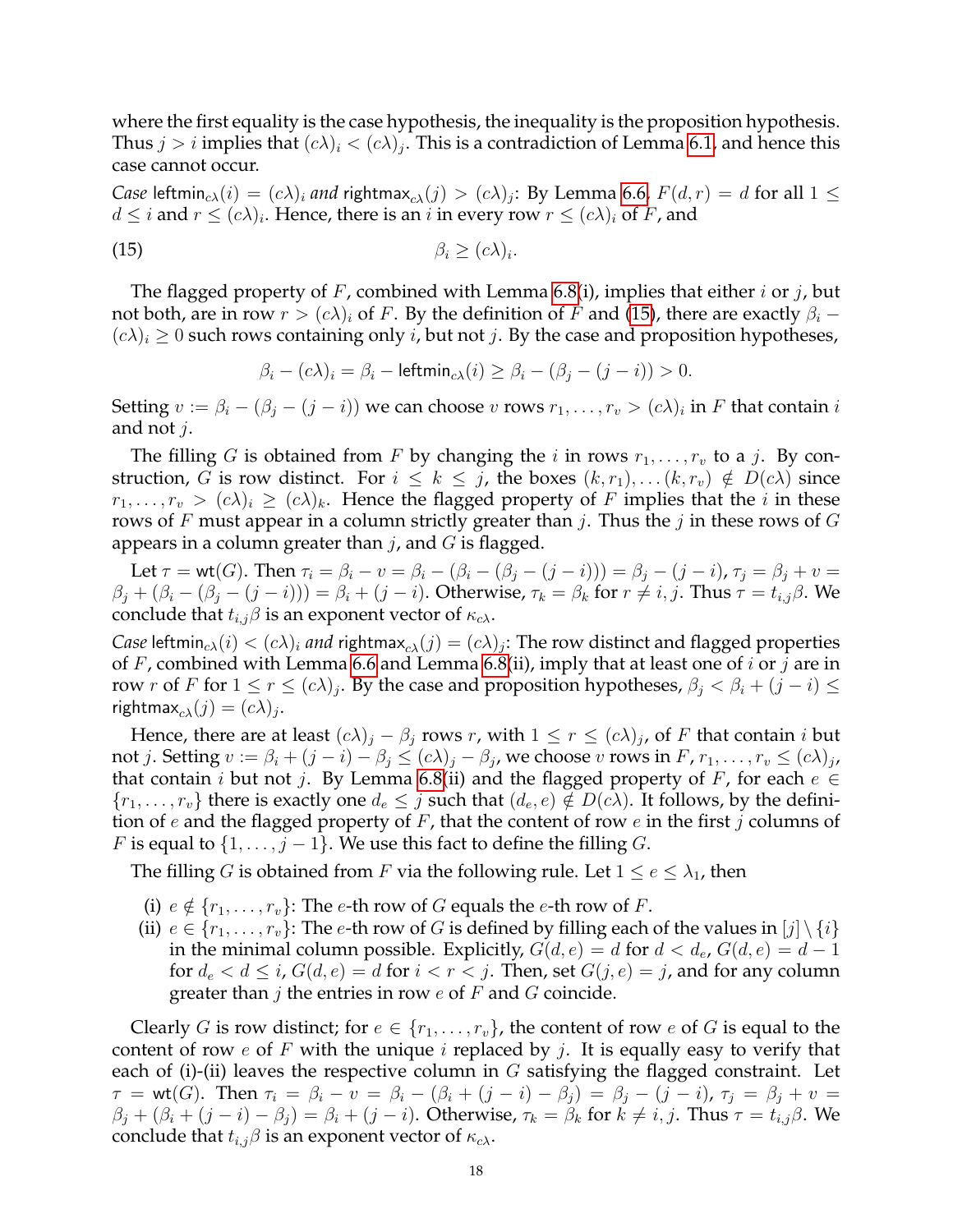where the first equality is the case hypothesis, the inequality is the proposition hypothesis. Thus $j > i$ implies that $(c\lambda)_i < (c\lambda)_j$. This is a contradiction of Lemma 6.1, and hence this case cannot occur.

*Case* $\mathsf{leftmin}_{c\lambda}(i) = (c\lambda)_i$ *and* $\mathsf{rightmax}_{c\lambda}(j) > (c\lambda)_j$: By Lemma 6.6, $F(d, r) = d$ for all $1 \leq d \leq i$ and $r \leq (c\lambda)_i$. Hence, there is an $i$ in every row $r \leq (c\lambda)_i$ of $F$, and

$$\beta_i \geq (c\lambda)_i. \tag{15}$$

The flagged property of $F$, combined with Lemma 6.8(i), implies that either $i$ or $j$, but not both, are in row $r > (c\lambda)_i$ of $F$. By the definition of $F$ and (15), there are exactly $\beta_i - (c\lambda)_i \geq 0$ such rows containing only $i$, but not $j$. By the case and proposition hypotheses,

$$\beta_i - (c\lambda)_i = \beta_i - \mathsf{leftmin}_{c\lambda}(i) \geq \beta_i - (\beta_j - (j-i)) > 0.$$

Setting $v := \beta_i - (\beta_j - (j-i))$ we can choose $v$ rows $r_1, \ldots, r_v > (c\lambda)_i$ in $F$ that contain $i$ and not $j$.

The filling $G$ is obtained from $F$ by changing the $i$ in rows $r_1, \ldots, r_v$ to a $j$. By construction, $G$ is row distinct. For $i \leq k \leq j$, the boxes $(k, r_1), \ldots (k, r_v) \notin D(c\lambda)$ since $r_1, \ldots, r_v > (c\lambda)_i \geq (c\lambda)_k$. Hence the flagged property of $F$ implies that the $i$ in these rows of $F$ must appear in a column strictly greater than $j$. Thus the $j$ in these rows of $G$ appears in a column greater than $j$, and $G$ is flagged.

Let $\tau = \mathsf{wt}(G)$. Then $\tau_i = \beta_i - v = \beta_i - (\beta_i - (\beta_j - (j-i))) = \beta_j - (j-i)$, $\tau_j = \beta_j + v = \beta_j + (\beta_i - (\beta_j - (j-i))) = \beta_i + (j-i)$. Otherwise, $\tau_k = \beta_k$ for $r \neq i, j$. Thus $\tau = t_{i,j}\beta$. We conclude that $t_{i,j}\beta$ is an exponent vector of $\kappa_{c\lambda}$.

*Case* $\mathsf{leftmin}_{c\lambda}(i) < (c\lambda)_i$ *and* $\mathsf{rightmax}_{c\lambda}(j) = (c\lambda)_j$: The row distinct and flagged properties of $F$, combined with Lemma 6.6 and Lemma 6.8(ii), imply that at least one of $i$ or $j$ are in row $r$ of $F$ for $1 \leq r \leq (c\lambda)_j$. By the case and proposition hypotheses, $\beta_j < \beta_i + (j-i) \leq \mathsf{rightmax}_{c\lambda}(j) = (c\lambda)_j$.

Hence, there are at least $(c\lambda)_j - \beta_j$ rows $r$, with $1 \leq r \leq (c\lambda)_j$, of $F$ that contain $i$ but not $j$. Setting $v := \beta_i + (j-i) - \beta_j \leq (c\lambda)_j - \beta_j$, we choose $v$ rows in $F$, $r_1, \ldots, r_v \leq (c\lambda)_j$, that contain $i$ but not $j$. By Lemma 6.8(ii) and the flagged property of $F$, for each $e \in \{r_1, \ldots, r_v\}$ there is exactly one $d_e \leq j$ such that $(d_e, e) \notin D(c\lambda)$. It follows, by the definition of $e$ and the flagged property of $F$, that the content of row $e$ in the first $j$ columns of $F$ is equal to $\{1, \ldots, j-1\}$. We use this fact to define the filling $G$.

The filling $G$ is obtained from $F$ via the following rule. Let $1 \leq e \leq \lambda_1$, then

(i) $e \notin \{r_1, \ldots, r_v\}$: The $e$-th row of $G$ equals the $e$-th row of $F$.
(ii) $e \in \{r_1, \ldots, r_v\}$: The $e$-th row of $G$ is defined by filling each of the values in $[j] \setminus \{i\}$ in the minimal column possible. Explicitly, $G(d, e) = d$ for $d < d_e$, $G(d, e) = d - 1$ for $d_e < d \leq i$, $G(d, e) = d$ for $i < r < j$. Then, set $G(j, e) = j$, and for any column greater than $j$ the entries in row $e$ of $F$ and $G$ coincide.

Clearly $G$ is row distinct; for $e \in \{r_1, \ldots, r_v\}$, the content of row $e$ of $G$ is equal to the content of row $e$ of $F$ with the unique $i$ replaced by $j$. It is equally easy to verify that each of (i)-(ii) leaves the respective column in $G$ satisfying the flagged constraint. Let $\tau = \mathsf{wt}(G)$. Then $\tau_i = \beta_i - v = \beta_i - (\beta_i + (j-i) - \beta_j) = \beta_j - (j-i)$, $\tau_j = \beta_j + v = \beta_j + (\beta_i + (j-i) - \beta_j) = \beta_i + (j-i)$. Otherwise, $\tau_k = \beta_k$ for $k \neq i, j$. Thus $\tau = t_{i,j}\beta$. We conclude that $t_{i,j}\beta$ is an exponent vector of $\kappa_{c\lambda}$.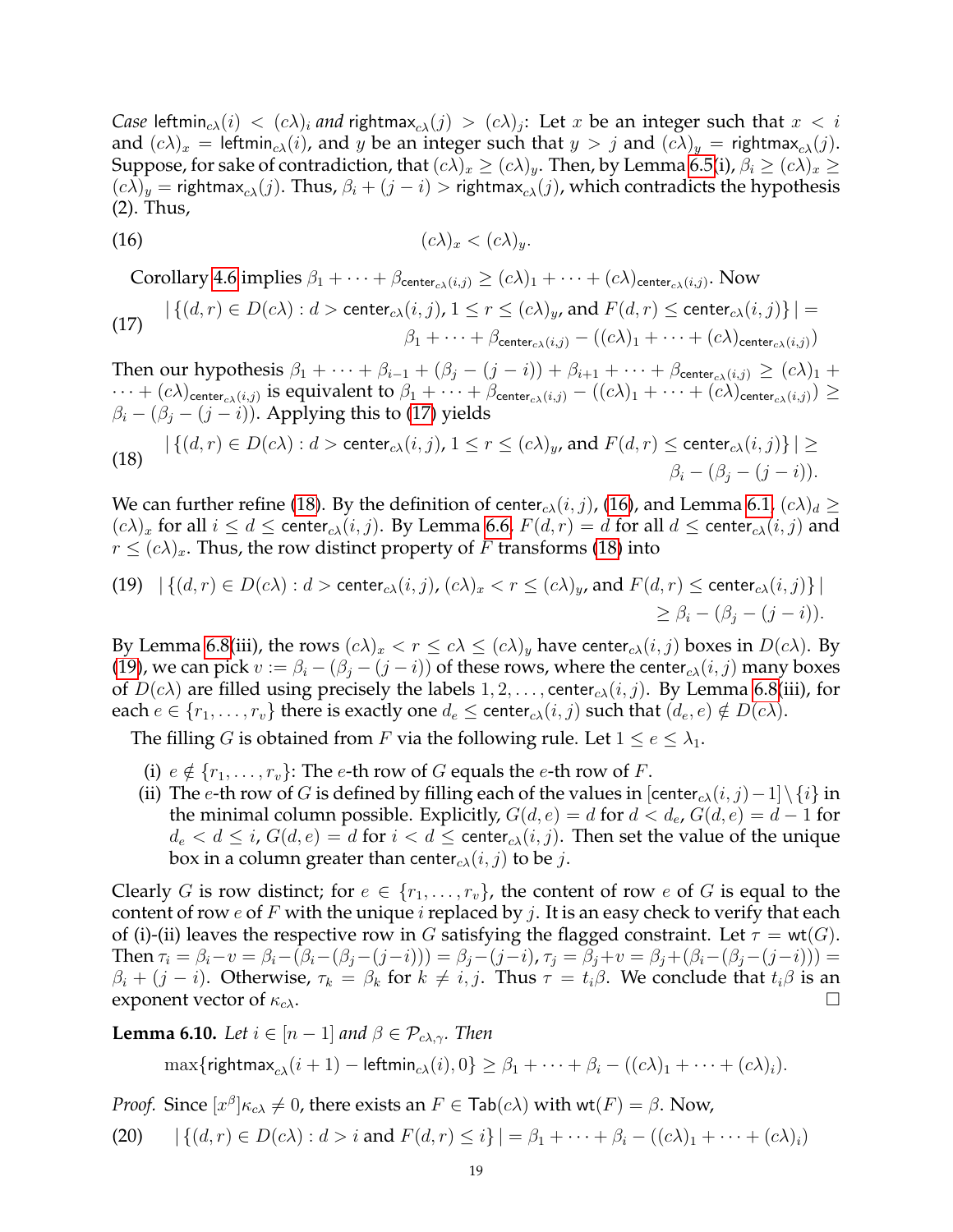*Case* $\mathsf{leftmin}_{c\lambda}(i) < (c\lambda)_i$ *and* $\mathsf{rightmax}_{c\lambda}(j) > (c\lambda)_j$: Let $x$ be an integer such that $x < i$ and $(c\lambda)_x = \mathsf{leftmin}_{c\lambda}(i)$, and $y$ be an integer such that $y > j$ and $(c\lambda)_y = \mathsf{rightmax}_{c\lambda}(j)$. Suppose, for sake of contradiction, that $(c\lambda)_x \geq (c\lambda)_y$. Then, by Lemma 6.5(i), $\beta_i \geq (c\lambda)_x \geq (c\lambda)_y = \mathsf{rightmax}_{c\lambda}(j)$. Thus, $\beta_i + (j-i) > \mathsf{rightmax}_{c\lambda}(j)$, which contradicts the hypothesis (2). Thus,

$$(c\lambda)_x < (c\lambda)_y. \tag{16}$$

Corollary 4.6 implies $\beta_1 + \cdots + \beta_{\mathsf{center}_{c\lambda}(i,j)} \geq (c\lambda)_1 + \cdots + (c\lambda)_{\mathsf{center}_{c\lambda}(i,j)}$. Now

$$|\{(d,r) \in D(c\lambda) : d > \mathsf{center}_{c\lambda}(i,j),\ 1 \leq r \leq (c\lambda)_y, \text{ and } F(d,r) \leq \mathsf{center}_{c\lambda}(i,j)\}| = \beta_1 + \cdots + \beta_{\mathsf{center}_{c\lambda}(i,j)} - ((c\lambda)_1 + \cdots + (c\lambda)_{\mathsf{center}_{c\lambda}(i,j)}) \tag{17}$$

Then our hypothesis $\beta_1 + \cdots + \beta_{i-1} + (\beta_j - (j-i)) + \beta_{i+1} + \cdots + \beta_{\mathsf{center}_{c\lambda}(i,j)} \geq (c\lambda)_1 + \cdots + (c\lambda)_{\mathsf{center}_{c\lambda}(i,j)}$ is equivalent to $\beta_1 + \cdots + \beta_{\mathsf{center}_{c\lambda}(i,j)} - ((c\lambda)_1 + \cdots + (c\lambda)_{\mathsf{center}_{c\lambda}(i,j)}) \geq \beta_i - (\beta_j - (j-i))$. Applying this to (17) yields

$$|\{(d,r) \in D(c\lambda) : d > \mathsf{center}_{c\lambda}(i,j),\ 1 \leq r \leq (c\lambda)_y, \text{ and } F(d,r) \leq \mathsf{center}_{c\lambda}(i,j)\}| \geq \beta_i - (\beta_j - (j-i)). \tag{18}$$

We can further refine (18). By the definition of $\mathsf{center}_{c\lambda}(i,j)$, (16), and Lemma 6.1, $(c\lambda)_d \geq (c\lambda)_x$ for all $i \leq d \leq \mathsf{center}_{c\lambda}(i,j)$. By Lemma 6.6, $F(d,r) = d$ for all $d \leq \mathsf{center}_{c\lambda}(i,j)$ and $r \leq (c\lambda)_x$. Thus, the row distinct property of $F$ transforms (18) into

$$|\{(d,r) \in D(c\lambda) : d > \mathsf{center}_{c\lambda}(i,j),\ (c\lambda)_x < r \leq (c\lambda)_y, \text{ and } F(d,r) \leq \mathsf{center}_{c\lambda}(i,j)\}| \geq \beta_i - (\beta_j - (j-i)). \tag{19}$$

By Lemma 6.8(iii), the rows $(c\lambda)_x < r \leq c\lambda \leq (c\lambda)_y$ have $\mathsf{center}_{c\lambda}(i,j)$ boxes in $D(c\lambda)$. By (19), we can pick $v := \beta_i - (\beta_j - (j-i))$ of these rows, where the $\mathsf{center}_{c\lambda}(i,j)$ many boxes of $D(c\lambda)$ are filled using precisely the labels $1, 2, \ldots, \mathsf{center}_{c\lambda}(i,j)$. By Lemma 6.8(iii), for each $e \in \{r_1, \ldots, r_v\}$ there is exactly one $d_e \leq \mathsf{center}_{c\lambda}(i,j)$ such that $(d_e, e) \notin D(c\lambda)$.

The filling $G$ is obtained from $F$ via the following rule. Let $1 \leq e \leq \lambda_1$.

(i) $e \notin \{r_1, \ldots, r_v\}$: The $e$-th row of $G$ equals the $e$-th row of $F$.
(ii) The $e$-th row of $G$ is defined by filling each of the values in $[\mathsf{center}_{c\lambda}(i,j) - 1] \setminus \{i\}$ in the minimal column possible. Explicitly, $G(d,e) = d$ for $d < d_e$, $G(d,e) = d-1$ for $d_e < d \leq i$, $G(d,e) = d$ for $i < d \leq \mathsf{center}_{c\lambda}(i,j)$. Then set the value of the unique box in a column greater than $\mathsf{center}_{c\lambda}(i,j)$ to be $j$.

Clearly $G$ is row distinct; for $e \in \{r_1, \ldots, r_v\}$, the content of row $e$ of $G$ is equal to the content of row $e$ of $F$ with the unique $i$ replaced by $j$. It is an easy check to verify that each of (i)-(ii) leaves the respective row in $G$ satisfying the flagged constraint. Let $\tau = \mathsf{wt}(G)$. Then $\tau_i = \beta_i - v = \beta_i - (\beta_i - (\beta_j - (j-i))) = \beta_j - (j-i)$, $\tau_j = \beta_j + v = \beta_j + (\beta_i - (\beta_j - (j-i))) = \beta_i + (j-i)$. Otherwise, $\tau_k = \beta_k$ for $k \neq i, j$. Thus $\tau = t_i\beta$. We conclude that $t_i\beta$ is an exponent vector of $\kappa_{c\lambda}$. $\square$

**Lemma 6.10.** *Let $i \in [n-1]$ and $\beta \in \mathcal{P}_{c\lambda,\gamma}$. Then*

$$\max\{\mathsf{rightmax}_{c\lambda}(i+1) - \mathsf{leftmin}_{c\lambda}(i), 0\} \geq \beta_1 + \cdots + \beta_i - ((c\lambda)_1 + \cdots + (c\lambda)_i).$$

*Proof.* Since $[x^\beta]\kappa_{c\lambda} \neq 0$, there exists an $F \in \mathsf{Tab}(c\lambda)$ with $\mathsf{wt}(F) = \beta$. Now,

$$|\{(d,r) \in D(c\lambda) : d > i \text{ and } F(d,r) \leq i\}| = \beta_1 + \cdots + \beta_i - ((c\lambda)_1 + \cdots + (c\lambda)_i) \tag{20}$$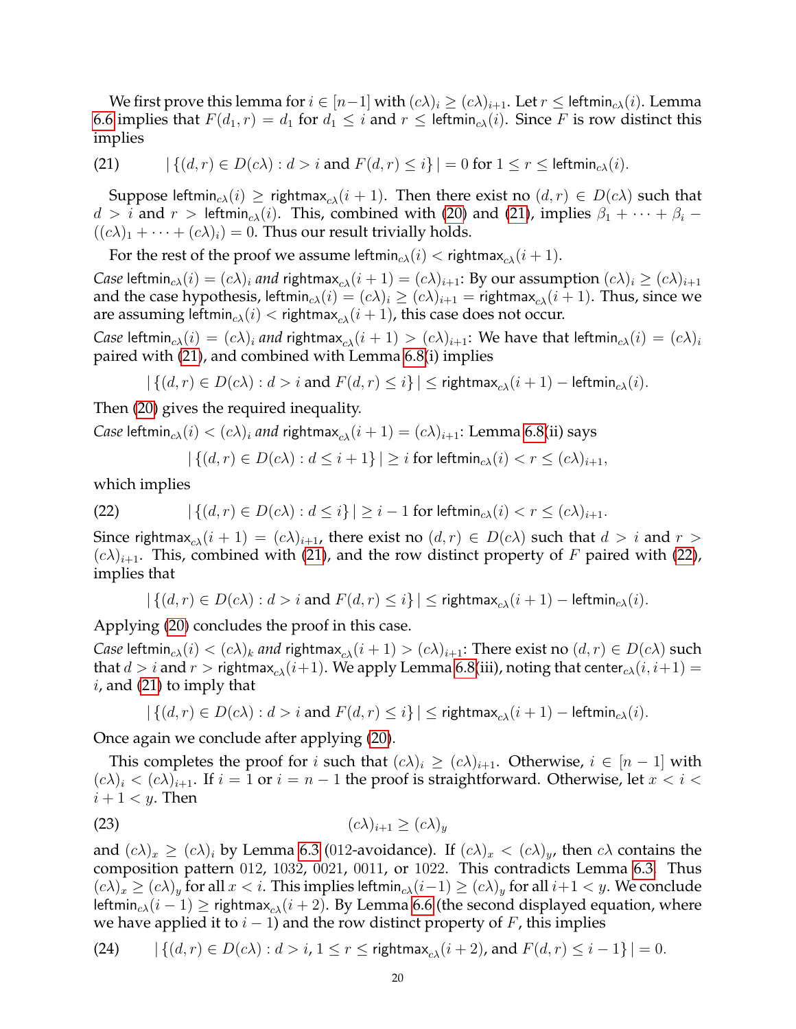We first prove this lemma for $i \in [n-1]$ with $(c\lambda)_i \geq (c\lambda)_{i+1}$. Let $r \leq \mathsf{leftmin}_{c\lambda}(i)$. Lemma 6.6 implies that $F(d_1, r) = d_1$ for $d_1 \leq i$ and $r \leq \mathsf{leftmin}_{c\lambda}(i)$. Since $F$ is row distinct this implies

$$|\{(d,r) \in D(c\lambda) : d > i \text{ and } F(d,r) \leq i\}| = 0 \text{ for } 1 \leq r \leq \mathsf{leftmin}_{c\lambda}(i). \tag{21}$$

Suppose $\mathsf{leftmin}_{c\lambda}(i) \geq \mathsf{rightmax}_{c\lambda}(i+1)$. Then there exist no $(d,r) \in D(c\lambda)$ such that $d > i$ and $r > \mathsf{leftmin}_{c\lambda}(i)$. This, combined with (20) and (21), implies $\beta_1 + \cdots + \beta_i - ((c\lambda)_1 + \cdots + (c\lambda)_i) = 0$. Thus our result trivially holds.

For the rest of the proof we assume $\mathsf{leftmin}_{c\lambda}(i) < \mathsf{rightmax}_{c\lambda}(i+1)$.

*Case* $\mathsf{leftmin}_{c\lambda}(i) = (c\lambda)_i$ *and* $\mathsf{rightmax}_{c\lambda}(i+1) = (c\lambda)_{i+1}$: By our assumption $(c\lambda)_i \geq (c\lambda)_{i+1}$ and the case hypothesis, $\mathsf{leftmin}_{c\lambda}(i) = (c\lambda)_i \geq (c\lambda)_{i+1} = \mathsf{rightmax}_{c\lambda}(i+1)$. Thus, since we are assuming $\mathsf{leftmin}_{c\lambda}(i) < \mathsf{rightmax}_{c\lambda}(i+1)$, this case does not occur.

*Case* $\mathsf{leftmin}_{c\lambda}(i) = (c\lambda)_i$ *and* $\mathsf{rightmax}_{c\lambda}(i+1) > (c\lambda)_{i+1}$: We have that $\mathsf{leftmin}_{c\lambda}(i) = (c\lambda)_i$ paired with (21), and combined with Lemma 6.8(i) implies

$$|\{(d,r) \in D(c\lambda) : d > i \text{ and } F(d,r) \leq i\}| \leq \mathsf{rightmax}_{c\lambda}(i+1) - \mathsf{leftmin}_{c\lambda}(i).$$

Then (20) gives the required inequality.

*Case* $\mathsf{leftmin}_{c\lambda}(i) < (c\lambda)_i$ *and* $\mathsf{rightmax}_{c\lambda}(i+1) = (c\lambda)_{i+1}$: Lemma 6.8(ii) says

$$|\{(d,r) \in D(c\lambda) : d \leq i+1\}| \geq i \text{ for } \mathsf{leftmin}_{c\lambda}(i) < r \leq (c\lambda)_{i+1},$$

which implies

$$|\{(d,r) \in D(c\lambda) : d \leq i\}| \geq i-1 \text{ for } \mathsf{leftmin}_{c\lambda}(i) < r \leq (c\lambda)_{i+1}. \tag{22}$$

Since $\mathsf{rightmax}_{c\lambda}(i+1) = (c\lambda)_{i+1}$, there exist no $(d,r) \in D(c\lambda)$ such that $d > i$ and $r > (c\lambda)_{i+1}$. This, combined with (21), and the row distinct property of $F$ paired with (22), implies that

$$|\{(d,r) \in D(c\lambda) : d > i \text{ and } F(d,r) \leq i\}| \leq \mathsf{rightmax}_{c\lambda}(i+1) - \mathsf{leftmin}_{c\lambda}(i).$$

Applying (20) concludes the proof in this case.

*Case* $\mathsf{leftmin}_{c\lambda}(i) < (c\lambda)_k$ *and* $\mathsf{rightmax}_{c\lambda}(i+1) > (c\lambda)_{i+1}$: There exist no $(d,r) \in D(c\lambda)$ such that $d > i$ and $r > \mathsf{rightmax}_{c\lambda}(i+1)$. We apply Lemma 6.8(iii), noting that $\mathsf{center}_{c\lambda}(i, i+1) = i$, and (21) to imply that

$$|\{(d,r) \in D(c\lambda) : d > i \text{ and } F(d,r) \leq i\}| \leq \mathsf{rightmax}_{c\lambda}(i+1) - \mathsf{leftmin}_{c\lambda}(i).$$

Once again we conclude after applying (20).

This completes the proof for $i$ such that $(c\lambda)_i \geq (c\lambda)_{i+1}$. Otherwise, $i \in [n-1]$ with $(c\lambda)_i < (c\lambda)_{i+1}$. If $i = 1$ or $i = n-1$ the proof is straightforward. Otherwise, let $x < i < i+1 < y$. Then

$$(c\lambda)_{i+1} \geq (c\lambda)_y \tag{23}$$

and $(c\lambda)_x \geq (c\lambda)_i$ by Lemma 6.3 (012-avoidance). If $(c\lambda)_x < (c\lambda)_y$, then $c\lambda$ contains the composition pattern 012, 1032, 0021, 0011, or 1022. This contradicts Lemma 6.3. Thus $(c\lambda)_x \geq (c\lambda)_y$ for all $x < i$. This implies $\mathsf{leftmin}_{c\lambda}(i-1) \geq (c\lambda)_y$ for all $i+1 < y$. We conclude $\mathsf{leftmin}_{c\lambda}(i-1) \geq \mathsf{rightmax}_{c\lambda}(i+2)$. By Lemma 6.6 (the second displayed equation, where we have applied it to $i-1$) and the row distinct property of $F$, this implies

$$|\{(d,r) \in D(c\lambda) : d > i, 1 \leq r \leq \mathsf{rightmax}_{c\lambda}(i+2), \text{ and } F(d,r) \leq i-1\}| = 0. \tag{24}$$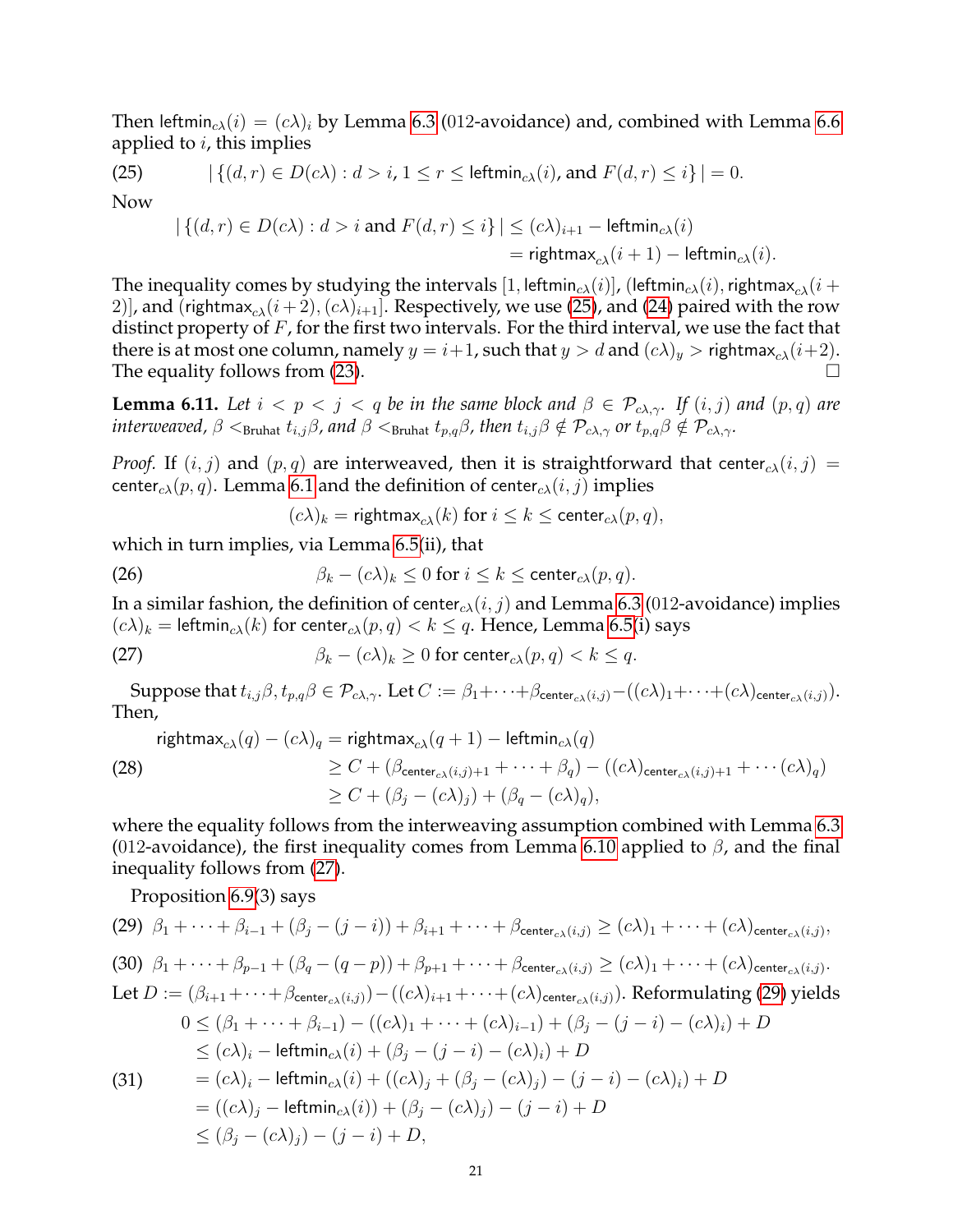Then $\mathsf{leftmin}_{c\lambda}(i) = (c\lambda)_i$ by Lemma 6.3 (012-avoidance) and, combined with Lemma 6.6 applied to $i$, this implies

$$|\{(d,r) \in D(c\lambda) : d > i,\ 1 \le r \le \mathsf{leftmin}_{c\lambda}(i), \text{ and } F(d,r) \le i\}| = 0. \tag{25}$$

Now

$$\begin{aligned}
|\{(d,r) \in D(c\lambda) : d > i \text{ and } F(d,r) \le i\}| &\le (c\lambda)_{i+1} - \mathsf{leftmin}_{c\lambda}(i) \\
&= \mathsf{rightmax}_{c\lambda}(i+1) - \mathsf{leftmin}_{c\lambda}(i).
\end{aligned}$$

The inequality comes by studying the intervals $[1, \mathsf{leftmin}_{c\lambda}(i)]$, $(\mathsf{leftmin}_{c\lambda}(i), \mathsf{rightmax}_{c\lambda}(i+2)]$, and $(\mathsf{rightmax}_{c\lambda}(i+2), (c\lambda)_{i+1}]$. Respectively, we use (25), and (24) paired with the row distinct property of $F$, for the first two intervals. For the third interval, we use the fact that there is at most one column, namely $y = i+1$, such that $y > d$ and $(c\lambda)_y > \mathsf{rightmax}_{c\lambda}(i+2)$. The equality follows from (23). $\square$

**Lemma 6.11.** *Let $i < p < j < q$ be in the same block and $\beta \in \mathcal{P}_{c\lambda,\gamma}$. If $(i,j)$ and $(p,q)$ are interweaved, $\beta <_{\text{Bruhat}} t_{i,j}\beta$, and $\beta <_{\text{Bruhat}} t_{p,q}\beta$, then $t_{i,j}\beta \notin \mathcal{P}_{c\lambda,\gamma}$ or $t_{p,q}\beta \notin \mathcal{P}_{c\lambda,\gamma}$.*

*Proof.* If $(i,j)$ and $(p,q)$ are interweaved, then it is straightforward that $\mathsf{center}_{c\lambda}(i,j) = \mathsf{center}_{c\lambda}(p,q)$. Lemma 6.1 and the definition of $\mathsf{center}_{c\lambda}(i,j)$ implies

$$(c\lambda)_k = \mathsf{rightmax}_{c\lambda}(k) \text{ for } i \le k \le \mathsf{center}_{c\lambda}(p,q),$$

which in turn implies, via Lemma 6.5(ii), that

$$\beta_k - (c\lambda)_k \le 0 \text{ for } i \le k \le \mathsf{center}_{c\lambda}(p,q). \tag{26}$$

In a similar fashion, the definition of $\mathsf{center}_{c\lambda}(i,j)$ and Lemma 6.3 (012-avoidance) implies $(c\lambda)_k = \mathsf{leftmin}_{c\lambda}(k)$ for $\mathsf{center}_{c\lambda}(p,q) < k \le q$. Hence, Lemma 6.5(i) says

$$\beta_k - (c\lambda)_k \ge 0 \text{ for } \mathsf{center}_{c\lambda}(p,q) < k \le q. \tag{27}$$

Suppose that $t_{i,j}\beta, t_{p,q}\beta \in \mathcal{P}_{c\lambda,\gamma}$. Let $C := \beta_1 + \cdots + \beta_{\mathsf{center}_{c\lambda}(i,j)} - ((c\lambda)_1 + \cdots + (c\lambda)_{\mathsf{center}_{c\lambda}(i,j)})$. Then,

$$\begin{aligned}
\mathsf{rightmax}_{c\lambda}(q) - (c\lambda)_q &= \mathsf{rightmax}_{c\lambda}(q+1) - \mathsf{leftmin}_{c\lambda}(q) \\
&\ge C + (\beta_{\mathsf{center}_{c\lambda}(i,j)+1} + \cdots + \beta_q) - ((c\lambda)_{\mathsf{center}_{c\lambda}(i,j)+1} + \cdots (c\lambda)_q) \\
&\ge C + (\beta_j - (c\lambda)_j) + (\beta_q - (c\lambda)_q),
\end{aligned} \tag{28}$$

where the equality follows from the interweaving assumption combined with Lemma 6.3 (012-avoidance), the first inequality comes from Lemma 6.10 applied to $\beta$, and the final inequality follows from (27).

Proposition 6.9(3) says

$$\beta_1 + \cdots + \beta_{i-1} + (\beta_j - (j-i)) + \beta_{i+1} + \cdots + \beta_{\mathsf{center}_{c\lambda}(i,j)} \ge (c\lambda)_1 + \cdots + (c\lambda)_{\mathsf{center}_{c\lambda}(i,j)}, \tag{29}$$

$$\beta_1 + \cdots + \beta_{p-1} + (\beta_q - (q-p)) + \beta_{p+1} + \cdots + \beta_{\mathsf{center}_{c\lambda}(i,j)} \ge (c\lambda)_1 + \cdots + (c\lambda)_{\mathsf{center}_{c\lambda}(i,j)}. \tag{30}$$

Let $D := (\beta_{i+1} + \cdots + \beta_{\mathsf{center}_{c\lambda}(i,j)}) - ((c\lambda)_{i+1} + \cdots + (c\lambda)_{\mathsf{center}_{c\lambda}(i,j)})$. Reformulating (29) yields

$$\begin{aligned}
0 &\le (\beta_1 + \cdots + \beta_{i-1}) - ((c\lambda)_1 + \cdots + (c\lambda)_{i-1}) + (\beta_j - (j-i) - (c\lambda)_i) + D \\
&\le (c\lambda)_i - \mathsf{leftmin}_{c\lambda}(i) + (\beta_j - (j-i) - (c\lambda)_i) + D \\
&= (c\lambda)_i - \mathsf{leftmin}_{c\lambda}(i) + ((c\lambda)_j + (\beta_j - (c\lambda)_j) - (j-i) - (c\lambda)_i) + D \\
&= ((c\lambda)_j - \mathsf{leftmin}_{c\lambda}(i)) + (\beta_j - (c\lambda)_j) - (j-i) + D \\
&\le (\beta_j - (c\lambda)_j) - (j-i) + D,
\end{aligned} \tag{31}$$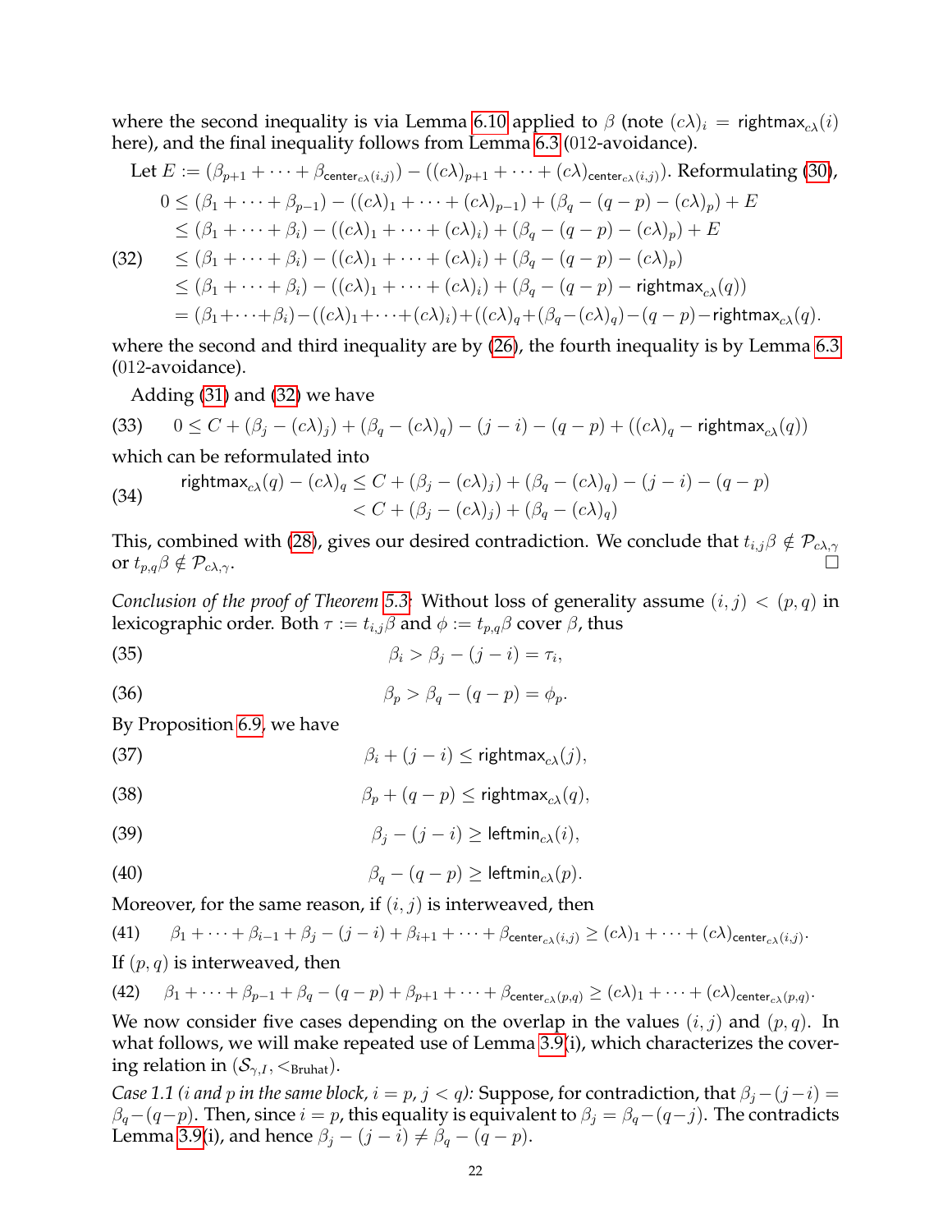where the second inequality is via Lemma 6.10 applied to $\beta$ (note $(c\lambda)_i = \mathsf{rightmax}_{c\lambda}(i)$ here), and the final inequality follows from Lemma 6.3 (012-avoidance).

Let $E := (\beta_{p+1} + \cdots + \beta_{\mathsf{center}_{c\lambda}(i,j)}) - ((c\lambda)_{p+1} + \cdots + (c\lambda)_{\mathsf{center}_{c\lambda}(i,j)})$. Reformulating (30),

$$
\begin{aligned}
0 &\le (\beta_1 + \cdots + \beta_{p-1}) - ((c\lambda)_1 + \cdots + (c\lambda)_{p-1}) + (\beta_q - (q-p) - (c\lambda)_p) + E \\
&\le (\beta_1 + \cdots + \beta_i) - ((c\lambda)_1 + \cdots + (c\lambda)_i) + (\beta_q - (q-p) - (c\lambda)_p) + E \\
&\le (\beta_1 + \cdots + \beta_i) - ((c\lambda)_1 + \cdots + (c\lambda)_i) + (\beta_q - (q-p) - (c\lambda)_p) \\
&\le (\beta_1 + \cdots + \beta_i) - ((c\lambda)_1 + \cdots + (c\lambda)_i) + (\beta_q - (q-p) - \mathsf{rightmax}_{c\lambda}(q)) \\
&= (\beta_1+\cdots+\beta_i) - ((c\lambda)_1+\cdots+(c\lambda)_i) + (c\lambda)_q + (\beta_q - (c\lambda)_q) - (q-p) - \mathsf{rightmax}_{c\lambda}(q).
\end{aligned} \tag{32}
$$

where the second and third inequality are by (26), the fourth inequality is by Lemma 6.3 (012-avoidance).

Adding (31) and (32) we have

$$0 \le C + (\beta_j - (c\lambda)_j) + (\beta_q - (c\lambda)_q) - (j-i) - (q-p) + ((c\lambda)_q - \mathsf{rightmax}_{c\lambda}(q)) \tag{33}$$

which can be reformulated into

$$
\begin{aligned}
\mathsf{rightmax}_{c\lambda}(q) - (c\lambda)_q &\le C + (\beta_j - (c\lambda)_j) + (\beta_q - (c\lambda)_q) - (j-i) - (q-p) \\
&< C + (\beta_j - (c\lambda)_j) + (\beta_q - (c\lambda)_q)
\end{aligned} \tag{34}
$$

This, combined with (28), gives our desired contradiction. We conclude that $t_{i,j}\beta \notin \mathcal{P}_{c\lambda,\gamma}$ or $t_{p,q}\beta \notin \mathcal{P}_{c\lambda,\gamma}$. □

*Conclusion of the proof of Theorem 5.3:* Without loss of generality assume $(i,j) < (p,q)$ in lexicographic order. Both $\tau := t_{i,j}\beta$ and $\phi := t_{p,q}\beta$ cover $\beta$, thus

$$\beta_i > \beta_j - (j-i) = \tau_i, \tag{35}$$

$$\beta_p > \beta_q - (q-p) = \phi_p. \tag{36}$$

By Proposition 6.9, we have

$$\beta_i + (j-i) \le \mathsf{rightmax}_{c\lambda}(j), \tag{37}$$

$$\beta_p + (q-p) \le \mathsf{rightmax}_{c\lambda}(q), \tag{38}$$

$$\beta_j - (j-i) \ge \mathsf{leftmin}_{c\lambda}(i), \tag{39}$$

$$\beta_q - (q-p) \ge \mathsf{leftmin}_{c\lambda}(p). \tag{40}$$

Moreover, for the same reason, if $(i,j)$ is interweaved, then

$$\beta_1 + \cdots + \beta_{i-1} + \beta_j - (j-i) + \beta_{i+1} + \cdots + \beta_{\mathsf{center}_{c\lambda}(i,j)} \ge (c\lambda)_1 + \cdots + (c\lambda)_{\mathsf{center}_{c\lambda}(i,j)}. \tag{41}$$

If $(p,q)$ is interweaved, then

$$\beta_1 + \cdots + \beta_{p-1} + \beta_q - (q-p) + \beta_{p+1} + \cdots + \beta_{\mathsf{center}_{c\lambda}(p,q)} \ge (c\lambda)_1 + \cdots + (c\lambda)_{\mathsf{center}_{c\lambda}(p,q)}. \tag{42}$$

We now consider five cases depending on the overlap in the values $(i,j)$ and $(p,q)$. In what follows, we will make repeated use of Lemma 3.9(i), which characterizes the covering relation in $(\mathcal{S}_{\gamma,I}, <_{\text{Bruhat}})$.

*Case 1.1 ($i$ and $p$ in the same block, $i = p$, $j < q$):* Suppose, for contradiction, that $\beta_j - (j-i) = \beta_q - (q-p)$. Then, since $i = p$, this equality is equivalent to $\beta_j = \beta_q - (q-j)$. The contradicts Lemma 3.9(i), and hence $\beta_j - (j-i) \neq \beta_q - (q-p)$.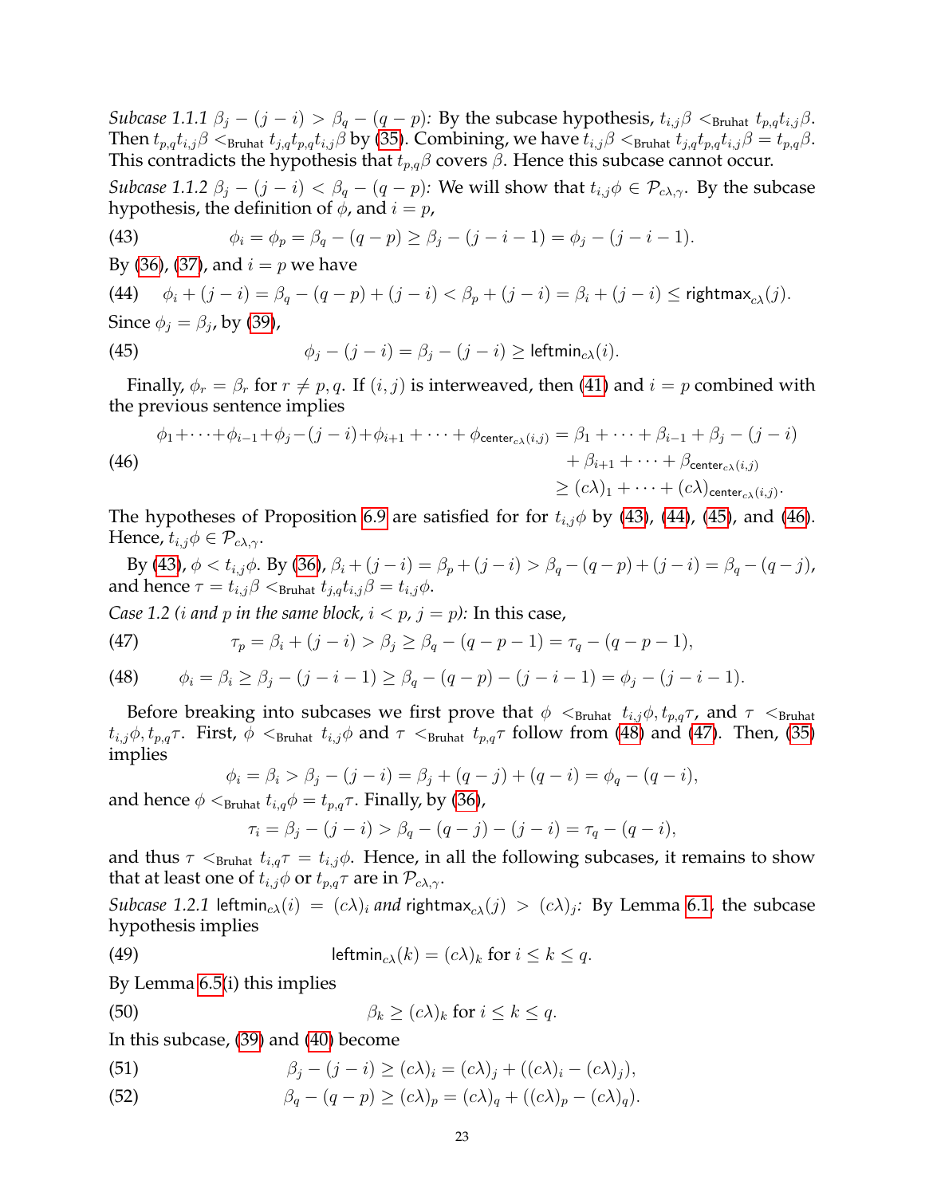*Subcase 1.1.1 $\beta_j - (j-i) > \beta_q - (q-p)$:* By the subcase hypothesis, $t_{i,j}\beta <_{\text{Bruhat}} t_{p,q}t_{i,j}\beta$. Then $t_{p,q}t_{i,j}\beta <_{\text{Bruhat}} t_{j,q}t_{p,q}t_{i,j}\beta$ by (35). Combining, we have $t_{i,j}\beta <_{\text{Bruhat}} t_{j,q}t_{p,q}t_{i,j}\beta = t_{p,q}\beta$. This contradicts the hypothesis that $t_{p,q}\beta$ covers $\beta$. Hence this subcase cannot occur.

*Subcase 1.1.2 $\beta_j - (j-i) < \beta_q - (q-p)$:* We will show that $t_{i,j}\phi \in \mathcal{P}_{c\lambda,\gamma}$. By the subcase hypothesis, the definition of $\phi$, and $i = p$,

$$\phi_i = \phi_p = \beta_q - (q-p) \geq \beta_j - (j-i-1) = \phi_j - (j-i-1). \tag{43}$$

By (36), (37), and $i = p$ we have

$$\phi_i + (j-i) = \beta_q - (q-p) + (j-i) < \beta_p + (j-i) = \beta_i + (j-i) \leq \mathsf{rightmax}_{c\lambda}(j). \tag{44}$$

Since $\phi_j = \beta_j$, by (39),

$$\phi_j - (j-i) = \beta_j - (j-i) \geq \mathsf{leftmin}_{c\lambda}(i). \tag{45}$$

Finally, $\phi_r = \beta_r$ for $r \neq p, q$. If $(i,j)$ is interweaved, then (41) and $i = p$ combined with the previous sentence implies

$$\begin{aligned}\phi_1 + \cdots + \phi_{i-1} + \phi_j - (j-i) + \phi_{i+1} + \cdots + \phi_{\mathsf{center}_{c\lambda}(i,j)} &= \beta_1 + \cdots + \beta_{i-1} + \beta_j - (j-i) \\ &\quad + \beta_{i+1} + \cdots + \beta_{\mathsf{center}_{c\lambda}(i,j)} \\ &\geq (c\lambda)_1 + \cdots + (c\lambda)_{\mathsf{center}_{c\lambda}(i,j)}.\end{aligned} \tag{46}$$

The hypotheses of Proposition 6.9 are satisfied for for $t_{i,j}\phi$ by (43), (44), (45), and (46). Hence, $t_{i,j}\phi \in \mathcal{P}_{c\lambda,\gamma}$.

By (43), $\phi < t_{i,j}\phi$. By (36), $\beta_i + (j-i) = \beta_p + (j-i) > \beta_q - (q-p) + (j-i) = \beta_q - (q-j)$, and hence $\tau = t_{i,j}\beta <_{\text{Bruhat}} t_{j,q}t_{i,j}\beta = t_{i,j}\phi$.

*Case 1.2 ($i$ and $p$ in the same block, $i < p$, $j = p$):* In this case,

$$\tau_p = \beta_i + (j-i) > \beta_j \geq \beta_q - (q-p-1) = \tau_q - (q-p-1), \tag{47}$$

$$\phi_i = \beta_i \geq \beta_j - (j-i-1) \geq \beta_q - (q-p) - (j-i-1) = \phi_j - (j-i-1). \tag{48}$$

Before breaking into subcases we first prove that $\phi <_{\text{Bruhat}} t_{i,j}\phi, t_{p,q}\tau$, and $\tau <_{\text{Bruhat}} t_{i,j}\phi, t_{p,q}\tau$. First, $\phi <_{\text{Bruhat}} t_{i,j}\phi$ and $\tau <_{\text{Bruhat}} t_{p,q}\tau$ follow from (48) and (47). Then, (35) implies

$$\phi_i = \beta_i > \beta_j - (j-i) = \beta_j + (q-j) + (q-i) = \phi_q - (q-i),$$

and hence $\phi <_{\text{Bruhat}} t_{i,q}\phi = t_{p,q}\tau$. Finally, by (36),

$$\tau_i = \beta_j - (j-i) > \beta_q - (q-j) - (j-i) = \tau_q - (q-i),$$

and thus $\tau <_{\text{Bruhat}} t_{i,q}\tau = t_{i,j}\phi$. Hence, in all the following subcases, it remains to show that at least one of $t_{i,j}\phi$ or $t_{p,q}\tau$ are in $\mathcal{P}_{c\lambda,\gamma}$.

*Subcase 1.2.1 $\mathsf{leftmin}_{c\lambda}(i) = (c\lambda)_i$ and $\mathsf{rightmax}_{c\lambda}(j) > (c\lambda)_j$:* By Lemma 6.1, the subcase hypothesis implies

$$\mathsf{leftmin}_{c\lambda}(k) = (c\lambda)_k \text{ for } i \leq k \leq q. \tag{49}$$

By Lemma 6.5(i) this implies

$$\beta_k \geq (c\lambda)_k \text{ for } i \leq k \leq q. \tag{50}$$

In this subcase, (39) and (40) become

$$\beta_j - (j-i) \geq (c\lambda)_i = (c\lambda)_j + ((c\lambda)_i - (c\lambda)_j), \tag{51}$$

$$\beta_q - (q-p) \geq (c\lambda)_p = (c\lambda)_q + ((c\lambda)_p - (c\lambda)_q). \tag{52}$$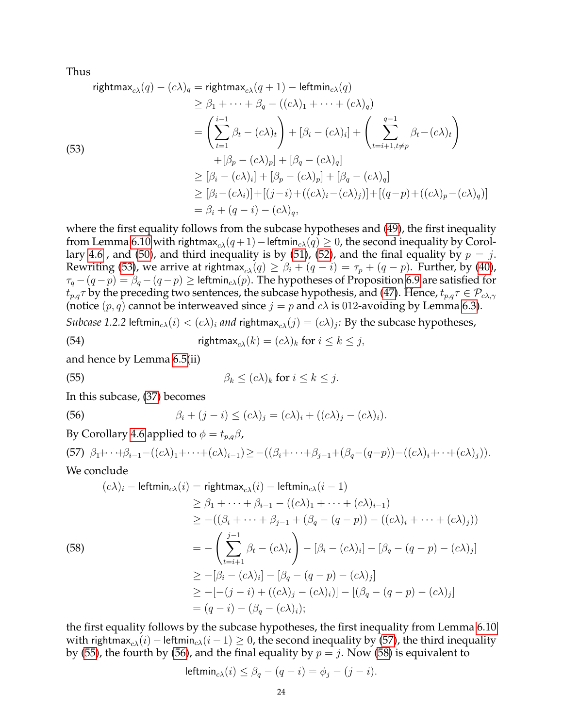Thus

$$
\begin{aligned}
\mathsf{rightmax}_{c\lambda}(q) - (c\lambda)_q &= \mathsf{rightmax}_{c\lambda}(q+1) - \mathsf{leftmin}_{c\lambda}(q) \\
&\geq \beta_1 + \cdots + \beta_q - ((c\lambda)_1 + \cdots + (c\lambda)_q) \\
&= \left(\sum_{t=1}^{i-1} \beta_t - (c\lambda)_t\right) + [\beta_i - (c\lambda)_i] + \left(\sum_{t=i+1, t\neq p}^{q-1} \beta_t - (c\lambda)_t\right) \\
&\quad + [\beta_p - (c\lambda)_p] + [\beta_q - (c\lambda)_q] \\
&\geq [\beta_i - (c\lambda)_i] + [\beta_p - (c\lambda)_p] + [\beta_q - (c\lambda)_q] \\
&\geq [\beta_i - (c\lambda_i)] + [(j-i) + ((c\lambda)_i - (c\lambda)_j)] + [(q-p) + ((c\lambda)_p - (c\lambda)_q)] \\
&= \beta_i + (q-i) - (c\lambda)_q,
\end{aligned} \tag{53}
$$

where the first equality follows from the subcase hypotheses and (49), the first inequality from Lemma 6.10 with $\mathsf{rightmax}_{c\lambda}(q+1) - \mathsf{leftmin}_{c\lambda}(q) \geq 0$, the second inequality by Corollary 4.6 , and (50), and third inequality is by (51), (52), and the final equality by $p = j$. Rewriting (53), we arrive at $\mathsf{rightmax}_{c\lambda}(q) \geq \beta_i + (q-i) = \tau_p + (q-p)$. Further, by (40), $\tau_q - (q-p) = \beta_q - (q-p) \geq \mathsf{leftmin}_{c\lambda}(p)$. The hypotheses of Proposition 6.9 are satisfied for $t_{p,q}\tau$ by the preceding two sentences, the subcase hypothesis, and (47). Hence, $t_{p,q}\tau \in \mathcal{P}_{c\lambda,\gamma}$ (notice $(p,q)$ cannot be interweaved since $j = p$ and $c\lambda$ is 012-avoiding by Lemma 6.3).

*Subcase 1.2.2* $\mathsf{leftmin}_{c\lambda}(i) < (c\lambda)_i$ *and* $\mathsf{rightmax}_{c\lambda}(j) = (c\lambda)_j$*:* By the subcase hypotheses,

$$
\mathsf{rightmax}_{c\lambda}(k) = (c\lambda)_k \text{ for } i \leq k \leq j, \tag{54}
$$

and hence by Lemma 6.5(ii)

$$
\beta_k \leq (c\lambda)_k \text{ for } i \leq k \leq j. \tag{55}
$$

In this subcase, (37) becomes

$$
\beta_i + (j-i) \leq (c\lambda)_j = (c\lambda)_i + ((c\lambda)_j - (c\lambda)_i). \tag{56}
$$

By Corollary 4.6 applied to $\phi = t_{p,q}\beta$,

$$
\beta_1 + \cdots + \beta_{i-1} - ((c\lambda)_1 + \cdots + (c\lambda)_{i-1}) \geq -((\beta_i + \cdots + \beta_{j-1} + (\beta_q - (q-p)) - ((c\lambda)_i + \cdots + (c\lambda)_j)). \tag{57}
$$

We conclude

$$
\begin{aligned}
(c\lambda)_i - \mathsf{leftmin}_{c\lambda}(i) &= \mathsf{rightmax}_{c\lambda}(i) - \mathsf{leftmin}_{c\lambda}(i-1) \\
&\geq \beta_1 + \cdots + \beta_{i-1} - ((c\lambda)_1 + \cdots + (c\lambda)_{i-1}) \\
&\geq -((\beta_i + \cdots + \beta_{j-1} + (\beta_q - (q-p)) - ((c\lambda)_i + \cdots + (c\lambda)_j)) \\
&= -\left(\sum_{t=i+1}^{j-1} \beta_t - (c\lambda)_t\right) - [\beta_i - (c\lambda)_i] - [\beta_q - (q-p) - (c\lambda)_j] \\
&\geq -[\beta_i - (c\lambda)_i] - [\beta_q - (q-p) - (c\lambda)_j] \\
&\geq -[-(j-i) + ((c\lambda)_j - (c\lambda)_i)] - [(\beta_q - (q-p) - (c\lambda)_j] \\
&= (q-i) - (\beta_q - (c\lambda)_i);
\end{aligned} \tag{58}
$$

the first equality follows by the subcase hypotheses, the first inequality from Lemma 6.10 with $\mathsf{rightmax}_{c\lambda}(i) - \mathsf{leftmin}_{c\lambda}(i-1) \geq 0$, the second inequality by (57), the third inequality by (55), the fourth by (56), and the final equality by $p = j$. Now (58) is equivalent to

$$
\mathsf{leftmin}_{c\lambda}(i) \leq \beta_q - (q-i) = \phi_j - (j-i).
$$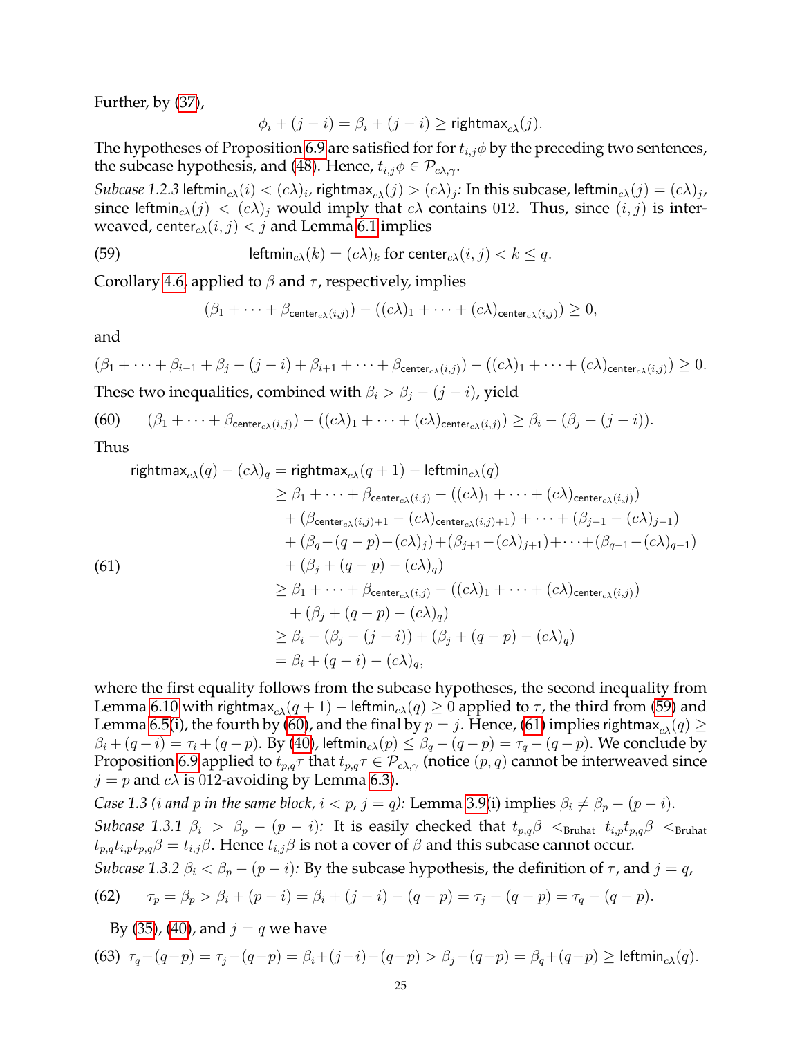Further, by (37),

$$\phi_i + (j-i) = \beta_i + (j-i) \geq \mathsf{rightmax}_{c\lambda}(j).$$

The hypotheses of Proposition 6.9 are satisfied for for $t_{i,j}\phi$ by the preceding two sentences, the subcase hypothesis, and (48). Hence, $t_{i,j}\phi \in \mathcal{P}_{c\lambda,\gamma}$.

*Subcase 1.2.3* $\mathsf{leftmin}_{c\lambda}(i) < (c\lambda)_i$, $\mathsf{rightmax}_{c\lambda}(j) > (c\lambda)_j$*:* In this subcase, $\mathsf{leftmin}_{c\lambda}(j) = (c\lambda)_j$, since $\mathsf{leftmin}_{c\lambda}(j) < (c\lambda)_j$ would imply that $c\lambda$ contains 012. Thus, since $(i,j)$ is interweaved, $\mathsf{center}_{c\lambda}(i,j) < j$ and Lemma 6.1 implies

$$\mathsf{leftmin}_{c\lambda}(k) = (c\lambda)_k \text{ for } \mathsf{center}_{c\lambda}(i,j) < k \leq q. \tag{59}$$

Corollary 4.6, applied to $\beta$ and $\tau$, respectively, implies

$$(\beta_1 + \cdots + \beta_{\mathsf{center}_{c\lambda}(i,j)}) - ((c\lambda)_1 + \cdots + (c\lambda)_{\mathsf{center}_{c\lambda}(i,j)}) \geq 0,$$

and

$$(\beta_1 + \cdots + \beta_{i-1} + \beta_j - (j-i) + \beta_{i+1} + \cdots + \beta_{\mathsf{center}_{c\lambda}(i,j)}) - ((c\lambda)_1 + \cdots + (c\lambda)_{\mathsf{center}_{c\lambda}(i,j)}) \geq 0.$$

These two inequalities, combined with $\beta_i > \beta_j - (j-i)$, yield

$$(\beta_1 + \cdots + \beta_{\mathsf{center}_{c\lambda}(i,j)}) - ((c\lambda)_1 + \cdots + (c\lambda)_{\mathsf{center}_{c\lambda}(i,j)}) \geq \beta_i - (\beta_j - (j-i)). \tag{60}$$

Thus

$$\begin{aligned}
\mathsf{rightmax}_{c\lambda}(q) - (c\lambda)_q &= \mathsf{rightmax}_{c\lambda}(q+1) - \mathsf{leftmin}_{c\lambda}(q) \\
&\geq \beta_1 + \cdots + \beta_{\mathsf{center}_{c\lambda}(i,j)} - ((c\lambda)_1 + \cdots + (c\lambda)_{\mathsf{center}_{c\lambda}(i,j)}) \\
&\quad + (\beta_{\mathsf{center}_{c\lambda}(i,j)+1} - (c\lambda)_{\mathsf{center}_{c\lambda}(i,j)+1}) + \cdots + (\beta_{j-1} - (c\lambda)_{j-1}) \\
&\quad + (\beta_q - (q-p) - (c\lambda)_j) + (\beta_{j+1} - (c\lambda)_{j+1}) + \cdots + (\beta_{q-1} - (c\lambda)_{q-1}) \\
&\quad + (\beta_j + (q-p) - (c\lambda)_q) \\
&\geq \beta_1 + \cdots + \beta_{\mathsf{center}_{c\lambda}(i,j)} - ((c\lambda)_1 + \cdots + (c\lambda)_{\mathsf{center}_{c\lambda}(i,j)}) \\
&\quad + (\beta_j + (q-p) - (c\lambda)_q) \\
&\geq \beta_i - (\beta_j - (j-i)) + (\beta_j + (q-p) - (c\lambda)_q) \\
&= \beta_i + (q-i) - (c\lambda)_q,
\end{aligned} \tag{61}$$

where the first equality follows from the subcase hypotheses, the second inequality from Lemma 6.10 with $\mathsf{rightmax}_{c\lambda}(q+1) - \mathsf{leftmin}_{c\lambda}(q) \geq 0$ applied to $\tau$, the third from (59) and Lemma 6.5(i), the fourth by (60), and the final by $p = j$. Hence, (61) implies $\mathsf{rightmax}_{c\lambda}(q) \geq \beta_i + (q-i) = \tau_i + (q-p)$. By (40), $\mathsf{leftmin}_{c\lambda}(p) \leq \beta_q - (q-p) = \tau_q - (q-p)$. We conclude by Proposition 6.9 applied to $t_{p,q}\tau$ that $t_{p,q}\tau \in \mathcal{P}_{c\lambda,\gamma}$ (notice $(p,q)$ cannot be interweaved since $j = p$ and $c\lambda$ is 012-avoiding by Lemma 6.3).

*Case 1.3 ($i$ and $p$ in the same block, $i < p$, $j = q$):* Lemma 3.9(i) implies $\beta_i \neq \beta_p - (p-i)$.

*Subcase 1.3.1* $\beta_i > \beta_p - (p-i)$*:* It is easily checked that $t_{p,q}\beta <_{\text{Bruhat}} t_{i,p}t_{p,q}\beta <_{\text{Bruhat}} t_{p,q}t_{i,p}t_{p,q}\beta = t_{i,j}\beta$. Hence $t_{i,j}\beta$ is not a cover of $\beta$ and this subcase cannot occur.

*Subcase 1.3.2* $\beta_i < \beta_p - (p-i)$*:* By the subcase hypothesis, the definition of $\tau$, and $j = q$,

$$\tau_p = \beta_p > \beta_i + (p-i) = \beta_i + (j-i) - (q-p) = \tau_j - (q-p) = \tau_q - (q-p). \tag{62}$$

By (35), (40), and $j = q$ we have

$$\tau_q - (q-p) = \tau_j - (q-p) = \beta_i + (j-i) - (q-p) > \beta_j - (q-p) = \beta_q + (q-p) \geq \mathsf{leftmin}_{c\lambda}(q). \tag{63}$$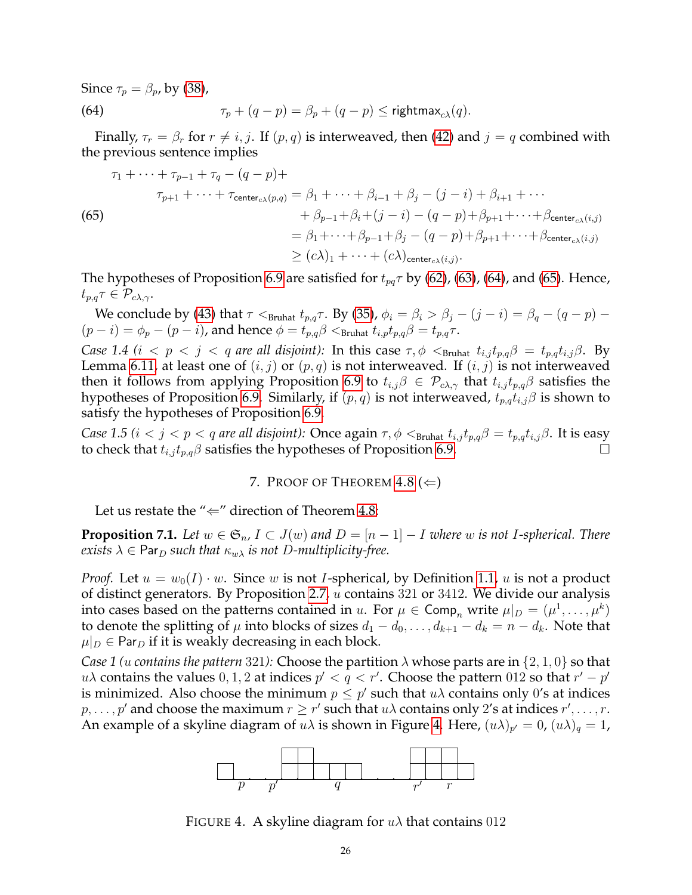Since $\tau_p = \beta_p$, by (38),

$$\tau_p + (q - p) = \beta_p + (q - p) \leq \mathsf{rightmax}_{c\lambda}(q). \tag{64}$$

Finally, $\tau_r = \beta_r$ for $r \neq i, j$. If $(p, q)$ is interweaved, then (42) and $j = q$ combined with the previous sentence implies

$$\begin{aligned}
\tau_1 + \cdots + \tau_{p-1} + \tau_q - (q-p) + \\
\tau_{p+1} + \cdots + \tau_{\mathsf{center}_{c\lambda}(p,q)} &= \beta_1 + \cdots + \beta_{i-1} + \beta_j - (j-i) + \beta_{i+1} + \cdots \\
&\quad + \beta_{p-1} + \beta_i + (j-i) - (q-p) + \beta_{p+1} + \cdots + \beta_{\mathsf{center}_{c\lambda}(i,j)} \\
&= \beta_1 + \cdots + \beta_{p-1} + \beta_j - (q-p) + \beta_{p+1} + \cdots + \beta_{\mathsf{center}_{c\lambda}(i,j)} \\
&\geq (c\lambda)_1 + \cdots + (c\lambda)_{\mathsf{center}_{c\lambda}(i,j)}.
\end{aligned} \tag{65}$$

The hypotheses of Proposition 6.9 are satisfied for $t_{pq}\tau$ by (62), (63), (64), and (65). Hence, $t_{p,q}\tau \in \mathcal{P}_{c\lambda,\gamma}$.

We conclude by (43) that $\tau <_{\text{Bruhat}} t_{p,q}\tau$. By (35), $\phi_i = \beta_i > \beta_j - (j-i) = \beta_q - (q-p) - (p-i) = \phi_p - (p-i)$, and hence $\phi = t_{p,q}\beta <_{\text{Bruhat}} t_{i,p}t_{p,q}\beta = t_{p,q}\tau$.

*Case 1.4 ($i < p < j < q$ are all disjoint):* In this case $\tau, \phi <_{\text{Bruhat}} t_{i,j}t_{p,q}\beta = t_{p,q}t_{i,j}\beta$. By Lemma 6.11, at least one of $(i,j)$ or $(p,q)$ is not interweaved. If $(i,j)$ is not interweaved then it follows from applying Proposition 6.9 to $t_{i,j}\beta \in \mathcal{P}_{c\lambda,\gamma}$ that $t_{i,j}t_{p,q}\beta$ satisfies the hypotheses of Proposition 6.9. Similarly, if $(p,q)$ is not interweaved, $t_{p,q}t_{i,j}\beta$ is shown to satisfy the hypotheses of Proposition 6.9.

*Case 1.5 ($i < j < p < q$ are all disjoint):* Once again $\tau, \phi <_{\text{Bruhat}} t_{i,j}t_{p,q}\beta = t_{p,q}t_{i,j}\beta$. It is easy to check that $t_{i,j}t_{p,q}\beta$ satisfies the hypotheses of Proposition 6.9. □

## 7. Proof of Theorem 4.8 ($\Leftarrow$)

Let us restate the "$\Leftarrow$" direction of Theorem 4.8:

**Proposition 7.1.** *Let $w \in \mathfrak{S}_n$, $I \subset J(w)$ and $D = [n-1] - I$ where $w$ is not $I$-spherical. There exists $\lambda \in \mathsf{Par}_D$ such that $\kappa_{w\lambda}$ is not $D$-multiplicity-free.*

*Proof.* Let $u = w_0(I) \cdot w$. Since $w$ is not $I$-spherical, by Definition 1.1, $u$ is not a product of distinct generators. By Proposition 2.7, $u$ contains 321 or 3412. We divide our analysis into cases based on the patterns contained in $u$. For $\mu \in \mathsf{Comp}_n$ write $\mu|_D = (\mu^1, \ldots, \mu^k)$ to denote the splitting of $\mu$ into blocks of sizes $d_1 - d_0, \ldots, d_{k+1} - d_k = n - d_k$. Note that $\mu|_D \in \mathsf{Par}_D$ if it is weakly decreasing in each block.

*Case 1 ($u$ contains the pattern 321):* Choose the partition $\lambda$ whose parts are in $\{2,1,0\}$ so that $u\lambda$ contains the values $0, 1, 2$ at indices $p' < q < r'$. Choose the pattern 012 so that $r' - p'$ is minimized. Also choose the minimum $p \leq p'$ such that $u\lambda$ contains only 0's at indices $p, \ldots, p'$ and choose the maximum $r \geq r'$ such that $u\lambda$ contains only 2's at indices $r', \ldots, r$. An example of a skyline diagram of $u\lambda$ is shown in Figure 4. Here, $(u\lambda)_{p'} = 0$, $(u\lambda)_q = 1$,

FIGURE 4. A skyline diagram for $u\lambda$ that contains 012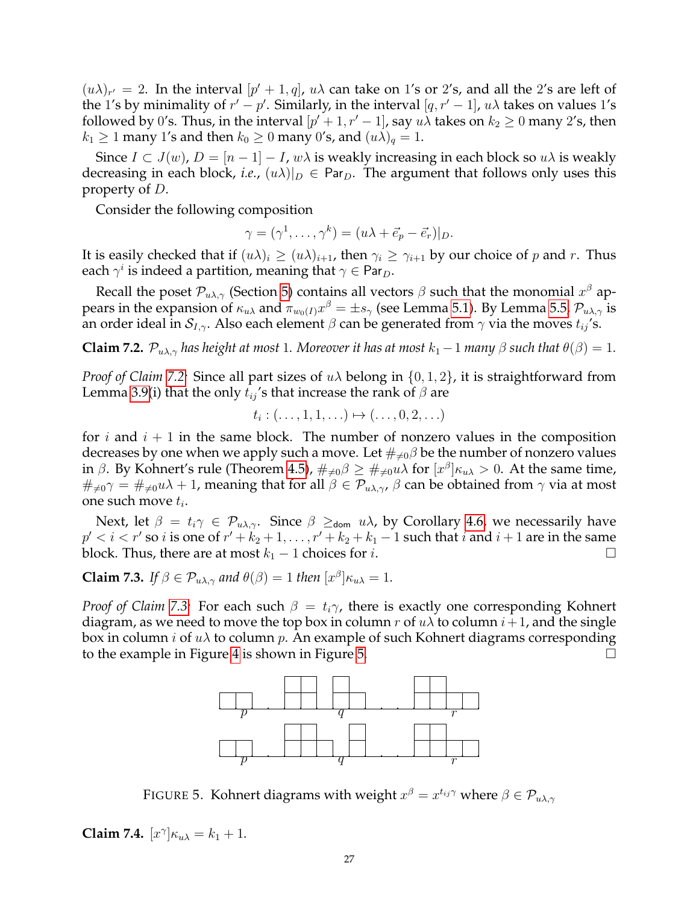$(u\lambda)_{r'} = 2$. In the interval $[p'+1, q]$, $u\lambda$ can take on 1's or 2's, and all the 2's are left of the 1's by minimality of $r' - p'$. Similarly, in the interval $[q, r'-1]$, $u\lambda$ takes on values 1's followed by 0's. Thus, in the interval $[p'+1, r'-1]$, say $u\lambda$ takes on $k_2 \geq 0$ many 2's, then $k_1 \geq 1$ many 1's and then $k_0 \geq 0$ many 0's, and $(u\lambda)_q = 1$.

Since $I \subset J(w)$, $D = [n-1] - I$, $w\lambda$ is weakly increasing in each block so $u\lambda$ is weakly decreasing in each block, *i.e.*, $(u\lambda)|_D \in \mathsf{Par}_D$. The argument that follows only uses this property of $D$.

Consider the following composition

$$\gamma = (\gamma^1, \ldots, \gamma^k) = (u\lambda + \vec{e}_p - \vec{e}_r)|_D.$$

It is easily checked that if $(u\lambda)_i \geq (u\lambda)_{i+1}$, then $\gamma_i \geq \gamma_{i+1}$ by our choice of $p$ and $r$. Thus each $\gamma^i$ is indeed a partition, meaning that $\gamma \in \mathsf{Par}_D$.

Recall the poset $\mathcal{P}_{u\lambda,\gamma}$ (Section 5) contains all vectors $\beta$ such that the monomial $x^\beta$ appears in the expansion of $\kappa_{u\lambda}$ and $\pi_{w_0(I)} x^\beta = \pm s_\gamma$ (see Lemma 5.1). By Lemma 5.5, $\mathcal{P}_{u\lambda,\gamma}$ is an order ideal in $\mathcal{S}_{I,\gamma}$. Also each element $\beta$ can be generated from $\gamma$ via the moves $t_{ij}$'s.

**Claim 7.2.** *$\mathcal{P}_{u\lambda,\gamma}$ has height at most 1. Moreover it has at most $k_1 - 1$ many $\beta$ such that $\theta(\beta) = 1$.*

*Proof of Claim 7.2.* Since all part sizes of $u\lambda$ belong in $\{0, 1, 2\}$, it is straightforward from Lemma 3.9(i) that the only $t_{ij}$'s that increase the rank of $\beta$ are

$$t_i : (\ldots, 1, 1, \ldots) \mapsto (\ldots, 0, 2, \ldots)$$

for $i$ and $i+1$ in the same block. The number of nonzero values in the composition decreases by one when we apply such a move. Let $\#_{\neq 0}\beta$ be the number of nonzero values in $\beta$. By Kohnert's rule (Theorem 4.5), $\#_{\neq 0}\beta \geq \#_{\neq 0} u\lambda$ for $[x^\beta]\kappa_{u\lambda} > 0$. At the same time, $\#_{\neq 0}\gamma = \#_{\neq 0} u\lambda + 1$, meaning that for all $\beta \in \mathcal{P}_{u\lambda,\gamma}$, $\beta$ can be obtained from $\gamma$ via at most one such move $t_i$.

Next, let $\beta = t_i\gamma \in \mathcal{P}_{u\lambda,\gamma}$. Since $\beta \geq_{\mathsf{dom}} u\lambda$, by Corollary 4.6, we necessarily have $p' < i < r'$ so $i$ is one of $r' + k_2 + 1, \ldots, r' + k_2 + k_1 - 1$ such that $i$ and $i+1$ are in the same block. Thus, there are at most $k_1 - 1$ choices for $i$. $\square$

**Claim 7.3.** *If $\beta \in \mathcal{P}_{u\lambda,\gamma}$ and $\theta(\beta) = 1$ then $[x^\beta]\kappa_{u\lambda} = 1$.*

*Proof of Claim 7.3.* For each such $\beta = t_i\gamma$, there is exactly one corresponding Kohnert diagram, as we need to move the top box in column $r$ of $u\lambda$ to column $i+1$, and the single box in column $i$ of $u\lambda$ to column $p$. An example of such Kohnert diagrams corresponding to the example in Figure 4 is shown in Figure 5. $\square$

FIGURE 5. Kohnert diagrams with weight $x^\beta = x^{t_{ij}\gamma}$ where $\beta \in \mathcal{P}_{u\lambda,\gamma}$

**Claim 7.4.** $[x^\gamma]\kappa_{u\lambda} = k_1 + 1$.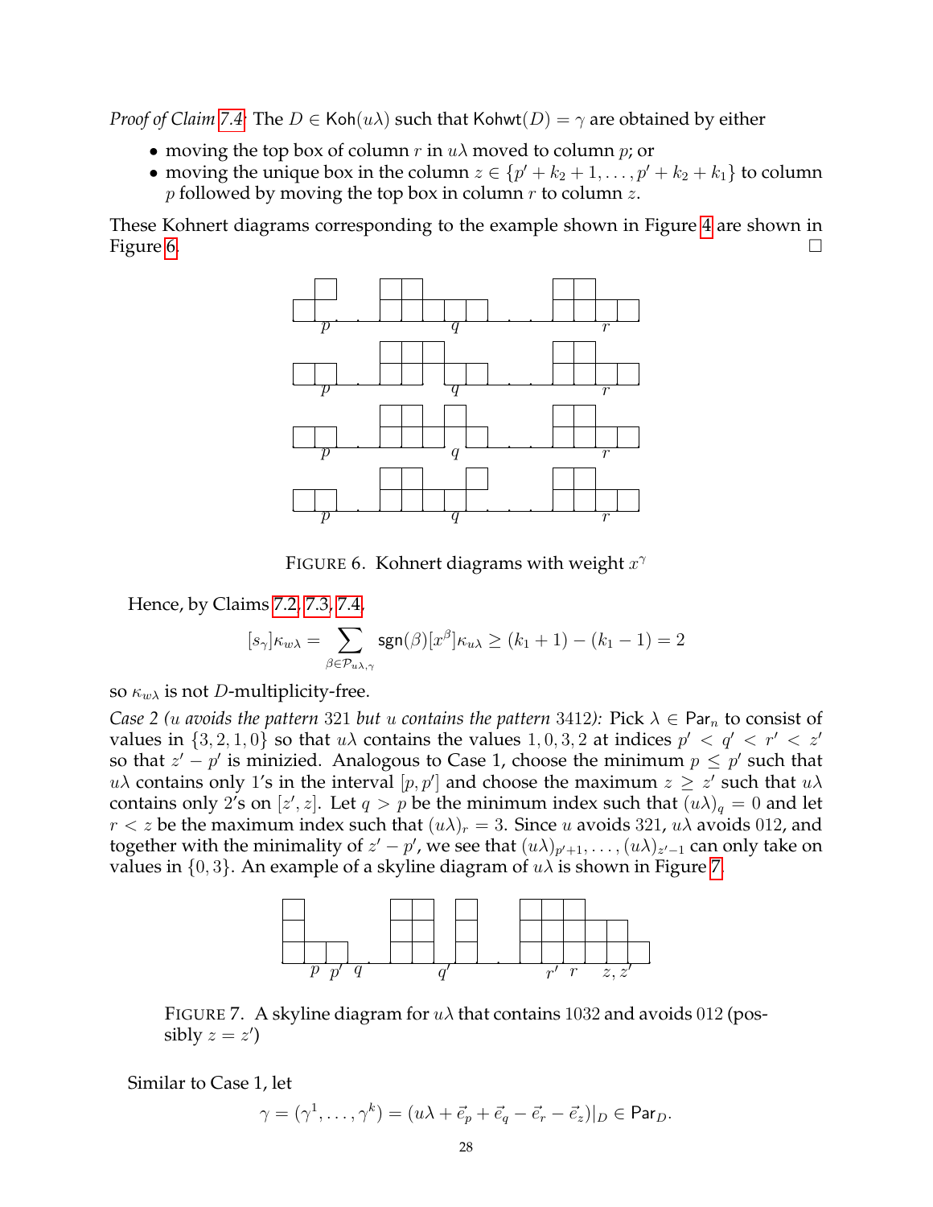*Proof of Claim 7.4:* The $D \in \mathsf{Koh}(u\lambda)$ such that $\mathsf{Kohwt}(D) = \gamma$ are obtained by either

- moving the top box of column $r$ in $u\lambda$ moved to column $p$; or
- moving the unique box in the column $z \in \{p' + k_2 + 1, \ldots, p' + k_2 + k_1\}$ to column $p$ followed by moving the top box in column $r$ to column $z$.

These Kohnert diagrams corresponding to the example shown in Figure 4 are shown in Figure 6. □

FIGURE 6. Kohnert diagrams with weight $x^\gamma$

Hence, by Claims 7.2, 7.3, 7.4,

$$[s_\gamma]\kappa_{w\lambda} = \sum_{\beta \in \mathcal{P}_{u\lambda,\gamma}} \mathsf{sgn}(\beta)[x^\beta]\kappa_{u\lambda} \geq (k_1 + 1) - (k_1 - 1) = 2$$

so $\kappa_{w\lambda}$ is not $D$-multiplicity-free.

*Case 2 ($u$ avoids the pattern 321 but $u$ contains the pattern 3412):* Pick $\lambda \in \mathsf{Par}_n$ to consist of values in $\{3, 2, 1, 0\}$ so that $u\lambda$ contains the values $1, 0, 3, 2$ at indices $p' < q' < r' < z'$ so that $z' - p'$ is minizied. Analogous to Case 1, choose the minimum $p \leq p'$ such that $u\lambda$ contains only 1's in the interval $[p, p']$ and choose the maximum $z \geq z'$ such that $u\lambda$ contains only 2's on $[z', z]$. Let $q > p$ be the minimum index such that $(u\lambda)_q = 0$ and let $r < z$ be the maximum index such that $(u\lambda)_r = 3$. Since $u$ avoids 321, $u\lambda$ avoids 012, and together with the minimality of $z' - p'$, we see that $(u\lambda)_{p'+1}, \ldots, (u\lambda)_{z'-1}$ can only take on values in $\{0, 3\}$. An example of a skyline diagram of $u\lambda$ is shown in Figure 7.

FIGURE 7. A skyline diagram for $u\lambda$ that contains 1032 and avoids 012 (possibly $z = z'$)

Similar to Case 1, let

$$\gamma = (\gamma^1, \ldots, \gamma^k) = (u\lambda + \vec{e}_p + \vec{e}_q - \vec{e}_r - \vec{e}_z)|_D \in \mathsf{Par}_D.$$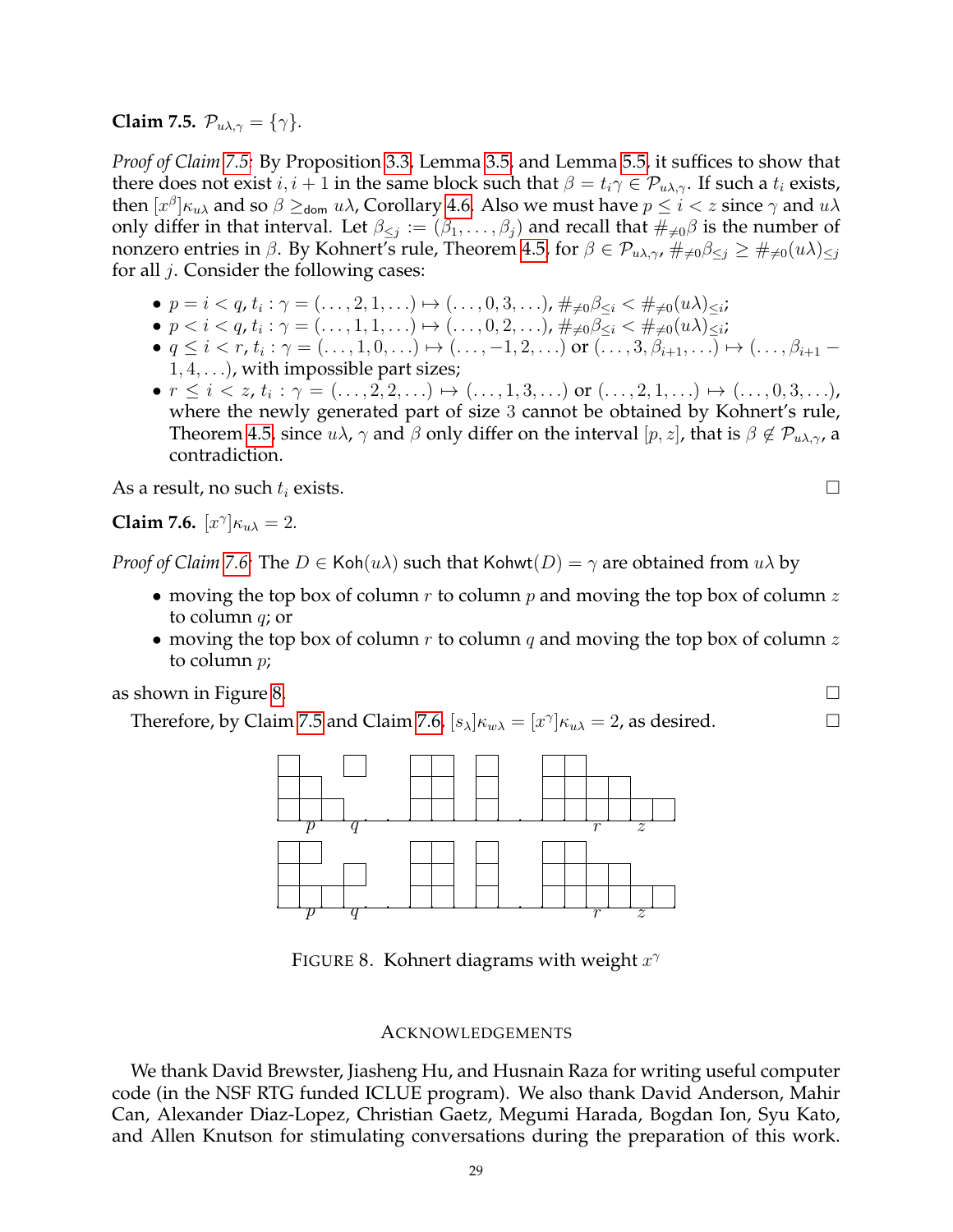**Claim 7.5.** $\mathcal{P}_{u\lambda,\gamma} = \{\gamma\}$.

*Proof of Claim 7.5:* By Proposition 3.3, Lemma 3.5, and Lemma 5.5, it suffices to show that there does not exist $i, i+1$ in the same block such that $\beta = t_i\gamma \in \mathcal{P}_{u\lambda,\gamma}$. If such a $t_i$ exists, then $[x^\beta]\kappa_{u\lambda}$ and so $\beta \geq_{\mathsf{dom}} u\lambda$, Corollary 4.6. Also we must have $p \leq i < z$ since $\gamma$ and $u\lambda$ only differ in that interval. Let $\beta_{\leq j} := (\beta_1, \ldots, \beta_j)$ and recall that $\#_{\neq 0}\beta$ is the number of nonzero entries in $\beta$. By Kohnert's rule, Theorem 4.5, for $\beta \in \mathcal{P}_{u\lambda,\gamma}$, $\#_{\neq 0}\beta_{\leq j} \geq \#_{\neq 0}(u\lambda)_{\leq j}$ for all $j$. Consider the following cases:

- $p = i < q$, $t_i : \gamma = (\ldots, 2, 1, \ldots) \mapsto (\ldots, 0, 3, \ldots)$, $\#_{\neq 0}\beta_{\leq i} < \#_{\neq 0}(u\lambda)_{\leq i}$;
- $p < i < q$, $t_i : \gamma = (\ldots, 1, 1, \ldots) \mapsto (\ldots, 0, 2, \ldots)$, $\#_{\neq 0}\beta_{\leq i} < \#_{\neq 0}(u\lambda)_{\leq i}$;
- $q \leq i < r$, $t_i : \gamma = (\ldots, 1, 0, \ldots) \mapsto (\ldots, -1, 2, \ldots)$ or $(\ldots, 3, \beta_{i+1}, \ldots) \mapsto (\ldots, \beta_{i+1} - 1, 4, \ldots)$, with impossible part sizes;
- $r \leq i < z$, $t_i : \gamma = (\ldots, 2, 2, \ldots) \mapsto (\ldots, 1, 3, \ldots)$ or $(\ldots, 2, 1, \ldots) \mapsto (\ldots, 0, 3, \ldots)$, where the newly generated part of size $3$ cannot be obtained by Kohnert's rule, Theorem 4.5, since $u\lambda$, $\gamma$ and $\beta$ only differ on the interval $[p, z]$, that is $\beta \notin \mathcal{P}_{u\lambda,\gamma}$, a contradiction.

As a result, no such $t_i$ exists. $\square$

**Claim 7.6.** $[x^\gamma]\kappa_{u\lambda} = 2$.

*Proof of Claim 7.6:* The $D \in \mathsf{Koh}(u\lambda)$ such that $\mathsf{Kohwt}(D) = \gamma$ are obtained from $u\lambda$ by

- moving the top box of column $r$ to column $p$ and moving the top box of column $z$ to column $q$; or
- moving the top box of column $r$ to column $q$ and moving the top box of column $z$ to column $p$;

as shown in Figure 8. $\square$

Therefore, by Claim 7.5 and Claim 7.6, $[s_\lambda]\kappa_{w\lambda} = [x^\gamma]\kappa_{u\lambda} = 2$, as desired. $\square$

FIGURE 8. Kohnert diagrams with weight $x^\gamma$

## ACKNOWLEDGEMENTS

We thank David Brewster, Jiasheng Hu, and Husnain Raza for writing useful computer code (in the NSF RTG funded ICLUE program). We also thank David Anderson, Mahir Can, Alexander Diaz-Lopez, Christian Gaetz, Megumi Harada, Bogdan Ion, Syu Kato, and Allen Knutson for stimulating conversations during the preparation of this work.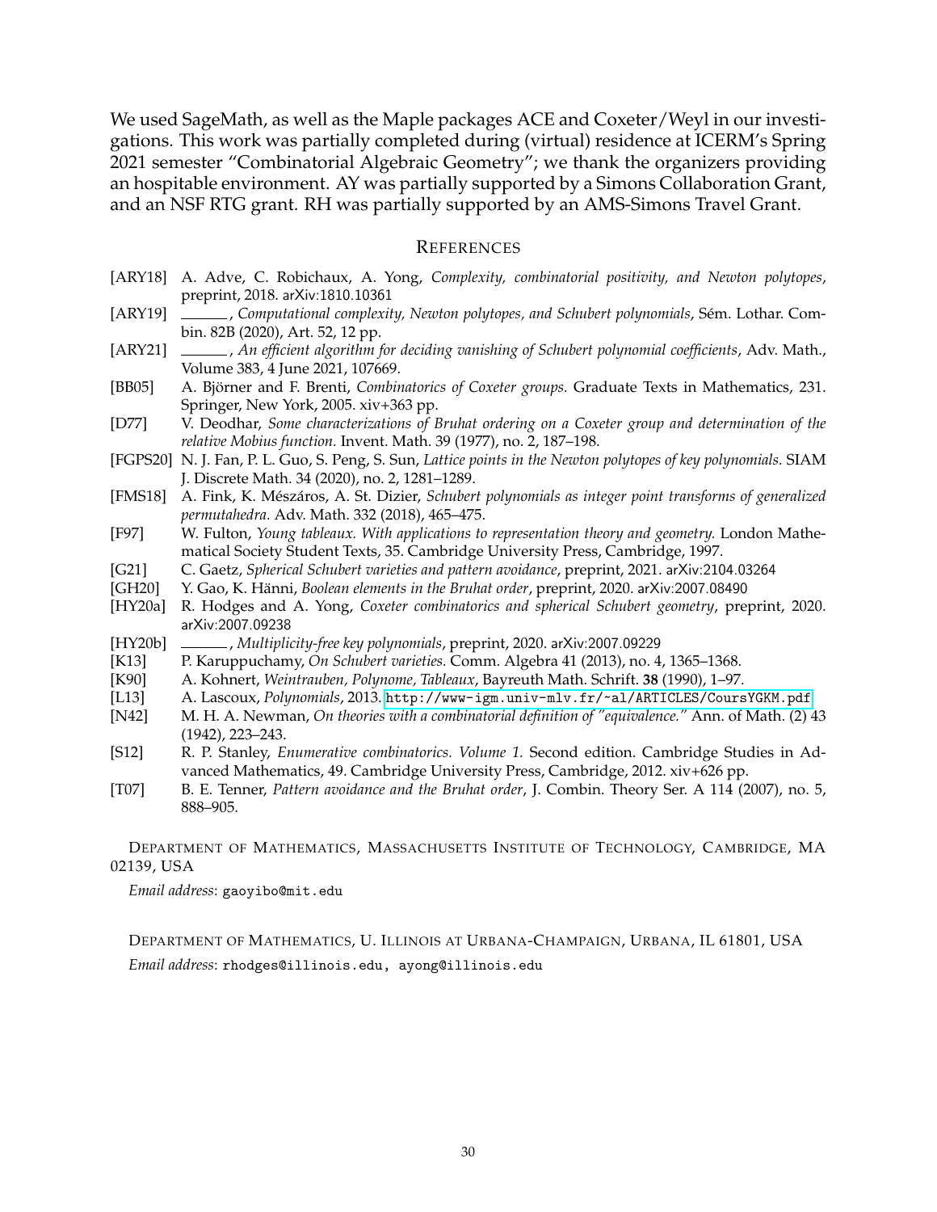We used SageMath, as well as the Maple packages ACE and Coxeter/Weyl in our investigations. This work was partially completed during (virtual) residence at ICERM's Spring 2021 semester "Combinatorial Algebraic Geometry"; we thank the organizers providing an hospitable environment. AY was partially supported by a Simons Collaboration Grant, and an NSF RTG grant. RH was partially supported by an AMS-Simons Travel Grant.

## REFERENCES

[ARY18] A. Adve, C. Robichaux, A. Yong, *Complexity, combinatorial positivity, and Newton polytopes*, preprint, 2018. arXiv:1810.10361

[ARY19] ———, *Computational complexity, Newton polytopes, and Schubert polynomials*, Sém. Lothar. Combin. 82B (2020), Art. 52, 12 pp.

[ARY21] ———, *An efficient algorithm for deciding vanishing of Schubert polynomial coefficients*, Adv. Math., Volume 383, 4 June 2021, 107669.

[BB05] A. Björner and F. Brenti, *Combinatorics of Coxeter groups.* Graduate Texts in Mathematics, 231. Springer, New York, 2005. xiv+363 pp.

[D77] V. Deodhar, *Some characterizations of Bruhat ordering on a Coxeter group and determination of the relative Mobius function.* Invent. Math. 39 (1977), no. 2, 187–198.

[FGPS20] N. J. Fan, P. L. Guo, S. Peng, S. Sun, *Lattice points in the Newton polytopes of key polynomials.* SIAM J. Discrete Math. 34 (2020), no. 2, 1281–1289.

[FMS18] A. Fink, K. Mészáros, A. St. Dizier, *Schubert polynomials as integer point transforms of generalized permutahedra.* Adv. Math. 332 (2018), 465–475.

[F97] W. Fulton, *Young tableaux. With applications to representation theory and geometry.* London Mathematical Society Student Texts, 35. Cambridge University Press, Cambridge, 1997.

[G21] C. Gaetz, *Spherical Schubert varieties and pattern avoidance*, preprint, 2021. arXiv:2104.03264

[GH20] Y. Gao, K. Hänni, *Boolean elements in the Bruhat order*, preprint, 2020. arXiv:2007.08490

[HY20a] R. Hodges and A. Yong, *Coxeter combinatorics and spherical Schubert geometry*, preprint, 2020. arXiv:2007.09238

[HY20b] ———, *Multiplicity-free key polynomials*, preprint, 2020. arXiv:2007.09229

[K13] P. Karuppuchamy, *On Schubert varieties.* Comm. Algebra 41 (2013), no. 4, 1365–1368.

[K90] A. Kohnert, *Weintrauben, Polynome, Tableaux*, Bayreuth Math. Schrift. **38** (1990), 1–97.

[L13] A. Lascoux, *Polynomials*, 2013. http://www-igm.univ-mlv.fr/~al/ARTICLES/CoursYGKM.pdf

[N42] M. H. A. Newman, *On theories with a combinatorial definition of "equivalence."* Ann. of Math. (2) 43 (1942), 223–243.

[S12] R. P. Stanley, *Enumerative combinatorics. Volume 1.* Second edition. Cambridge Studies in Advanced Mathematics, 49. Cambridge University Press, Cambridge, 2012. xiv+626 pp.

[T07] B. E. Tenner, *Pattern avoidance and the Bruhat order*, J. Combin. Theory Ser. A 114 (2007), no. 5, 888–905.

DEPARTMENT OF MATHEMATICS, MASSACHUSETTS INSTITUTE OF TECHNOLOGY, CAMBRIDGE, MA 02139, USA

*Email address*: gaoyibo@mit.edu

DEPARTMENT OF MATHEMATICS, U. ILLINOIS AT URBANA-CHAMPAIGN, URBANA, IL 61801, USA

*Email address*: rhodges@illinois.edu, ayong@illinois.edu